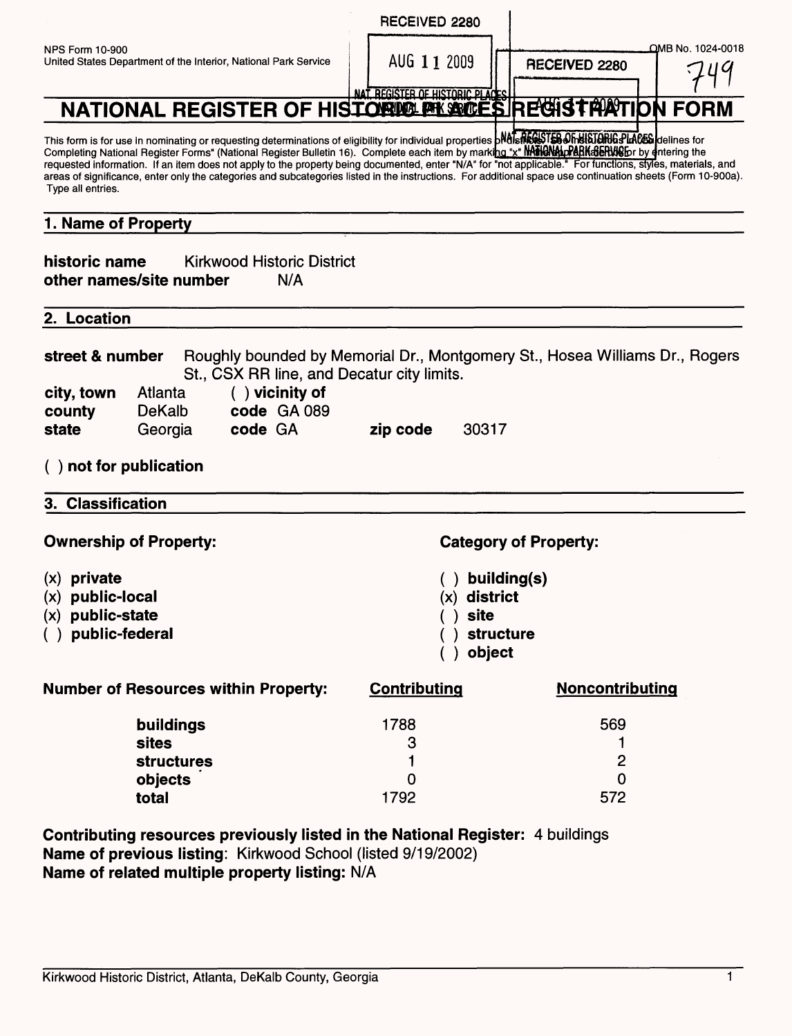NPS Form 10-900
United States Department of the Interior, National Park Service

RECEIVED 2280

AUG 11 2009

NAT. REGISTER OF HISTORIC PLACES
NATIONAL PARK SERVICE

OMB No. 1024-0018

749

# NATIONAL REGISTER OF HISTORIC PLACES REGISTRATION FORM

This form is for use in nominating or requesting determinations of eligibility for individual properties or districts. See instructions in Guidelines for Completing National Register Forms" (National Register Bulletin 16). Complete each item by marking "x" in the appropriate box or by entering the requested information. If an item does not apply to the property being documented, enter "N/A" for "not applicable." For functions, styles, materials, and areas of significance, enter only the categories and subcategories listed in the instructions. For additional space use continuation sheets (Form 10-900a). Type all entries.

## 1. Name of Property

**historic name** Kirkwood Historic District
**other names/site number** N/A

## 2. Location

**street & number** Roughly bounded by Memorial Dr., Montgomery St., Hosea Williams Dr., Rogers St., CSX RR line, and Decatur city limits.
**city, town** Atlanta ( ) **vicinity of**
**county** DeKalb **code** GA 089
**state** Georgia **code** GA **zip code** 30317

( ) **not for publication**

## 3. Classification

**Ownership of Property:**

(x) **private**
(x) **public-local**
(x) **public-state**
( ) **public-federal**

**Category of Property:**

( ) **building(s)**
(x) **district**
( ) **site**
( ) **structure**
( ) **object**

| Number of Resources within Property: | Contributing | Noncontributing |
|---|---|---|
| buildings | 1788 | 569 |
| sites | 3 | 1 |
| structures | 1 | 2 |
| objects | 0 | 0 |
| total | 1792 | 572 |

**Contributing resources previously listed in the National Register:** 4 buildings
**Name of previous listing**: Kirkwood School (listed 9/19/2002)
**Name of related multiple property listing:** N/A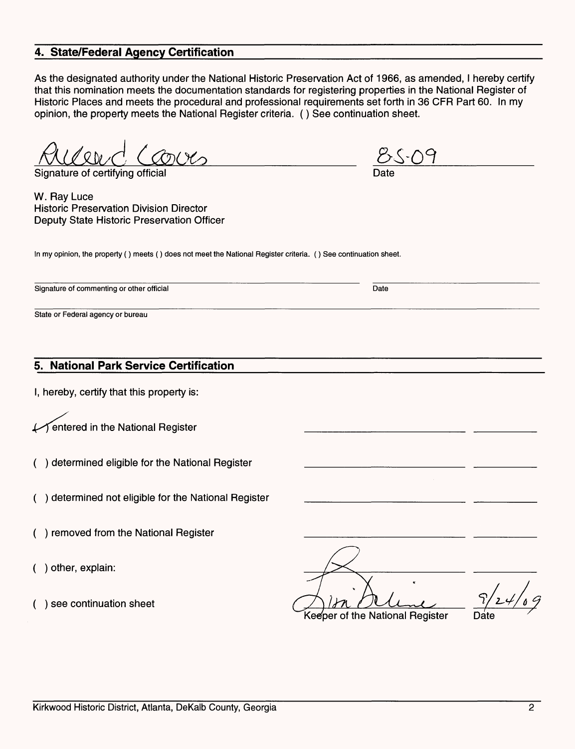## 4. State/Federal Agency Certification

As the designated authority under the National Historic Preservation Act of 1966, as amended, I hereby certify that this nomination meets the documentation standards for registering properties in the National Register of Historic Places and meets the procedural and professional requirements set forth in 36 CFR Part 60. In my opinion, the property meets the National Register criteria. ( ) See continuation sheet.

Richard Cloues — 8-5-09

Signature of certifying official — Date

W. Ray Luce
Historic Preservation Division Director
Deputy State Historic Preservation Officer

In my opinion, the property ( ) meets ( ) does not meet the National Register criteria. ( ) See continuation sheet.

Signature of commenting or other official — Date

State or Federal agency or bureau

## 5. National Park Service Certification

I, hereby, certify that this property is:

(✓) entered in the National Register

( ) determined eligible for the National Register

( ) determined not eligible for the National Register

( ) removed from the National Register

( ) other, explain:

( ) see continuation sheet

Lisa Deline — 9/24/09

Keeper of the National Register — Date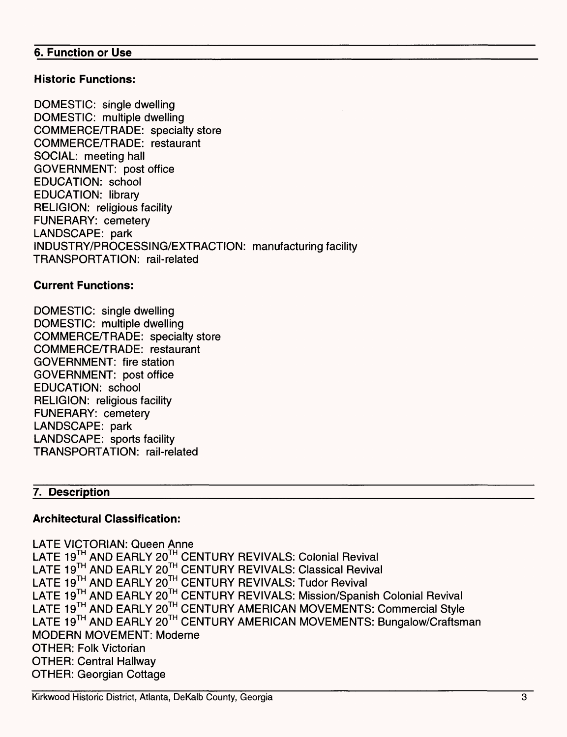## 6. Function or Use

### Historic Functions:

DOMESTIC: single dwelling
DOMESTIC: multiple dwelling
COMMERCE/TRADE: specialty store
COMMERCE/TRADE: restaurant
SOCIAL: meeting hall
GOVERNMENT: post office
EDUCATION: school
EDUCATION: library
RELIGION: religious facility
FUNERARY: cemetery
LANDSCAPE: park
INDUSTRY/PROCESSING/EXTRACTION: manufacturing facility
TRANSPORTATION: rail-related

### Current Functions:

DOMESTIC: single dwelling
DOMESTIC: multiple dwelling
COMMERCE/TRADE: specialty store
COMMERCE/TRADE: restaurant
GOVERNMENT: fire station
GOVERNMENT: post office
EDUCATION: school
RELIGION: religious facility
FUNERARY: cemetery
LANDSCAPE: park
LANDSCAPE: sports facility
TRANSPORTATION: rail-related

## 7. Description

### Architectural Classification:

LATE VICTORIAN: Queen Anne
LATE 19TH AND EARLY 20TH CENTURY REVIVALS: Colonial Revival
LATE 19TH AND EARLY 20TH CENTURY REVIVALS: Classical Revival
LATE 19TH AND EARLY 20TH CENTURY REVIVALS: Tudor Revival
LATE 19TH AND EARLY 20TH CENTURY REVIVALS: Mission/Spanish Colonial Revival
LATE 19TH AND EARLY 20TH CENTURY AMERICAN MOVEMENTS: Commercial Style
LATE 19TH AND EARLY 20TH CENTURY AMERICAN MOVEMENTS: Bungalow/Craftsman
MODERN MOVEMENT: Moderne
OTHER: Folk Victorian
OTHER: Central Hallway
OTHER: Georgian Cottage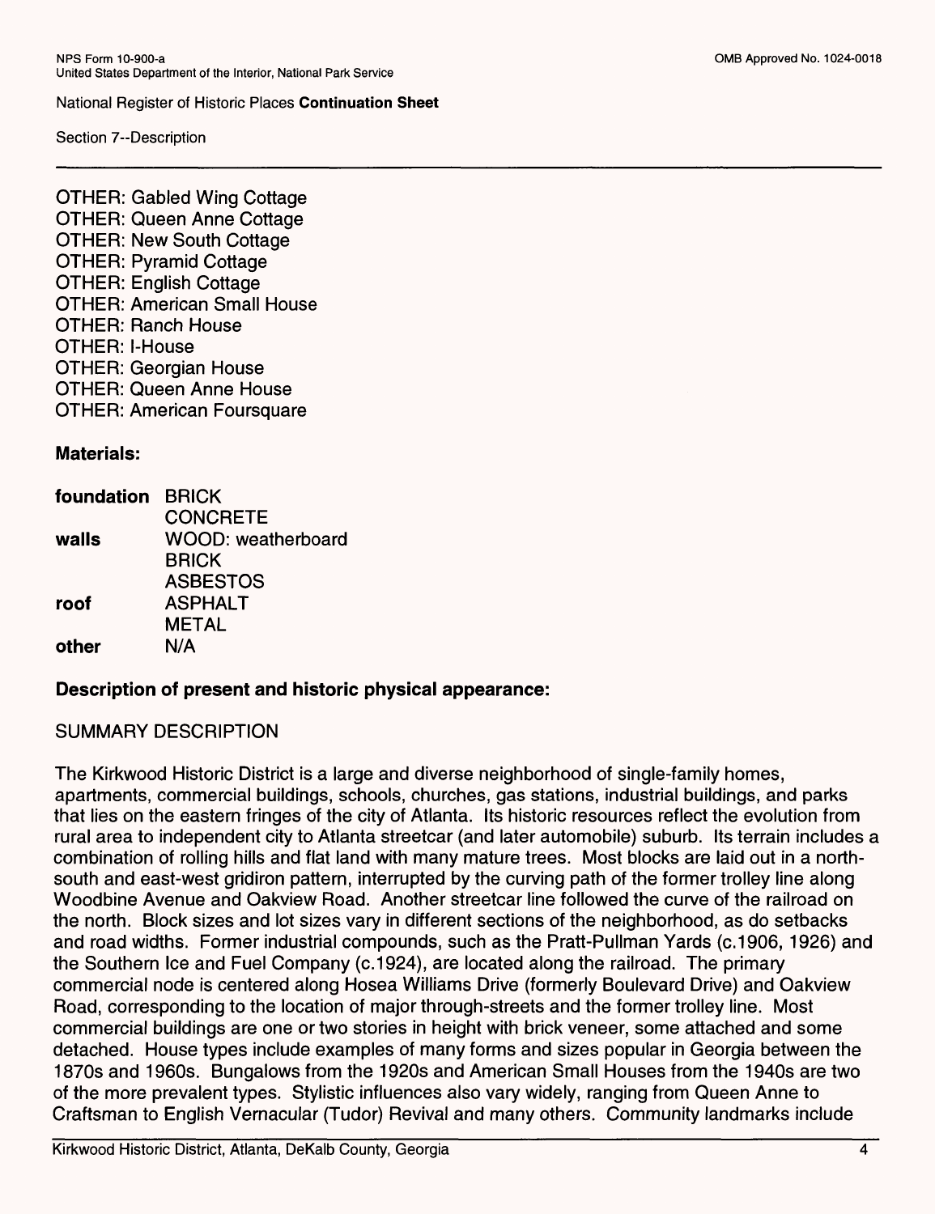National Register of Historic Places **Continuation Sheet**

Section 7--Description

OTHER: Gabled Wing Cottage
OTHER: Queen Anne Cottage
OTHER: New South Cottage
OTHER: Pyramid Cottage
OTHER: English Cottage
OTHER: American Small House
OTHER: Ranch House
OTHER: I-House
OTHER: Georgian House
OTHER: Queen Anne House
OTHER: American Foursquare

**Materials:**

| | |
|---|---|
| **foundation** | BRICK |
| | CONCRETE |
| **walls** | WOOD: weatherboard |
| | BRICK |
| | ASBESTOS |
| **roof** | ASPHALT |
| | METAL |
| **other** | N/A |

**Description of present and historic physical appearance:**

SUMMARY DESCRIPTION

The Kirkwood Historic District is a large and diverse neighborhood of single-family homes, apartments, commercial buildings, schools, churches, gas stations, industrial buildings, and parks that lies on the eastern fringes of the city of Atlanta. Its historic resources reflect the evolution from rural area to independent city to Atlanta streetcar (and later automobile) suburb. Its terrain includes a combination of rolling hills and flat land with many mature trees. Most blocks are laid out in a north-south and east-west gridiron pattern, interrupted by the curving path of the former trolley line along Woodbine Avenue and Oakview Road. Another streetcar line followed the curve of the railroad on the north. Block sizes and lot sizes vary in different sections of the neighborhood, as do setbacks and road widths. Former industrial compounds, such as the Pratt-Pullman Yards (c.1906, 1926) and the Southern Ice and Fuel Company (c.1924), are located along the railroad. The primary commercial node is centered along Hosea Williams Drive (formerly Boulevard Drive) and Oakview Road, corresponding to the location of major through-streets and the former trolley line. Most commercial buildings are one or two stories in height with brick veneer, some attached and some detached. House types include examples of many forms and sizes popular in Georgia between the 1870s and 1960s. Bungalows from the 1920s and American Small Houses from the 1940s are two of the more prevalent types. Stylistic influences also vary widely, ranging from Queen Anne to Craftsman to English Vernacular (Tudor) Revival and many others. Community landmarks include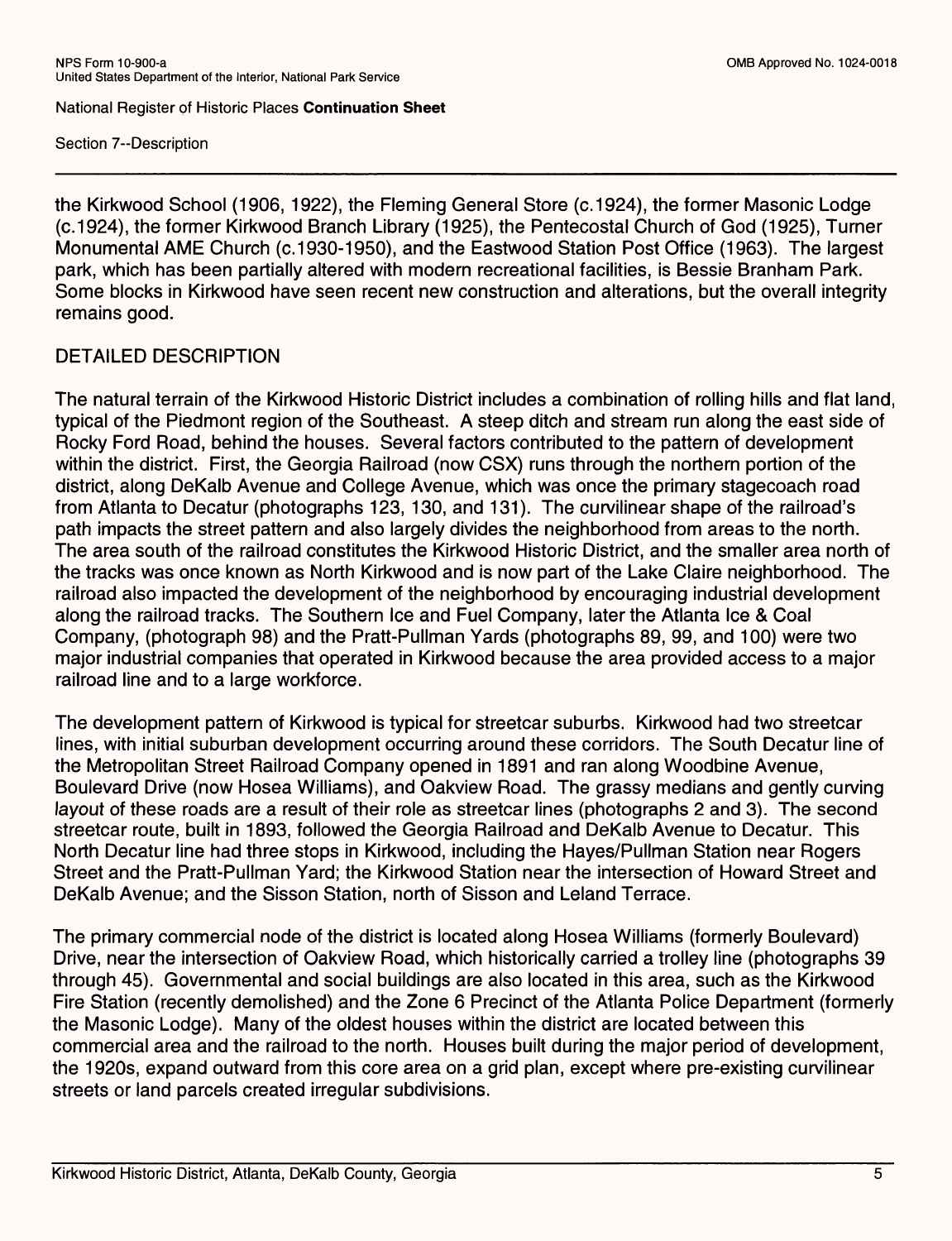the Kirkwood School (1906, 1922), the Fleming General Store (c.1924), the former Masonic Lodge (c.1924), the former Kirkwood Branch Library (1925), the Pentecostal Church of God (1925), Turner Monumental AME Church (c.1930-1950), and the Eastwood Station Post Office (1963). The largest park, which has been partially altered with modern recreational facilities, is Bessie Branham Park. Some blocks in Kirkwood have seen recent new construction and alterations, but the overall integrity remains good.

## DETAILED DESCRIPTION

The natural terrain of the Kirkwood Historic District includes a combination of rolling hills and flat land, typical of the Piedmont region of the Southeast. A steep ditch and stream run along the east side of Rocky Ford Road, behind the houses. Several factors contributed to the pattern of development within the district. First, the Georgia Railroad (now CSX) runs through the northern portion of the district, along DeKalb Avenue and College Avenue, which was once the primary stagecoach road from Atlanta to Decatur (photographs 123, 130, and 131). The curvilinear shape of the railroad's path impacts the street pattern and also largely divides the neighborhood from areas to the north. The area south of the railroad constitutes the Kirkwood Historic District, and the smaller area north of the tracks was once known as North Kirkwood and is now part of the Lake Claire neighborhood. The railroad also impacted the development of the neighborhood by encouraging industrial development along the railroad tracks. The Southern Ice and Fuel Company, later the Atlanta Ice & Coal Company, (photograph 98) and the Pratt-Pullman Yards (photographs 89, 99, and 100) were two major industrial companies that operated in Kirkwood because the area provided access to a major railroad line and to a large workforce.

The development pattern of Kirkwood is typical for streetcar suburbs. Kirkwood had two streetcar lines, with initial suburban development occurring around these corridors. The South Decatur line of the Metropolitan Street Railroad Company opened in 1891 and ran along Woodbine Avenue, Boulevard Drive (now Hosea Williams), and Oakview Road. The grassy medians and gently curving layout of these roads are a result of their role as streetcar lines (photographs 2 and 3). The second streetcar route, built in 1893, followed the Georgia Railroad and DeKalb Avenue to Decatur. This North Decatur line had three stops in Kirkwood, including the Hayes/Pullman Station near Rogers Street and the Pratt-Pullman Yard; the Kirkwood Station near the intersection of Howard Street and DeKalb Avenue; and the Sisson Station, north of Sisson and Leland Terrace.

The primary commercial node of the district is located along Hosea Williams (formerly Boulevard) Drive, near the intersection of Oakview Road, which historically carried a trolley line (photographs 39 through 45). Governmental and social buildings are also located in this area, such as the Kirkwood Fire Station (recently demolished) and the Zone 6 Precinct of the Atlanta Police Department (formerly the Masonic Lodge). Many of the oldest houses within the district are located between this commercial area and the railroad to the north. Houses built during the major period of development, the 1920s, expand outward from this core area on a grid plan, except where pre-existing curvilinear streets or land parcels created irregular subdivisions.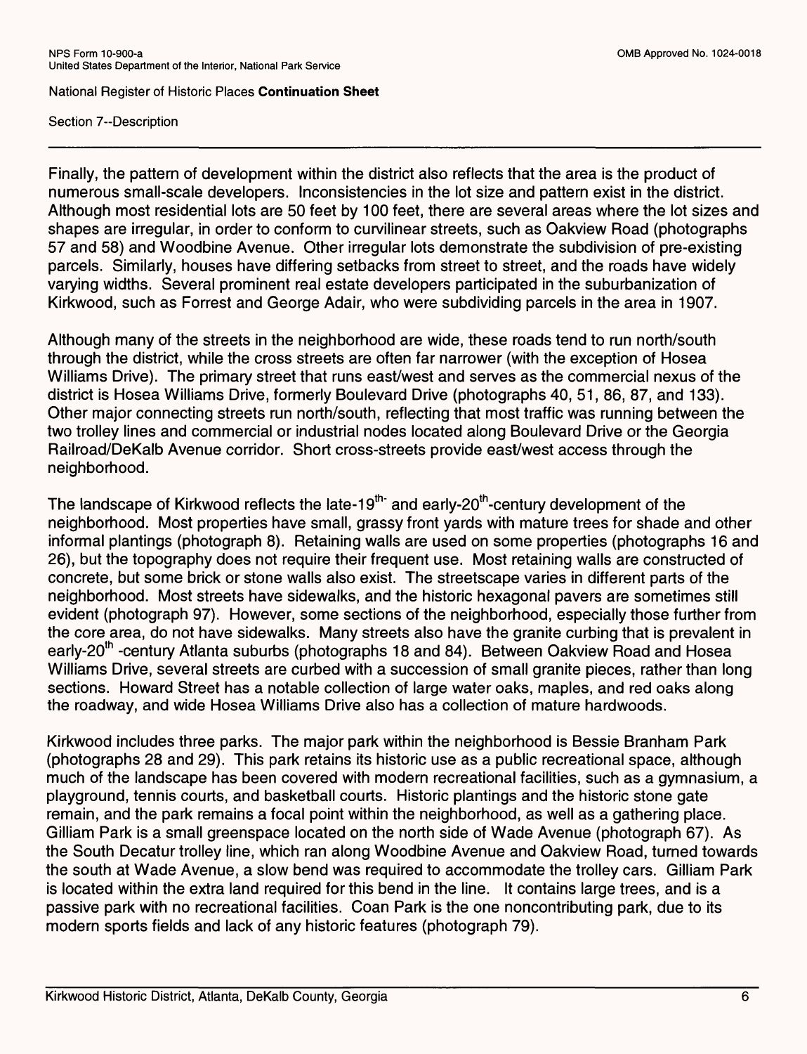Finally, the pattern of development within the district also reflects that the area is the product of numerous small-scale developers. Inconsistencies in the lot size and pattern exist in the district. Although most residential lots are 50 feet by 100 feet, there are several areas where the lot sizes and shapes are irregular, in order to conform to curvilinear streets, such as Oakview Road (photographs 57 and 58) and Woodbine Avenue. Other irregular lots demonstrate the subdivision of pre-existing parcels. Similarly, houses have differing setbacks from street to street, and the roads have widely varying widths. Several prominent real estate developers participated in the suburbanization of Kirkwood, such as Forrest and George Adair, who were subdividing parcels in the area in 1907.

Although many of the streets in the neighborhood are wide, these roads tend to run north/south through the district, while the cross streets are often far narrower (with the exception of Hosea Williams Drive). The primary street that runs east/west and serves as the commercial nexus of the district is Hosea Williams Drive, formerly Boulevard Drive (photographs 40, 51, 86, 87, and 133). Other major connecting streets run north/south, reflecting that most traffic was running between the two trolley lines and commercial or industrial nodes located along Boulevard Drive or the Georgia Railroad/DeKalb Avenue corridor. Short cross-streets provide east/west access through the neighborhood.

The landscape of Kirkwood reflects the late-19th- and early-20th-century development of the neighborhood. Most properties have small, grassy front yards with mature trees for shade and other informal plantings (photograph 8). Retaining walls are used on some properties (photographs 16 and 26), but the topography does not require their frequent use. Most retaining walls are constructed of concrete, but some brick or stone walls also exist. The streetscape varies in different parts of the neighborhood. Most streets have sidewalks, and the historic hexagonal pavers are sometimes still evident (photograph 97). However, some sections of the neighborhood, especially those further from the core area, do not have sidewalks. Many streets also have the granite curbing that is prevalent in early-20th -century Atlanta suburbs (photographs 18 and 84). Between Oakview Road and Hosea Williams Drive, several streets are curbed with a succession of small granite pieces, rather than long sections. Howard Street has a notable collection of large water oaks, maples, and red oaks along the roadway, and wide Hosea Williams Drive also has a collection of mature hardwoods.

Kirkwood includes three parks. The major park within the neighborhood is Bessie Branham Park (photographs 28 and 29). This park retains its historic use as a public recreational space, although much of the landscape has been covered with modern recreational facilities, such as a gymnasium, a playground, tennis courts, and basketball courts. Historic plantings and the historic stone gate remain, and the park remains a focal point within the neighborhood, as well as a gathering place. Gilliam Park is a small greenspace located on the north side of Wade Avenue (photograph 67). As the South Decatur trolley line, which ran along Woodbine Avenue and Oakview Road, turned towards the south at Wade Avenue, a slow bend was required to accommodate the trolley cars. Gilliam Park is located within the extra land required for this bend in the line. It contains large trees, and is a passive park with no recreational facilities. Coan Park is the one noncontributing park, due to its modern sports fields and lack of any historic features (photograph 79).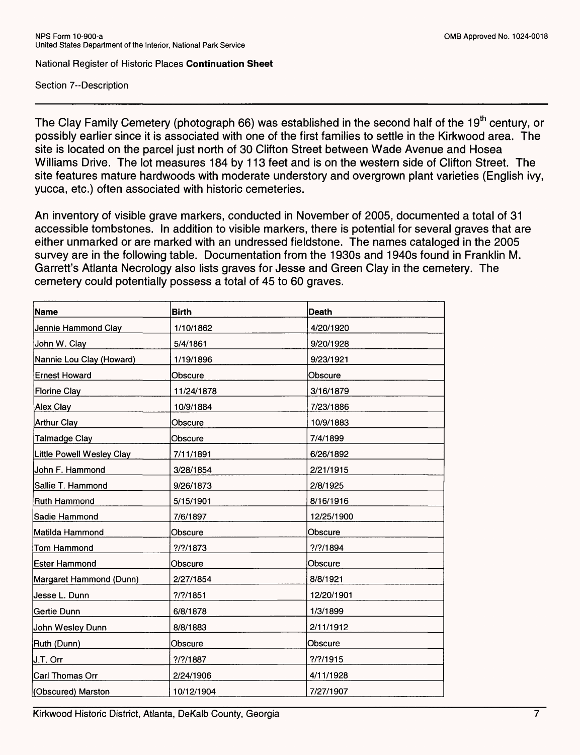Section 7--Description

The Clay Family Cemetery (photograph 66) was established in the second half of the 19th century, or possibly earlier since it is associated with one of the first families to settle in the Kirkwood area. The site is located on the parcel just north of 30 Clifton Street between Wade Avenue and Hosea Williams Drive. The lot measures 184 by 113 feet and is on the western side of Clifton Street. The site features mature hardwoods with moderate understory and overgrown plant varieties (English ivy, yucca, etc.) often associated with historic cemeteries.

An inventory of visible grave markers, conducted in November of 2005, documented a total of 31 accessible tombstones. In addition to visible markers, there is potential for several graves that are either unmarked or are marked with an undressed fieldstone. The names cataloged in the 2005 survey are in the following table. Documentation from the 1930s and 1940s found in Franklin M. Garrett's Atlanta Necrology also lists graves for Jesse and Green Clay in the cemetery. The cemetery could potentially possess a total of 45 to 60 graves.

| Name | Birth | Death |
|---|---|---|
| Jennie Hammond Clay | 1/10/1862 | 4/20/1920 |
| John W. Clay | 5/4/1861 | 9/20/1928 |
| Nannie Lou Clay (Howard) | 1/19/1896 | 9/23/1921 |
| Ernest Howard | Obscure | Obscure |
| Florine Clay | 11/24/1878 | 3/16/1879 |
| Alex Clay | 10/9/1884 | 7/23/1886 |
| Arthur Clay | Obscure | 10/9/1883 |
| Talmadge Clay | Obscure | 7/4/1899 |
| Little Powell Wesley Clay | 7/11/1891 | 6/26/1892 |
| John F. Hammond | 3/28/1854 | 2/21/1915 |
| Sallie T. Hammond | 9/26/1873 | 2/8/1925 |
| Ruth Hammond | 5/15/1901 | 8/16/1916 |
| Sadie Hammond | 7/6/1897 | 12/25/1900 |
| Matilda Hammond | Obscure | Obscure |
| Tom Hammond | ?/?/1873 | ?/?/1894 |
| Ester Hammond | Obscure | Obscure |
| Margaret Hammond (Dunn) | 2/27/1854 | 8/8/1921 |
| Jesse L. Dunn | ?/?/1851 | 12/20/1901 |
| Gertie Dunn | 6/8/1878 | 1/3/1899 |
| John Wesley Dunn | 8/8/1883 | 2/11/1912 |
| Ruth (Dunn) | Obscure | Obscure |
| J.T. Orr | ?/?/1887 | ?/?/1915 |
| Carl Thomas Orr | 2/24/1906 | 4/11/1928 |
| (Obscured) Marston | 10/12/1904 | 7/27/1907 |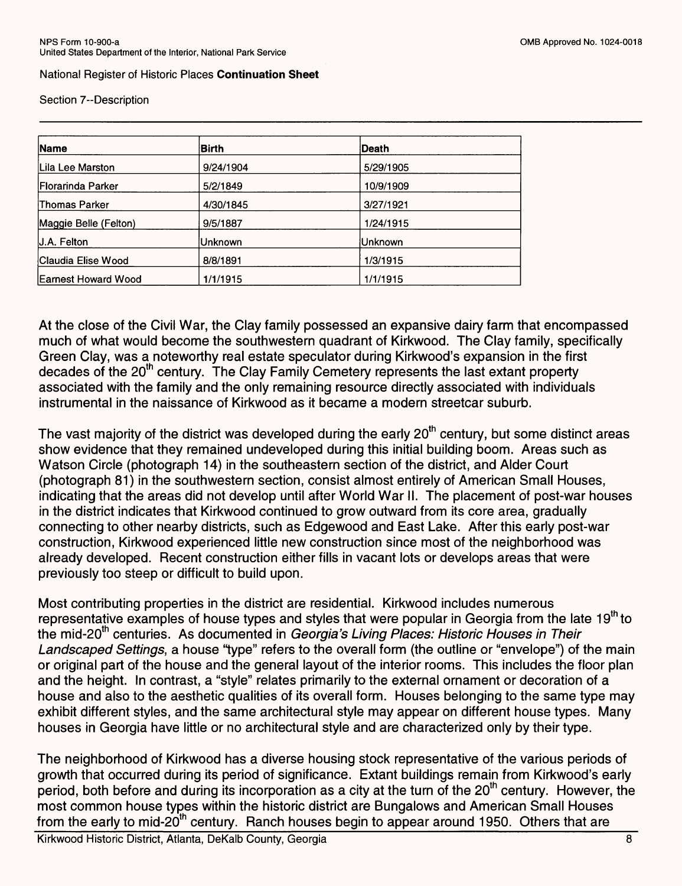National Register of Historic Places **Continuation Sheet**

Section 7--Description

| Name | Birth | Death |
|---|---|---|
| Lila Lee Marston | 9/24/1904 | 5/29/1905 |
| Florarinda Parker | 5/2/1849 | 10/9/1909 |
| Thomas Parker | 4/30/1845 | 3/27/1921 |
| Maggie Belle (Felton) | 9/5/1887 | 1/24/1915 |
| J.A. Felton | Unknown | Unknown |
| Claudia Elise Wood | 8/8/1891 | 1/3/1915 |
| Earnest Howard Wood | 1/1/1915 | 1/1/1915 |

At the close of the Civil War, the Clay family possessed an expansive dairy farm that encompassed much of what would become the southwestern quadrant of Kirkwood. The Clay family, specifically Green Clay, was a noteworthy real estate speculator during Kirkwood's expansion in the first decades of the 20th century. The Clay Family Cemetery represents the last extant property associated with the family and the only remaining resource directly associated with individuals instrumental in the naissance of Kirkwood as it became a modern streetcar suburb.

The vast majority of the district was developed during the early 20th century, but some distinct areas show evidence that they remained undeveloped during this initial building boom. Areas such as Watson Circle (photograph 14) in the southeastern section of the district, and Alder Court (photograph 81) in the southwestern section, consist almost entirely of American Small Houses, indicating that the areas did not develop until after World War II. The placement of post-war houses in the district indicates that Kirkwood continued to grow outward from its core area, gradually connecting to other nearby districts, such as Edgewood and East Lake. After this early post-war construction, Kirkwood experienced little new construction since most of the neighborhood was already developed. Recent construction either fills in vacant lots or develops areas that were previously too steep or difficult to build upon.

Most contributing properties in the district are residential. Kirkwood includes numerous representative examples of house types and styles that were popular in Georgia from the late 19th to the mid-20th centuries. As documented in *Georgia's Living Places: Historic Houses in Their Landscaped Settings*, a house "type" refers to the overall form (the outline or "envelope") of the main or original part of the house and the general layout of the interior rooms. This includes the floor plan and the height. In contrast, a "style" relates primarily to the external ornament or decoration of a house and also to the aesthetic qualities of its overall form. Houses belonging to the same type may exhibit different styles, and the same architectural style may appear on different house types. Many houses in Georgia have little or no architectural style and are characterized only by their type.

The neighborhood of Kirkwood has a diverse housing stock representative of the various periods of growth that occurred during its period of significance. Extant buildings remain from Kirkwood's early period, both before and during its incorporation as a city at the turn of the 20th century. However, the most common house types within the historic district are Bungalows and American Small Houses from the early to mid-20th century. Ranch houses begin to appear around 1950. Others that are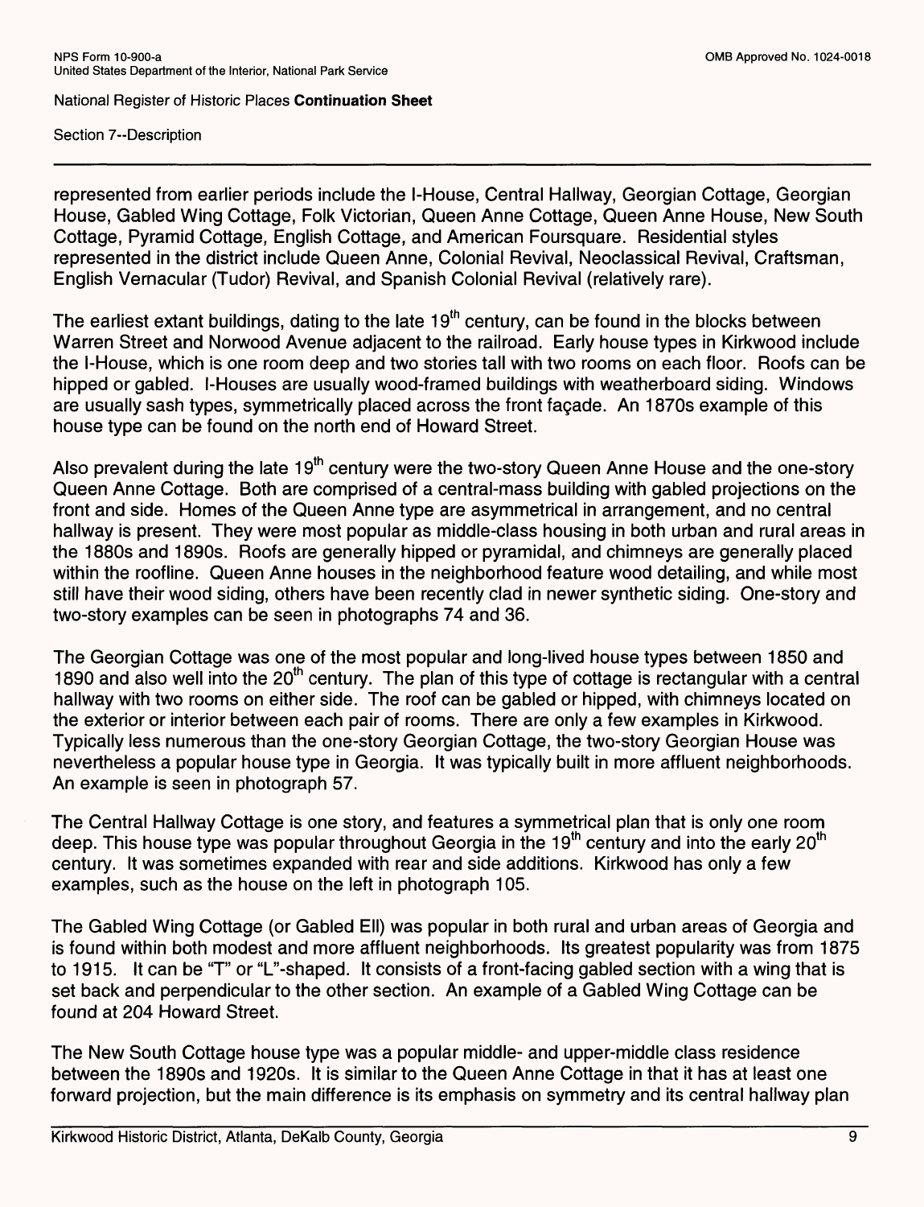represented from earlier periods include the I-House, Central Hallway, Georgian Cottage, Georgian House, Gabled Wing Cottage, Folk Victorian, Queen Anne Cottage, Queen Anne House, New South Cottage, Pyramid Cottage, English Cottage, and American Foursquare. Residential styles represented in the district include Queen Anne, Colonial Revival, Neoclassical Revival, Craftsman, English Vernacular (Tudor) Revival, and Spanish Colonial Revival (relatively rare).

The earliest extant buildings, dating to the late 19th century, can be found in the blocks between Warren Street and Norwood Avenue adjacent to the railroad. Early house types in Kirkwood include the I-House, which is one room deep and two stories tall with two rooms on each floor. Roofs can be hipped or gabled. I-Houses are usually wood-framed buildings with weatherboard siding. Windows are usually sash types, symmetrically placed across the front façade. An 1870s example of this house type can be found on the north end of Howard Street.

Also prevalent during the late 19th century were the two-story Queen Anne House and the one-story Queen Anne Cottage. Both are comprised of a central-mass building with gabled projections on the front and side. Homes of the Queen Anne type are asymmetrical in arrangement, and no central hallway is present. They were most popular as middle-class housing in both urban and rural areas in the 1880s and 1890s. Roofs are generally hipped or pyramidal, and chimneys are generally placed within the roofline. Queen Anne houses in the neighborhood feature wood detailing, and while most still have their wood siding, others have been recently clad in newer synthetic siding. One-story and two-story examples can be seen in photographs 74 and 36.

The Georgian Cottage was one of the most popular and long-lived house types between 1850 and 1890 and also well into the 20th century. The plan of this type of cottage is rectangular with a central hallway with two rooms on either side. The roof can be gabled or hipped, with chimneys located on the exterior or interior between each pair of rooms. There are only a few examples in Kirkwood. Typically less numerous than the one-story Georgian Cottage, the two-story Georgian House was nevertheless a popular house type in Georgia. It was typically built in more affluent neighborhoods. An example is seen in photograph 57.

The Central Hallway Cottage is one story, and features a symmetrical plan that is only one room deep. This house type was popular throughout Georgia in the 19th century and into the early 20th century. It was sometimes expanded with rear and side additions. Kirkwood has only a few examples, such as the house on the left in photograph 105.

The Gabled Wing Cottage (or Gabled Ell) was popular in both rural and urban areas of Georgia and is found within both modest and more affluent neighborhoods. Its greatest popularity was from 1875 to 1915. It can be "T" or "L"-shaped. It consists of a front-facing gabled section with a wing that is set back and perpendicular to the other section. An example of a Gabled Wing Cottage can be found at 204 Howard Street.

The New South Cottage house type was a popular middle- and upper-middle class residence between the 1890s and 1920s. It is similar to the Queen Anne Cottage in that it has at least one forward projection, but the main difference is its emphasis on symmetry and its central hallway plan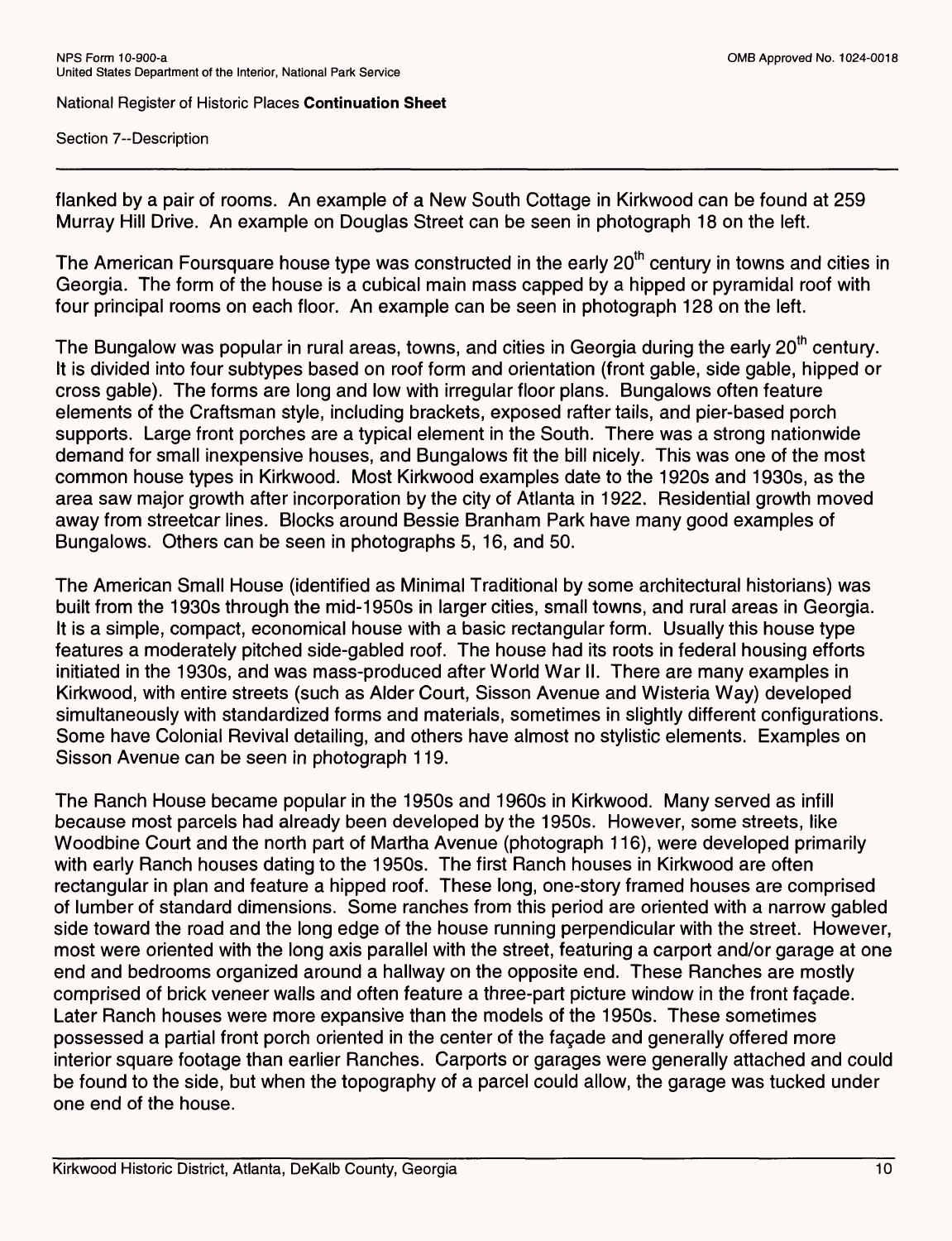flanked by a pair of rooms. An example of a New South Cottage in Kirkwood can be found at 259 Murray Hill Drive. An example on Douglas Street can be seen in photograph 18 on the left.

The American Foursquare house type was constructed in the early 20th century in towns and cities in Georgia. The form of the house is a cubical main mass capped by a hipped or pyramidal roof with four principal rooms on each floor. An example can be seen in photograph 128 on the left.

The Bungalow was popular in rural areas, towns, and cities in Georgia during the early 20th century. It is divided into four subtypes based on roof form and orientation (front gable, side gable, hipped or cross gable). The forms are long and low with irregular floor plans. Bungalows often feature elements of the Craftsman style, including brackets, exposed rafter tails, and pier-based porch supports. Large front porches are a typical element in the South. There was a strong nationwide demand for small inexpensive houses, and Bungalows fit the bill nicely. This was one of the most common house types in Kirkwood. Most Kirkwood examples date to the 1920s and 1930s, as the area saw major growth after incorporation by the city of Atlanta in 1922. Residential growth moved away from streetcar lines. Blocks around Bessie Branham Park have many good examples of Bungalows. Others can be seen in photographs 5, 16, and 50.

The American Small House (identified as Minimal Traditional by some architectural historians) was built from the 1930s through the mid-1950s in larger cities, small towns, and rural areas in Georgia. It is a simple, compact, economical house with a basic rectangular form. Usually this house type features a moderately pitched side-gabled roof. The house had its roots in federal housing efforts initiated in the 1930s, and was mass-produced after World War II. There are many examples in Kirkwood, with entire streets (such as Alder Court, Sisson Avenue and Wisteria Way) developed simultaneously with standardized forms and materials, sometimes in slightly different configurations. Some have Colonial Revival detailing, and others have almost no stylistic elements. Examples on Sisson Avenue can be seen in photograph 119.

The Ranch House became popular in the 1950s and 1960s in Kirkwood. Many served as infill because most parcels had already been developed by the 1950s. However, some streets, like Woodbine Court and the north part of Martha Avenue (photograph 116), were developed primarily with early Ranch houses dating to the 1950s. The first Ranch houses in Kirkwood are often rectangular in plan and feature a hipped roof. These long, one-story framed houses are comprised of lumber of standard dimensions. Some ranches from this period are oriented with a narrow gabled side toward the road and the long edge of the house running perpendicular with the street. However, most were oriented with the long axis parallel with the street, featuring a carport and/or garage at one end and bedrooms organized around a hallway on the opposite end. These Ranches are mostly comprised of brick veneer walls and often feature a three-part picture window in the front façade. Later Ranch houses were more expansive than the models of the 1950s. These sometimes possessed a partial front porch oriented in the center of the façade and generally offered more interior square footage than earlier Ranches. Carports or garages were generally attached and could be found to the side, but when the topography of a parcel could allow, the garage was tucked under one end of the house.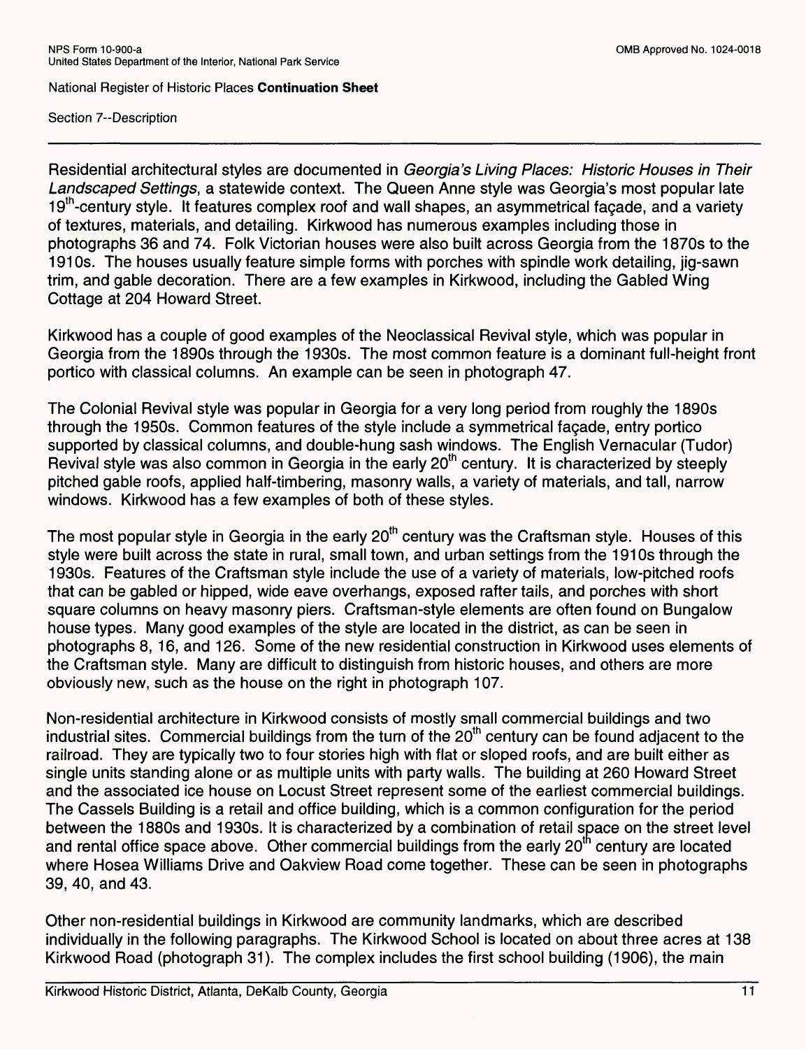Residential architectural styles are documented in *Georgia's Living Places: Historic Houses in Their Landscaped Settings*, a statewide context. The Queen Anne style was Georgia's most popular late 19th-century style. It features complex roof and wall shapes, an asymmetrical façade, and a variety of textures, materials, and detailing. Kirkwood has numerous examples including those in photographs 36 and 74. Folk Victorian houses were also built across Georgia from the 1870s to the 1910s. The houses usually feature simple forms with porches with spindle work detailing, jig-sawn trim, and gable decoration. There are a few examples in Kirkwood, including the Gabled Wing Cottage at 204 Howard Street.

Kirkwood has a couple of good examples of the Neoclassical Revival style, which was popular in Georgia from the 1890s through the 1930s. The most common feature is a dominant full-height front portico with classical columns. An example can be seen in photograph 47.

The Colonial Revival style was popular in Georgia for a very long period from roughly the 1890s through the 1950s. Common features of the style include a symmetrical façade, entry portico supported by classical columns, and double-hung sash windows. The English Vernacular (Tudor) Revival style was also common in Georgia in the early 20th century. It is characterized by steeply pitched gable roofs, applied half-timbering, masonry walls, a variety of materials, and tall, narrow windows. Kirkwood has a few examples of both of these styles.

The most popular style in Georgia in the early 20th century was the Craftsman style. Houses of this style were built across the state in rural, small town, and urban settings from the 1910s through the 1930s. Features of the Craftsman style include the use of a variety of materials, low-pitched roofs that can be gabled or hipped, wide eave overhangs, exposed rafter tails, and porches with short square columns on heavy masonry piers. Craftsman-style elements are often found on Bungalow house types. Many good examples of the style are located in the district, as can be seen in photographs 8, 16, and 126. Some of the new residential construction in Kirkwood uses elements of the Craftsman style. Many are difficult to distinguish from historic houses, and others are more obviously new, such as the house on the right in photograph 107.

Non-residential architecture in Kirkwood consists of mostly small commercial buildings and two industrial sites. Commercial buildings from the turn of the 20th century can be found adjacent to the railroad. They are typically two to four stories high with flat or sloped roofs, and are built either as single units standing alone or as multiple units with party walls. The building at 260 Howard Street and the associated ice house on Locust Street represent some of the earliest commercial buildings. The Cassels Building is a retail and office building, which is a common configuration for the period between the 1880s and 1930s. It is characterized by a combination of retail space on the street level and rental office space above. Other commercial buildings from the early 20th century are located where Hosea Williams Drive and Oakview Road come together. These can be seen in photographs 39, 40, and 43.

Other non-residential buildings in Kirkwood are community landmarks, which are described individually in the following paragraphs. The Kirkwood School is located on about three acres at 138 Kirkwood Road (photograph 31). The complex includes the first school building (1906), the main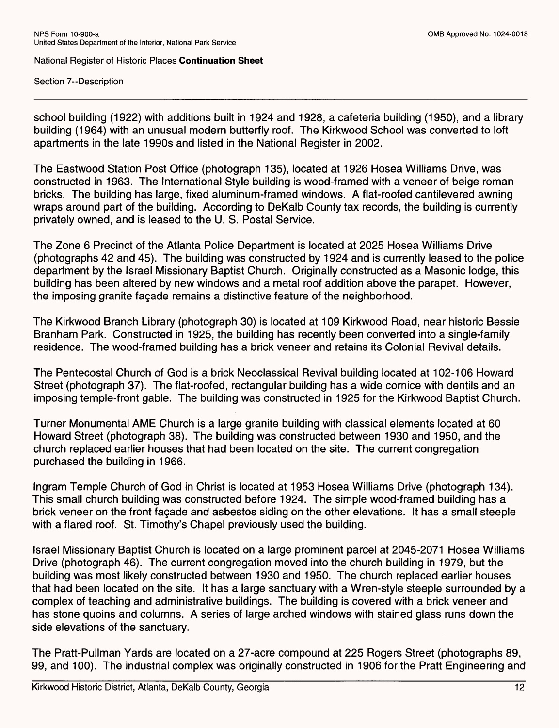school building (1922) with additions built in 1924 and 1928, a cafeteria building (1950), and a library building (1964) with an unusual modern butterfly roof. The Kirkwood School was converted to loft apartments in the late 1990s and listed in the National Register in 2002.

The Eastwood Station Post Office (photograph 135), located at 1926 Hosea Williams Drive, was constructed in 1963. The International Style building is wood-framed with a veneer of beige roman bricks. The building has large, fixed aluminum-framed windows. A flat-roofed cantilevered awning wraps around part of the building. According to DeKalb County tax records, the building is currently privately owned, and is leased to the U. S. Postal Service.

The Zone 6 Precinct of the Atlanta Police Department is located at 2025 Hosea Williams Drive (photographs 42 and 45). The building was constructed by 1924 and is currently leased to the police department by the Israel Missionary Baptist Church. Originally constructed as a Masonic lodge, this building has been altered by new windows and a metal roof addition above the parapet. However, the imposing granite façade remains a distinctive feature of the neighborhood.

The Kirkwood Branch Library (photograph 30) is located at 109 Kirkwood Road, near historic Bessie Branham Park. Constructed in 1925, the building has recently been converted into a single-family residence. The wood-framed building has a brick veneer and retains its Colonial Revival details.

The Pentecostal Church of God is a brick Neoclassical Revival building located at 102-106 Howard Street (photograph 37). The flat-roofed, rectangular building has a wide cornice with dentils and an imposing temple-front gable. The building was constructed in 1925 for the Kirkwood Baptist Church.

Turner Monumental AME Church is a large granite building with classical elements located at 60 Howard Street (photograph 38). The building was constructed between 1930 and 1950, and the church replaced earlier houses that had been located on the site. The current congregation purchased the building in 1966.

Ingram Temple Church of God in Christ is located at 1953 Hosea Williams Drive (photograph 134). This small church building was constructed before 1924. The simple wood-framed building has a brick veneer on the front façade and asbestos siding on the other elevations. It has a small steeple with a flared roof. St. Timothy's Chapel previously used the building.

Israel Missionary Baptist Church is located on a large prominent parcel at 2045-2071 Hosea Williams Drive (photograph 46). The current congregation moved into the church building in 1979, but the building was most likely constructed between 1930 and 1950. The church replaced earlier houses that had been located on the site. It has a large sanctuary with a Wren-style steeple surrounded by a complex of teaching and administrative buildings. The building is covered with a brick veneer and has stone quoins and columns. A series of large arched windows with stained glass runs down the side elevations of the sanctuary.

The Pratt-Pullman Yards are located on a 27-acre compound at 225 Rogers Street (photographs 89, 99, and 100). The industrial complex was originally constructed in 1906 for the Pratt Engineering and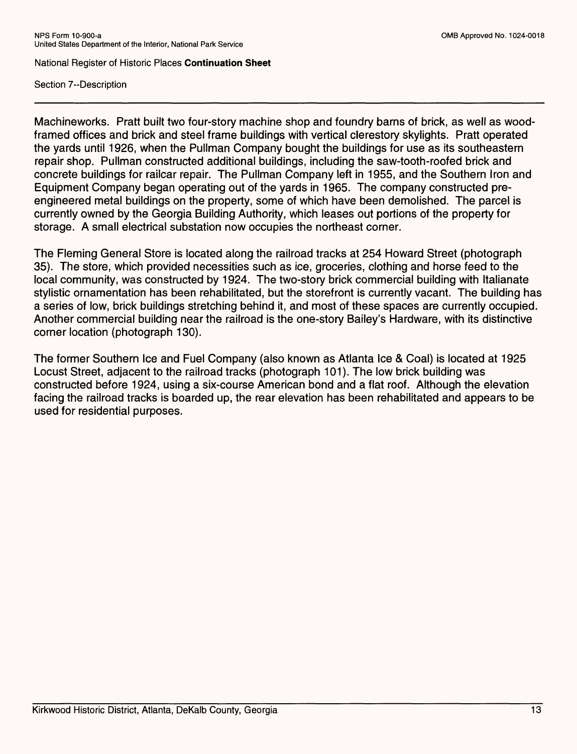Machineworks. Pratt built two four-story machine shop and foundry barns of brick, as well as wood-framed offices and brick and steel frame buildings with vertical clerestory skylights. Pratt operated the yards until 1926, when the Pullman Company bought the buildings for use as its southeastern repair shop. Pullman constructed additional buildings, including the saw-tooth-roofed brick and concrete buildings for railcar repair. The Pullman Company left in 1955, and the Southern Iron and Equipment Company began operating out of the yards in 1965. The company constructed pre-engineered metal buildings on the property, some of which have been demolished. The parcel is currently owned by the Georgia Building Authority, which leases out portions of the property for storage. A small electrical substation now occupies the northeast corner.

The Fleming General Store is located along the railroad tracks at 254 Howard Street (photograph 35). The store, which provided necessities such as ice, groceries, clothing and horse feed to the local community, was constructed by 1924. The two-story brick commercial building with Italianate stylistic ornamentation has been rehabilitated, but the storefront is currently vacant. The building has a series of low, brick buildings stretching behind it, and most of these spaces are currently occupied. Another commercial building near the railroad is the one-story Bailey's Hardware, with its distinctive corner location (photograph 130).

The former Southern Ice and Fuel Company (also known as Atlanta Ice & Coal) is located at 1925 Locust Street, adjacent to the railroad tracks (photograph 101). The low brick building was constructed before 1924, using a six-course American bond and a flat roof. Although the elevation facing the railroad tracks is boarded up, the rear elevation has been rehabilitated and appears to be used for residential purposes.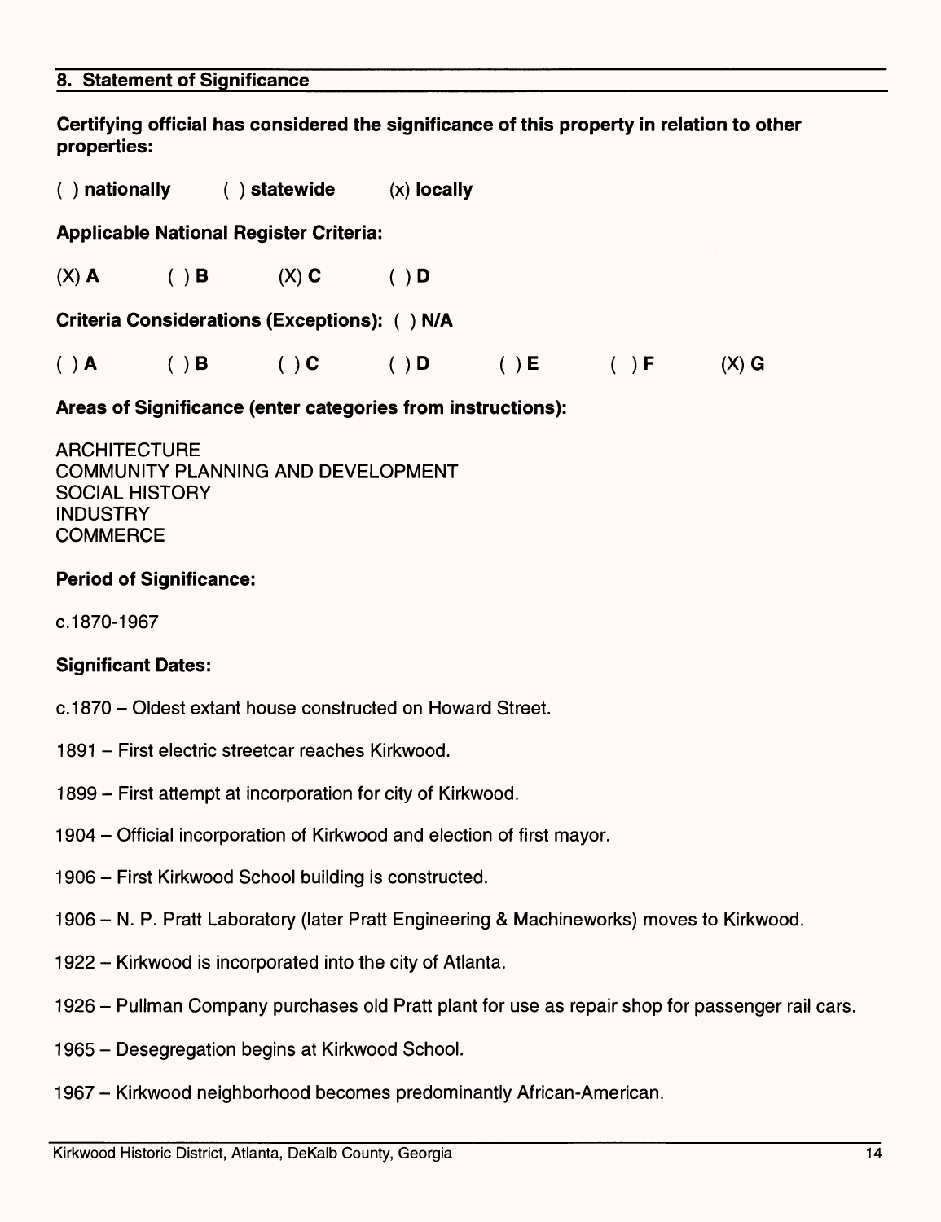## 8. Statement of Significance

**Certifying official has considered the significance of this property in relation to other properties:**

( ) **nationally** ( ) **statewide** (x) **locally**

**Applicable National Register Criteria:**

(X) **A** ( ) **B** (X) **C** ( ) **D**

**Criteria Considerations (Exceptions):** ( ) **N/A**

( ) **A** ( ) **B** ( ) **C** ( ) **D** ( ) **E** ( ) **F** (X) **G**

**Areas of Significance (enter categories from instructions):**

ARCHITECTURE
COMMUNITY PLANNING AND DEVELOPMENT
SOCIAL HISTORY
INDUSTRY
COMMERCE

**Period of Significance:**

c.1870-1967

**Significant Dates:**

c.1870 – Oldest extant house constructed on Howard Street.

1891 – First electric streetcar reaches Kirkwood.

1899 – First attempt at incorporation for city of Kirkwood.

1904 – Official incorporation of Kirkwood and election of first mayor.

1906 – First Kirkwood School building is constructed.

1906 – N. P. Pratt Laboratory (later Pratt Engineering & Machineworks) moves to Kirkwood.

1922 – Kirkwood is incorporated into the city of Atlanta.

1926 – Pullman Company purchases old Pratt plant for use as repair shop for passenger rail cars.

1965 – Desegregation begins at Kirkwood School.

1967 – Kirkwood neighborhood becomes predominantly African-American.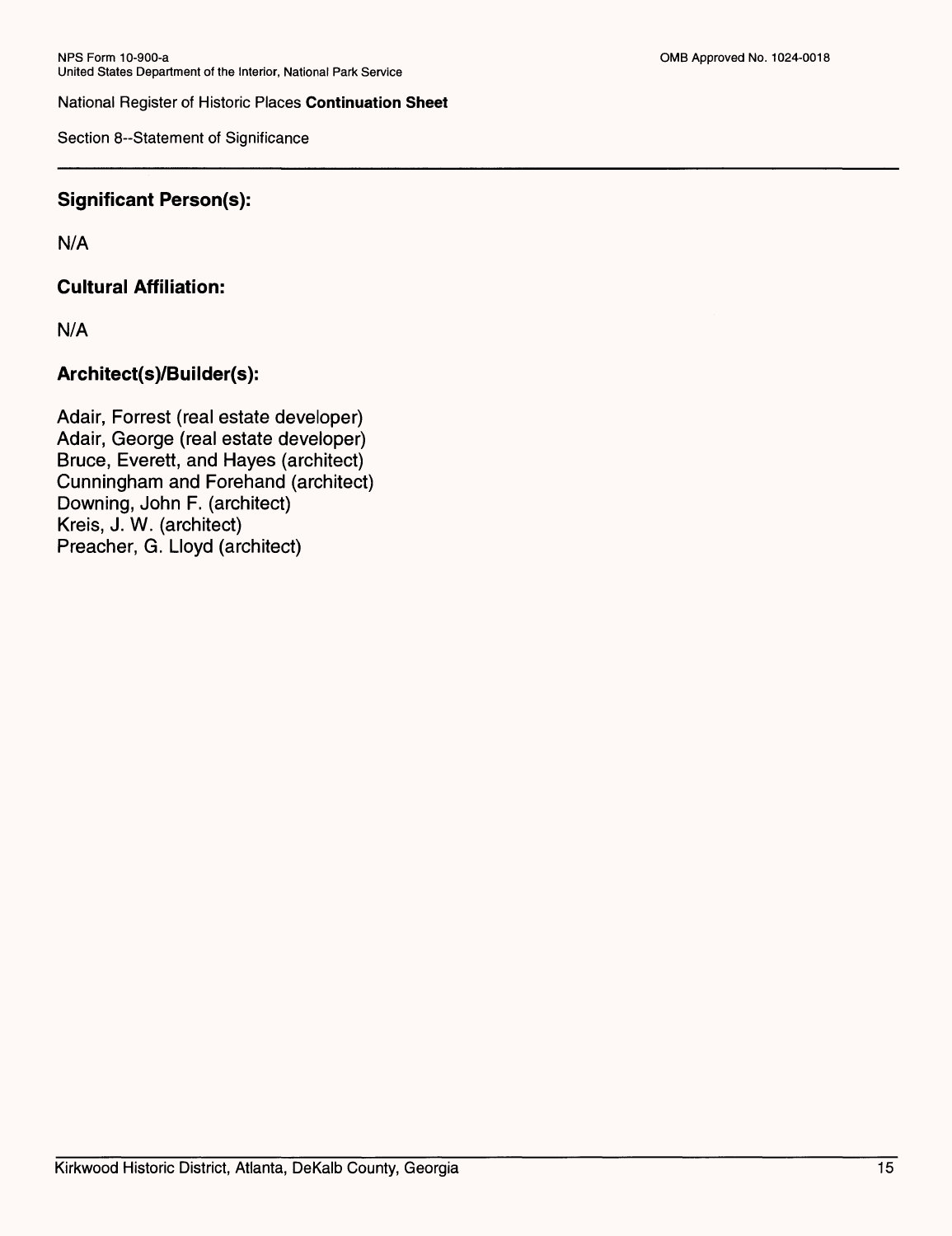## Significant Person(s):

N/A

## Cultural Affiliation:

N/A

## Architect(s)/Builder(s):

Adair, Forrest (real estate developer)
Adair, George (real estate developer)
Bruce, Everett, and Hayes (architect)
Cunningham and Forehand (architect)
Downing, John F. (architect)
Kreis, J. W. (architect)
Preacher, G. Lloyd (architect)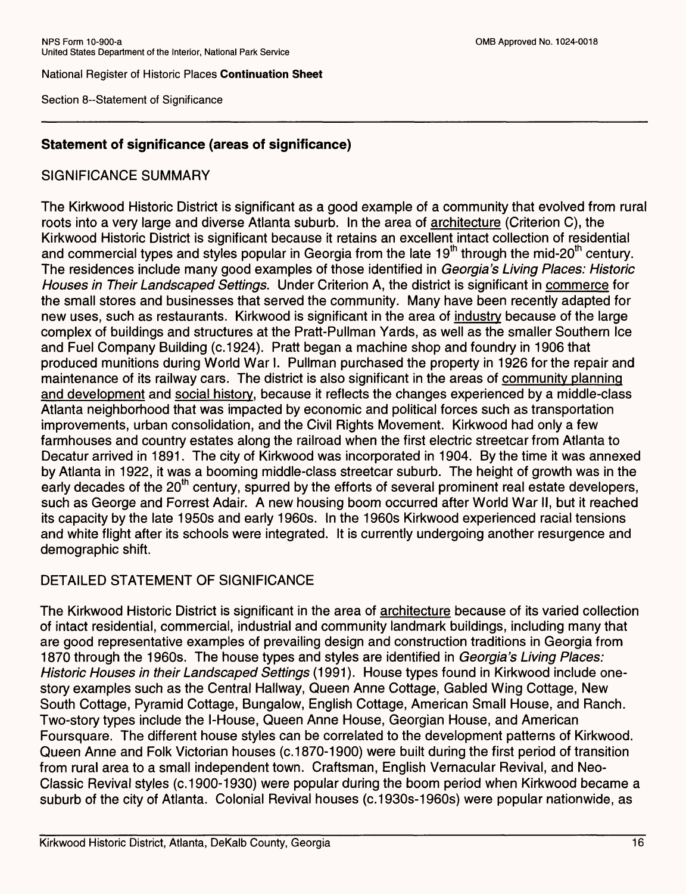**Statement of significance (areas of significance)**

SIGNIFICANCE SUMMARY

The Kirkwood Historic District is significant as a good example of a community that evolved from rural roots into a very large and diverse Atlanta suburb. In the area of architecture (Criterion C), the Kirkwood Historic District is significant because it retains an excellent intact collection of residential and commercial types and styles popular in Georgia from the late 19th through the mid-20th century. The residences include many good examples of those identified in *Georgia's Living Places: Historic Houses in Their Landscaped Settings*. Under Criterion A, the district is significant in commerce for the small stores and businesses that served the community. Many have been recently adapted for new uses, such as restaurants. Kirkwood is significant in the area of industry because of the large complex of buildings and structures at the Pratt-Pullman Yards, as well as the smaller Southern Ice and Fuel Company Building (c.1924). Pratt began a machine shop and foundry in 1906 that produced munitions during World War I. Pullman purchased the property in 1926 for the repair and maintenance of its railway cars. The district is also significant in the areas of community planning and development and social history, because it reflects the changes experienced by a middle-class Atlanta neighborhood that was impacted by economic and political forces such as transportation improvements, urban consolidation, and the Civil Rights Movement. Kirkwood had only a few farmhouses and country estates along the railroad when the first electric streetcar from Atlanta to Decatur arrived in 1891. The city of Kirkwood was incorporated in 1904. By the time it was annexed by Atlanta in 1922, it was a booming middle-class streetcar suburb. The height of growth was in the early decades of the 20th century, spurred by the efforts of several prominent real estate developers, such as George and Forrest Adair. A new housing boom occurred after World War II, but it reached its capacity by the late 1950s and early 1960s. In the 1960s Kirkwood experienced racial tensions and white flight after its schools were integrated. It is currently undergoing another resurgence and demographic shift.

DETAILED STATEMENT OF SIGNIFICANCE

The Kirkwood Historic District is significant in the area of architecture because of its varied collection of intact residential, commercial, industrial and community landmark buildings, including many that are good representative examples of prevailing design and construction traditions in Georgia from 1870 through the 1960s. The house types and styles are identified in *Georgia's Living Places: Historic Houses in their Landscaped Settings* (1991). House types found in Kirkwood include one-story examples such as the Central Hallway, Queen Anne Cottage, Gabled Wing Cottage, New South Cottage, Pyramid Cottage, Bungalow, English Cottage, American Small House, and Ranch. Two-story types include the I-House, Queen Anne House, Georgian House, and American Foursquare. The different house styles can be correlated to the development patterns of Kirkwood. Queen Anne and Folk Victorian houses (c.1870-1900) were built during the first period of transition from rural area to a small independent town. Craftsman, English Vernacular Revival, and Neo-Classic Revival styles (c.1900-1930) were popular during the boom period when Kirkwood became a suburb of the city of Atlanta. Colonial Revival houses (c.1930s-1960s) were popular nationwide, as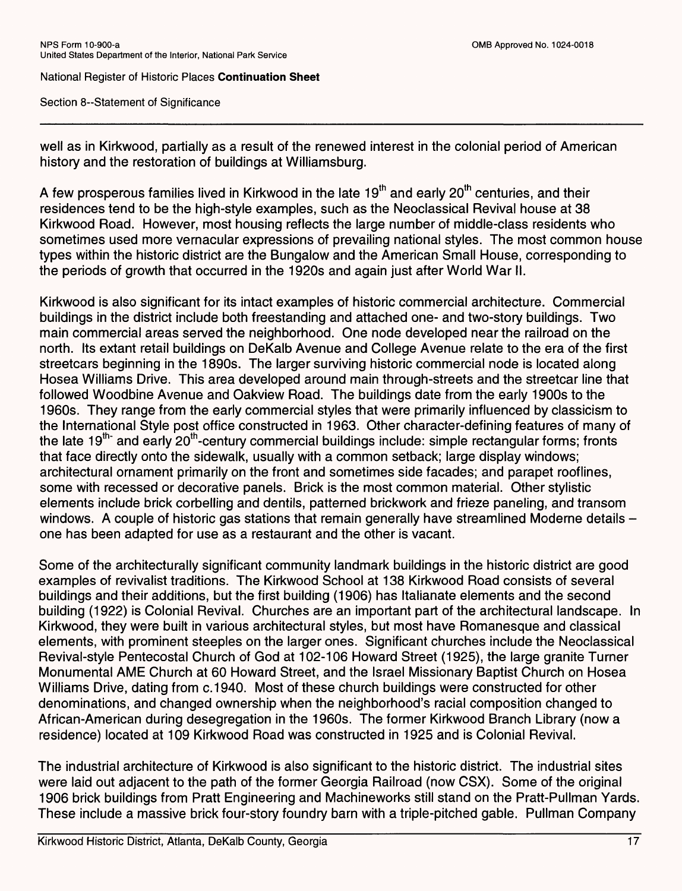well as in Kirkwood, partially as a result of the renewed interest in the colonial period of American history and the restoration of buildings at Williamsburg.

A few prosperous families lived in Kirkwood in the late 19th and early 20th centuries, and their residences tend to be the high-style examples, such as the Neoclassical Revival house at 38 Kirkwood Road. However, most housing reflects the large number of middle-class residents who sometimes used more vernacular expressions of prevailing national styles. The most common house types within the historic district are the Bungalow and the American Small House, corresponding to the periods of growth that occurred in the 1920s and again just after World War II.

Kirkwood is also significant for its intact examples of historic commercial architecture. Commercial buildings in the district include both freestanding and attached one- and two-story buildings. Two main commercial areas served the neighborhood. One node developed near the railroad on the north. Its extant retail buildings on DeKalb Avenue and College Avenue relate to the era of the first streetcars beginning in the 1890s. The larger surviving historic commercial node is located along Hosea Williams Drive. This area developed around main through-streets and the streetcar line that followed Woodbine Avenue and Oakview Road. The buildings date from the early 1900s to the 1960s. They range from the early commercial styles that were primarily influenced by classicism to the International Style post office constructed in 1963. Other character-defining features of many of the late 19th- and early 20th-century commercial buildings include: simple rectangular forms; fronts that face directly onto the sidewalk, usually with a common setback; large display windows; architectural ornament primarily on the front and sometimes side facades; and parapet rooflines, some with recessed or decorative panels. Brick is the most common material. Other stylistic elements include brick corbelling and dentils, patterned brickwork and frieze paneling, and transom windows. A couple of historic gas stations that remain generally have streamlined Moderne details – one has been adapted for use as a restaurant and the other is vacant.

Some of the architecturally significant community landmark buildings in the historic district are good examples of revivalist traditions. The Kirkwood School at 138 Kirkwood Road consists of several buildings and their additions, but the first building (1906) has Italianate elements and the second building (1922) is Colonial Revival. Churches are an important part of the architectural landscape. In Kirkwood, they were built in various architectural styles, but most have Romanesque and classical elements, with prominent steeples on the larger ones. Significant churches include the Neoclassical Revival-style Pentecostal Church of God at 102-106 Howard Street (1925), the large granite Turner Monumental AME Church at 60 Howard Street, and the Israel Missionary Baptist Church on Hosea Williams Drive, dating from c.1940. Most of these church buildings were constructed for other denominations, and changed ownership when the neighborhood's racial composition changed to African-American during desegregation in the 1960s. The former Kirkwood Branch Library (now a residence) located at 109 Kirkwood Road was constructed in 1925 and is Colonial Revival.

The industrial architecture of Kirkwood is also significant to the historic district. The industrial sites were laid out adjacent to the path of the former Georgia Railroad (now CSX). Some of the original 1906 brick buildings from Pratt Engineering and Machineworks still stand on the Pratt-Pullman Yards. These include a massive brick four-story foundry barn with a triple-pitched gable. Pullman Company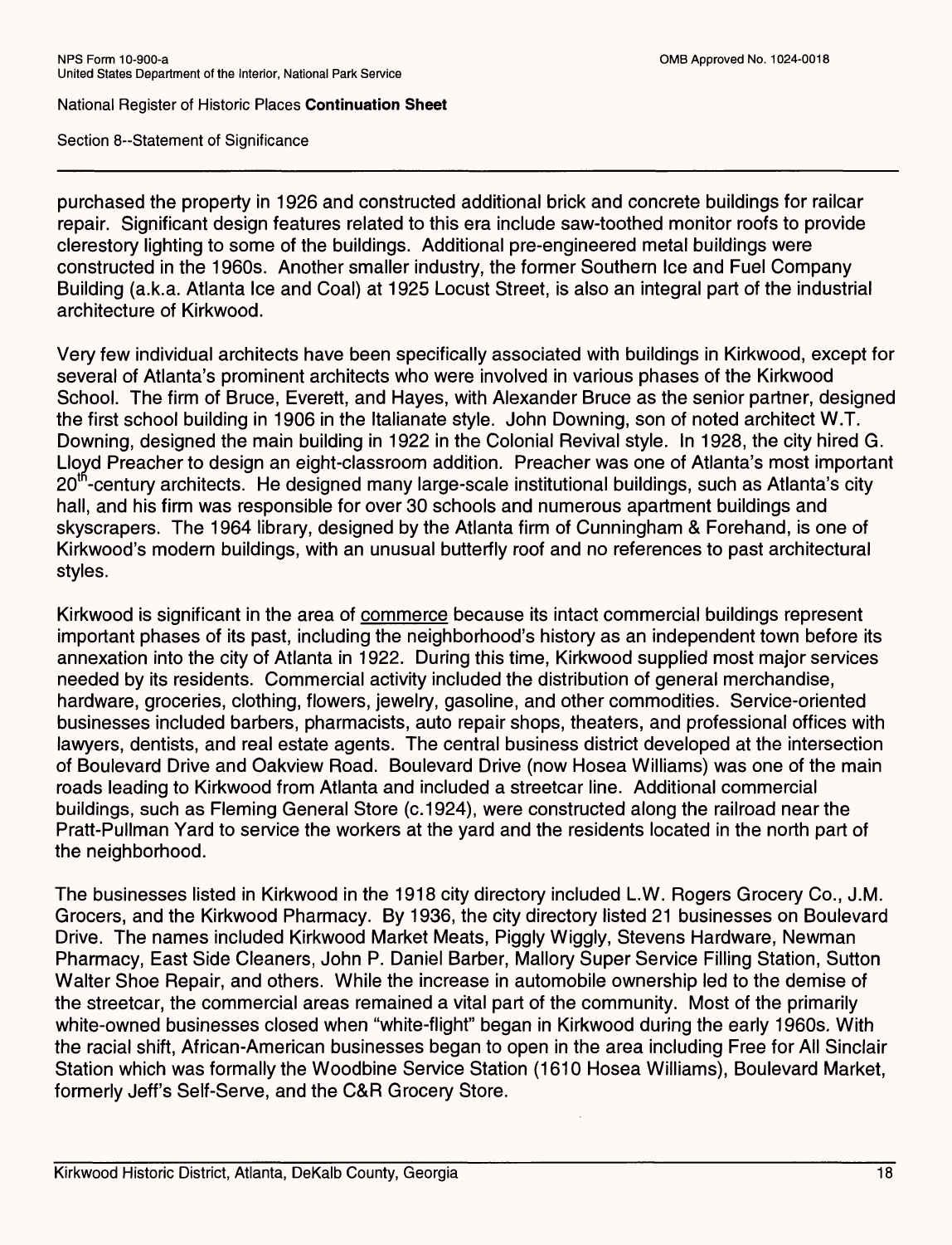purchased the property in 1926 and constructed additional brick and concrete buildings for railcar repair. Significant design features related to this era include saw-toothed monitor roofs to provide clerestory lighting to some of the buildings. Additional pre-engineered metal buildings were constructed in the 1960s. Another smaller industry, the former Southern Ice and Fuel Company Building (a.k.a. Atlanta Ice and Coal) at 1925 Locust Street, is also an integral part of the industrial architecture of Kirkwood.

Very few individual architects have been specifically associated with buildings in Kirkwood, except for several of Atlanta's prominent architects who were involved in various phases of the Kirkwood School. The firm of Bruce, Everett, and Hayes, with Alexander Bruce as the senior partner, designed the first school building in 1906 in the Italianate style. John Downing, son of noted architect W.T. Downing, designed the main building in 1922 in the Colonial Revival style. In 1928, the city hired G. Lloyd Preacher to design an eight-classroom addition. Preacher was one of Atlanta's most important 20th-century architects. He designed many large-scale institutional buildings, such as Atlanta's city hall, and his firm was responsible for over 30 schools and numerous apartment buildings and skyscrapers. The 1964 library, designed by the Atlanta firm of Cunningham & Forehand, is one of Kirkwood's modern buildings, with an unusual butterfly roof and no references to past architectural styles.

Kirkwood is significant in the area of commerce because its intact commercial buildings represent important phases of its past, including the neighborhood's history as an independent town before its annexation into the city of Atlanta in 1922. During this time, Kirkwood supplied most major services needed by its residents. Commercial activity included the distribution of general merchandise, hardware, groceries, clothing, flowers, jewelry, gasoline, and other commodities. Service-oriented businesses included barbers, pharmacists, auto repair shops, theaters, and professional offices with lawyers, dentists, and real estate agents. The central business district developed at the intersection of Boulevard Drive and Oakview Road. Boulevard Drive (now Hosea Williams) was one of the main roads leading to Kirkwood from Atlanta and included a streetcar line. Additional commercial buildings, such as Fleming General Store (c.1924), were constructed along the railroad near the Pratt-Pullman Yard to service the workers at the yard and the residents located in the north part of the neighborhood.

The businesses listed in Kirkwood in the 1918 city directory included L.W. Rogers Grocery Co., J.M. Grocers, and the Kirkwood Pharmacy. By 1936, the city directory listed 21 businesses on Boulevard Drive. The names included Kirkwood Market Meats, Piggly Wiggly, Stevens Hardware, Newman Pharmacy, East Side Cleaners, John P. Daniel Barber, Mallory Super Service Filling Station, Sutton Walter Shoe Repair, and others. While the increase in automobile ownership led to the demise of the streetcar, the commercial areas remained a vital part of the community. Most of the primarily white-owned businesses closed when "white-flight" began in Kirkwood during the early 1960s. With the racial shift, African-American businesses began to open in the area including Free for All Sinclair Station which was formally the Woodbine Service Station (1610 Hosea Williams), Boulevard Market, formerly Jeff's Self-Serve, and the C&R Grocery Store.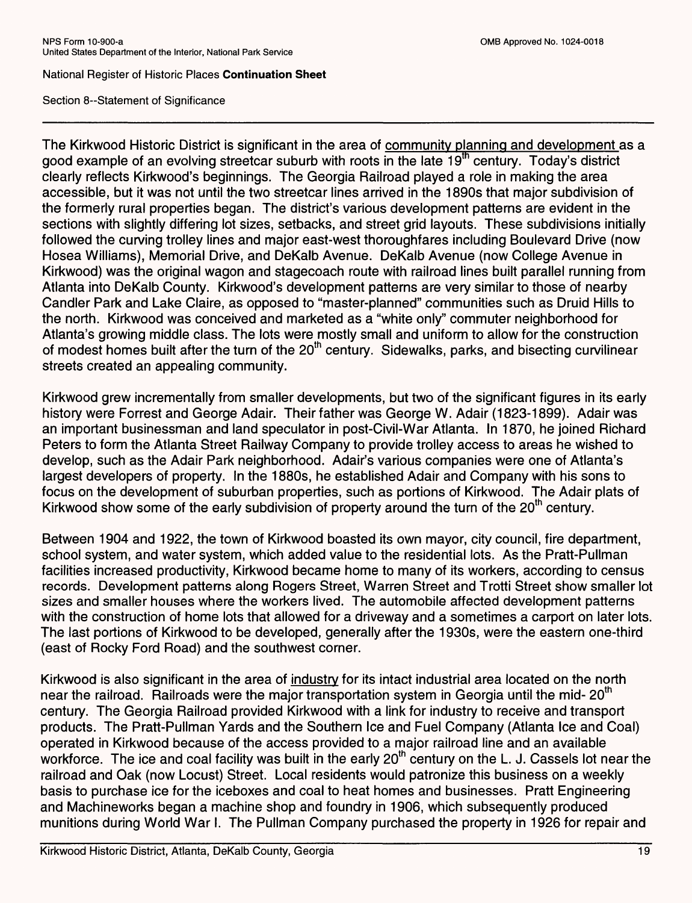Section 8--Statement of Significance

---

The Kirkwood Historic District is significant in the area of community planning and development as a good example of an evolving streetcar suburb with roots in the late 19th century. Today's district clearly reflects Kirkwood's beginnings. The Georgia Railroad played a role in making the area accessible, but it was not until the two streetcar lines arrived in the 1890s that major subdivision of the formerly rural properties began. The district's various development patterns are evident in the sections with slightly differing lot sizes, setbacks, and street grid layouts. These subdivisions initially followed the curving trolley lines and major east-west thoroughfares including Boulevard Drive (now Hosea Williams), Memorial Drive, and DeKalb Avenue. DeKalb Avenue (now College Avenue in Kirkwood) was the original wagon and stagecoach route with railroad lines built parallel running from Atlanta into DeKalb County. Kirkwood's development patterns are very similar to those of nearby Candler Park and Lake Claire, as opposed to "master-planned" communities such as Druid Hills to the north. Kirkwood was conceived and marketed as a "white only" commuter neighborhood for Atlanta's growing middle class. The lots were mostly small and uniform to allow for the construction of modest homes built after the turn of the 20th century. Sidewalks, parks, and bisecting curvilinear streets created an appealing community.

Kirkwood grew incrementally from smaller developments, but two of the significant figures in its early history were Forrest and George Adair. Their father was George W. Adair (1823-1899). Adair was an important businessman and land speculator in post-Civil-War Atlanta. In 1870, he joined Richard Peters to form the Atlanta Street Railway Company to provide trolley access to areas he wished to develop, such as the Adair Park neighborhood. Adair's various companies were one of Atlanta's largest developers of property. In the 1880s, he established Adair and Company with his sons to focus on the development of suburban properties, such as portions of Kirkwood. The Adair plats of Kirkwood show some of the early subdivision of property around the turn of the 20th century.

Between 1904 and 1922, the town of Kirkwood boasted its own mayor, city council, fire department, school system, and water system, which added value to the residential lots. As the Pratt-Pullman facilities increased productivity, Kirkwood became home to many of its workers, according to census records. Development patterns along Rogers Street, Warren Street and Trotti Street show smaller lot sizes and smaller houses where the workers lived. The automobile affected development patterns with the construction of home lots that allowed for a driveway and a sometimes a carport on later lots. The last portions of Kirkwood to be developed, generally after the 1930s, were the eastern one-third (east of Rocky Ford Road) and the southwest corner.

Kirkwood is also significant in the area of industry for its intact industrial area located on the north near the railroad. Railroads were the major transportation system in Georgia until the mid- 20th century. The Georgia Railroad provided Kirkwood with a link for industry to receive and transport products. The Pratt-Pullman Yards and the Southern Ice and Fuel Company (Atlanta Ice and Coal) operated in Kirkwood because of the access provided to a major railroad line and an available workforce. The ice and coal facility was built in the early 20th century on the L. J. Cassels lot near the railroad and Oak (now Locust) Street. Local residents would patronize this business on a weekly basis to purchase ice for the iceboxes and coal to heat homes and businesses. Pratt Engineering and Machineworks began a machine shop and foundry in 1906, which subsequently produced munitions during World War I. The Pullman Company purchased the property in 1926 for repair and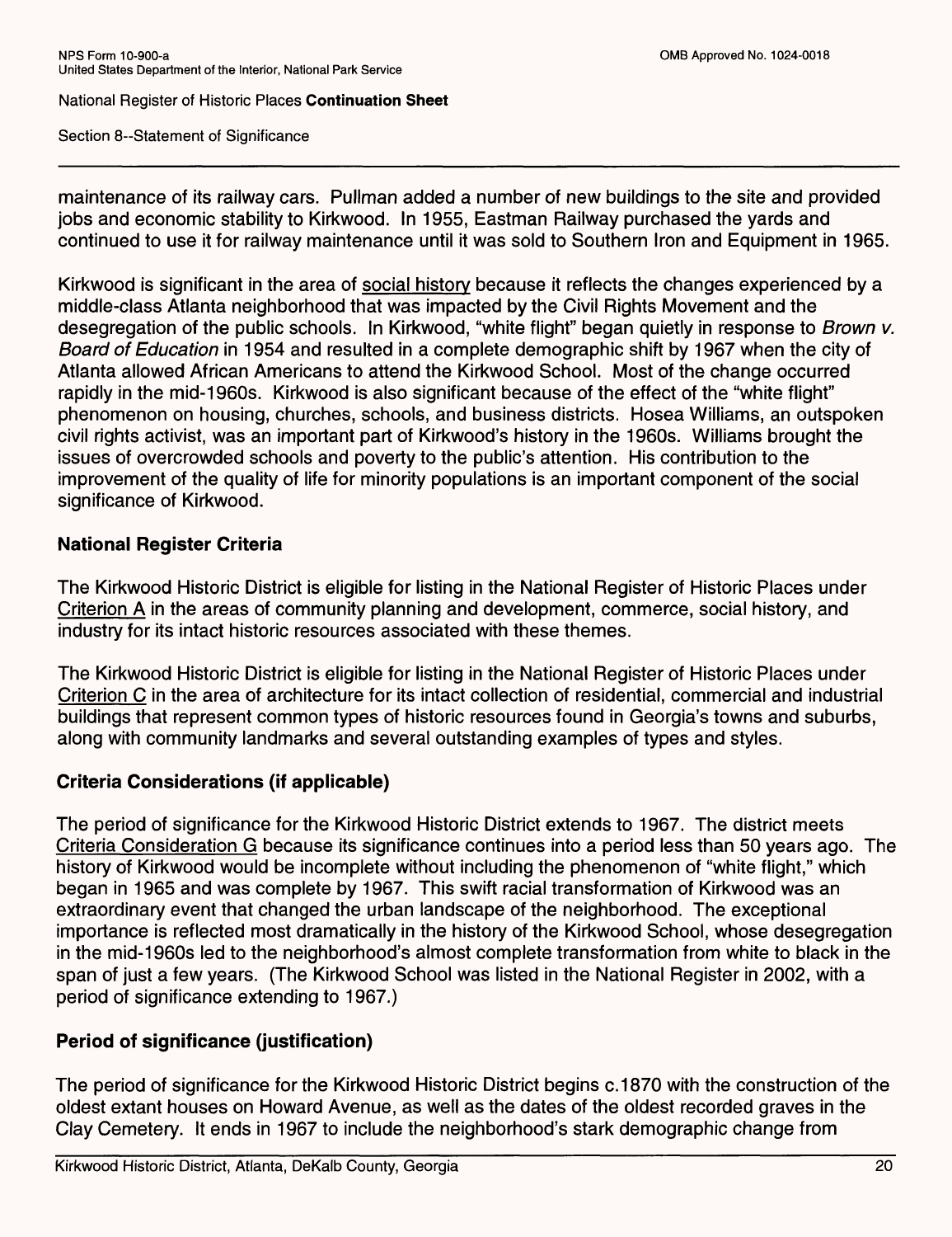maintenance of its railway cars. Pullman added a number of new buildings to the site and provided jobs and economic stability to Kirkwood. In 1955, Eastman Railway purchased the yards and continued to use it for railway maintenance until it was sold to Southern Iron and Equipment in 1965.

Kirkwood is significant in the area of social history because it reflects the changes experienced by a middle-class Atlanta neighborhood that was impacted by the Civil Rights Movement and the desegregation of the public schools. In Kirkwood, "white flight" began quietly in response to *Brown v. Board of Education* in 1954 and resulted in a complete demographic shift by 1967 when the city of Atlanta allowed African Americans to attend the Kirkwood School. Most of the change occurred rapidly in the mid-1960s. Kirkwood is also significant because of the effect of the "white flight" phenomenon on housing, churches, schools, and business districts. Hosea Williams, an outspoken civil rights activist, was an important part of Kirkwood's history in the 1960s. Williams brought the issues of overcrowded schools and poverty to the public's attention. His contribution to the improvement of the quality of life for minority populations is an important component of the social significance of Kirkwood.

## National Register Criteria

The Kirkwood Historic District is eligible for listing in the National Register of Historic Places under Criterion A in the areas of community planning and development, commerce, social history, and industry for its intact historic resources associated with these themes.

The Kirkwood Historic District is eligible for listing in the National Register of Historic Places under Criterion C in the area of architecture for its intact collection of residential, commercial and industrial buildings that represent common types of historic resources found in Georgia's towns and suburbs, along with community landmarks and several outstanding examples of types and styles.

## Criteria Considerations (if applicable)

The period of significance for the Kirkwood Historic District extends to 1967. The district meets Criteria Consideration G because its significance continues into a period less than 50 years ago. The history of Kirkwood would be incomplete without including the phenomenon of "white flight," which began in 1965 and was complete by 1967. This swift racial transformation of Kirkwood was an extraordinary event that changed the urban landscape of the neighborhood. The exceptional importance is reflected most dramatically in the history of the Kirkwood School, whose desegregation in the mid-1960s led to the neighborhood's almost complete transformation from white to black in the span of just a few years. (The Kirkwood School was listed in the National Register in 2002, with a period of significance extending to 1967.)

## Period of significance (justification)

The period of significance for the Kirkwood Historic District begins c.1870 with the construction of the oldest extant houses on Howard Avenue, as well as the dates of the oldest recorded graves in the Clay Cemetery. It ends in 1967 to include the neighborhood's stark demographic change from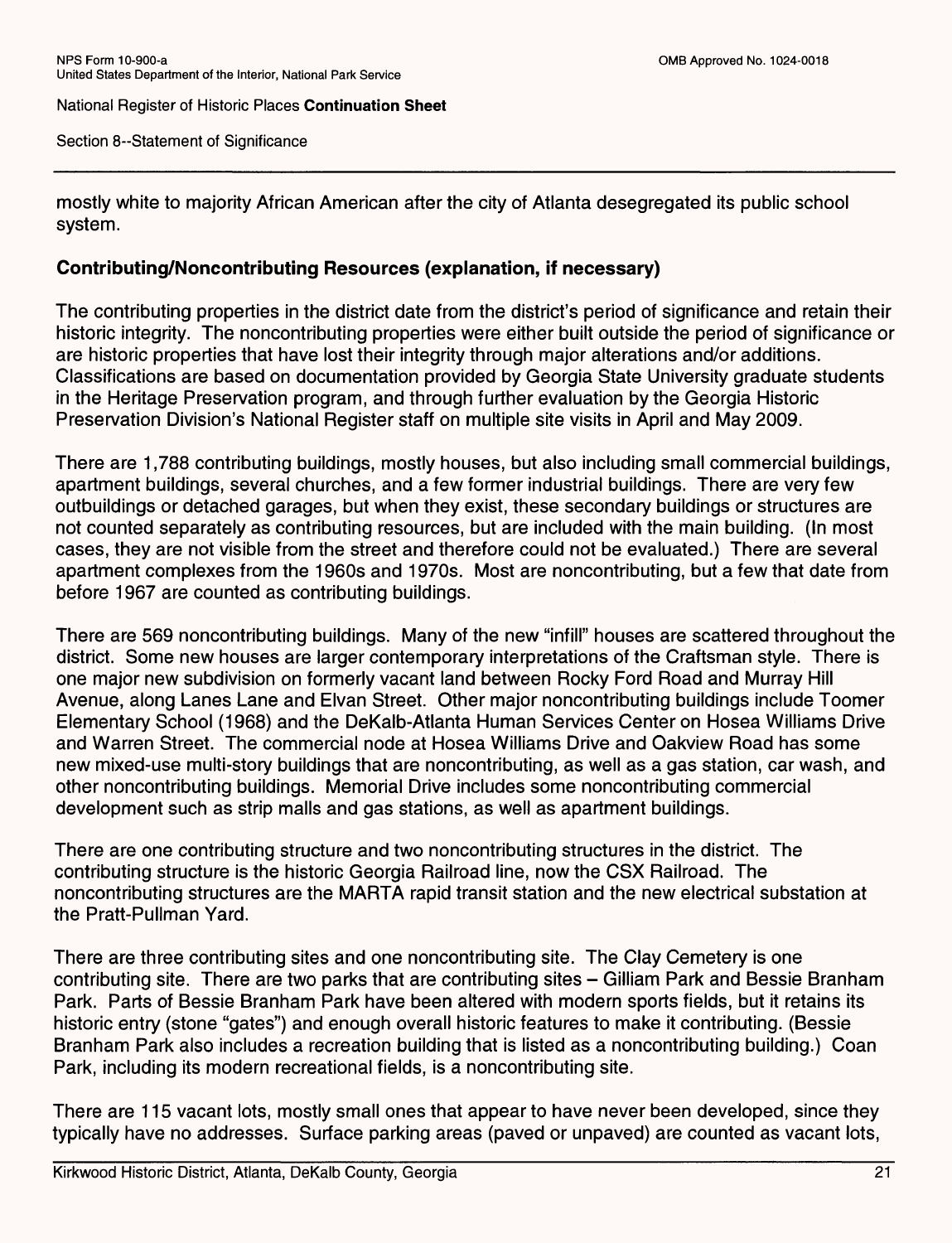mostly white to majority African American after the city of Atlanta desegregated its public school system.

### Contributing/Noncontributing Resources (explanation, if necessary)

The contributing properties in the district date from the district's period of significance and retain their historic integrity. The noncontributing properties were either built outside the period of significance or are historic properties that have lost their integrity through major alterations and/or additions. Classifications are based on documentation provided by Georgia State University graduate students in the Heritage Preservation program, and through further evaluation by the Georgia Historic Preservation Division's National Register staff on multiple site visits in April and May 2009.

There are 1,788 contributing buildings, mostly houses, but also including small commercial buildings, apartment buildings, several churches, and a few former industrial buildings. There are very few outbuildings or detached garages, but when they exist, these secondary buildings or structures are not counted separately as contributing resources, but are included with the main building. (In most cases, they are not visible from the street and therefore could not be evaluated.) There are several apartment complexes from the 1960s and 1970s. Most are noncontributing, but a few that date from before 1967 are counted as contributing buildings.

There are 569 noncontributing buildings. Many of the new "infill" houses are scattered throughout the district. Some new houses are larger contemporary interpretations of the Craftsman style. There is one major new subdivision on formerly vacant land between Rocky Ford Road and Murray Hill Avenue, along Lanes Lane and Elvan Street. Other major noncontributing buildings include Toomer Elementary School (1968) and the DeKalb-Atlanta Human Services Center on Hosea Williams Drive and Warren Street. The commercial node at Hosea Williams Drive and Oakview Road has some new mixed-use multi-story buildings that are noncontributing, as well as a gas station, car wash, and other noncontributing buildings. Memorial Drive includes some noncontributing commercial development such as strip malls and gas stations, as well as apartment buildings.

There are one contributing structure and two noncontributing structures in the district. The contributing structure is the historic Georgia Railroad line, now the CSX Railroad. The noncontributing structures are the MARTA rapid transit station and the new electrical substation at the Pratt-Pullman Yard.

There are three contributing sites and one noncontributing site. The Clay Cemetery is one contributing site. There are two parks that are contributing sites – Gilliam Park and Bessie Branham Park. Parts of Bessie Branham Park have been altered with modern sports fields, but it retains its historic entry (stone "gates") and enough overall historic features to make it contributing. (Bessie Branham Park also includes a recreation building that is listed as a noncontributing building.) Coan Park, including its modern recreational fields, is a noncontributing site.

There are 115 vacant lots, mostly small ones that appear to have never been developed, since they typically have no addresses. Surface parking areas (paved or unpaved) are counted as vacant lots,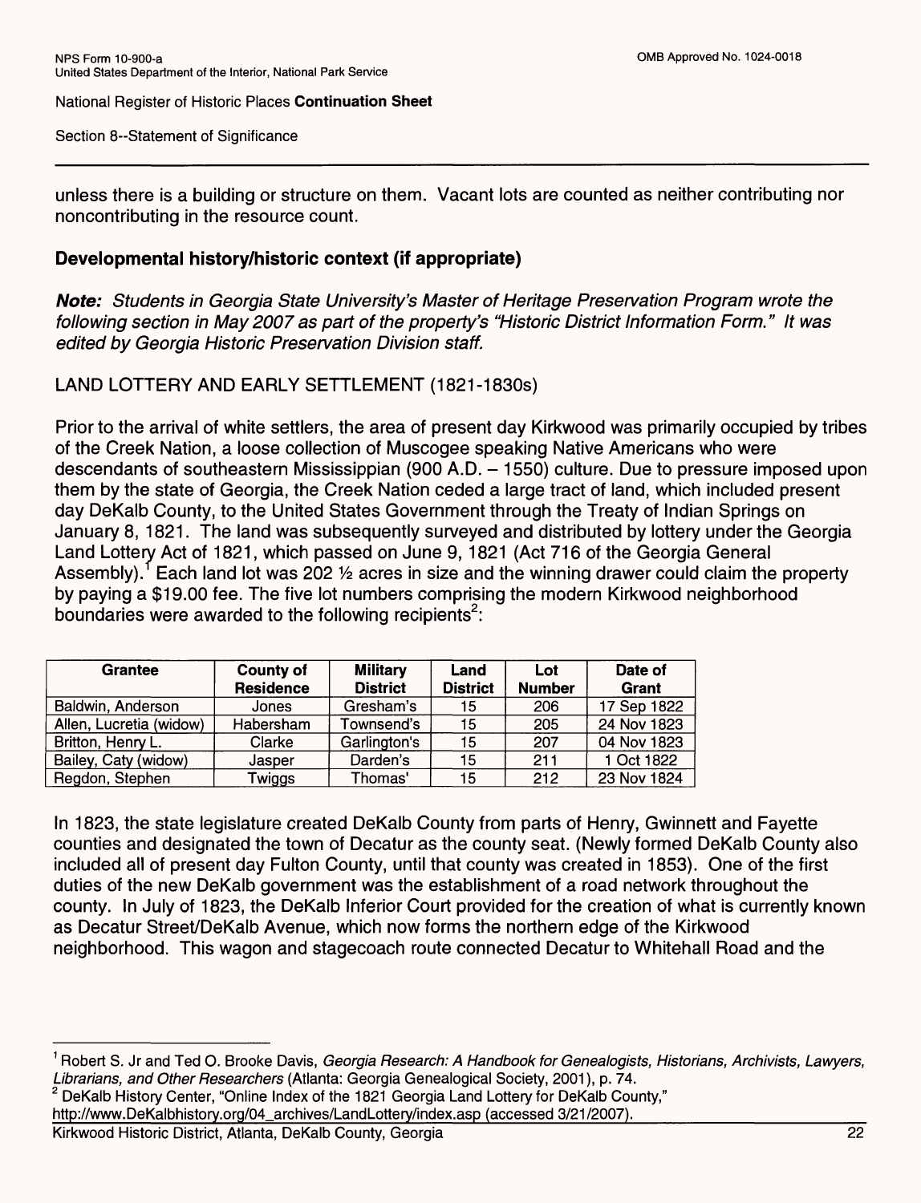unless there is a building or structure on them. Vacant lots are counted as neither contributing nor noncontributing in the resource count.

### Developmental history/historic context (if appropriate)

***Note:*** *Students in Georgia State University's Master of Heritage Preservation Program wrote the following section in May 2007 as part of the property's "Historic District Information Form." It was edited by Georgia Historic Preservation Division staff.*

LAND LOTTERY AND EARLY SETTLEMENT (1821-1830s)

Prior to the arrival of white settlers, the area of present day Kirkwood was primarily occupied by tribes of the Creek Nation, a loose collection of Muscogee speaking Native Americans who were descendants of southeastern Mississippian (900 A.D. – 1550) culture. Due to pressure imposed upon them by the state of Georgia, the Creek Nation ceded a large tract of land, which included present day DeKalb County, to the United States Government through the Treaty of Indian Springs on January 8, 1821. The land was subsequently surveyed and distributed by lottery under the Georgia Land Lottery Act of 1821, which passed on June 9, 1821 (Act 716 of the Georgia General Assembly).[1] Each land lot was 202 ½ acres in size and the winning drawer could claim the property by paying a $19.00 fee. The five lot numbers comprising the modern Kirkwood neighborhood boundaries were awarded to the following recipients[2]:

| Grantee | County of Residence | Military District | Land District | Lot Number | Date of Grant |
|---|---|---|---|---|---|
| Baldwin, Anderson | Jones | Gresham's | 15 | 206 | 17 Sep 1822 |
| Allen, Lucretia (widow) | Habersham | Townsend's | 15 | 205 | 24 Nov 1823 |
| Britton, Henry L. | Clarke | Garlington's | 15 | 207 | 04 Nov 1823 |
| Bailey, Caty (widow) | Jasper | Darden's | 15 | 211 | 1 Oct 1822 |
| Regdon, Stephen | Twiggs | Thomas' | 15 | 212 | 23 Nov 1824 |

In 1823, the state legislature created DeKalb County from parts of Henry, Gwinnett and Fayette counties and designated the town of Decatur as the county seat. (Newly formed DeKalb County also included all of present day Fulton County, until that county was created in 1853). One of the first duties of the new DeKalb government was the establishment of a road network throughout the county. In July of 1823, the DeKalb Inferior Court provided for the creation of what is currently known as Decatur Street/DeKalb Avenue, which now forms the northern edge of the Kirkwood neighborhood. This wagon and stagecoach route connected Decatur to Whitehall Road and the

---

[1] Robert S. Jr and Ted O. Brooke Davis, *Georgia Research: A Handbook for Genealogists, Historians, Archivists, Lawyers, Librarians, and Other Researchers* (Atlanta: Georgia Genealogical Society, 2001), p. 74.

[2] DeKalb History Center, "Online Index of the 1821 Georgia Land Lottery for DeKalb County," http://www.DeKalbhistory.org/04_archives/LandLottery/index.asp (accessed 3/21/2007).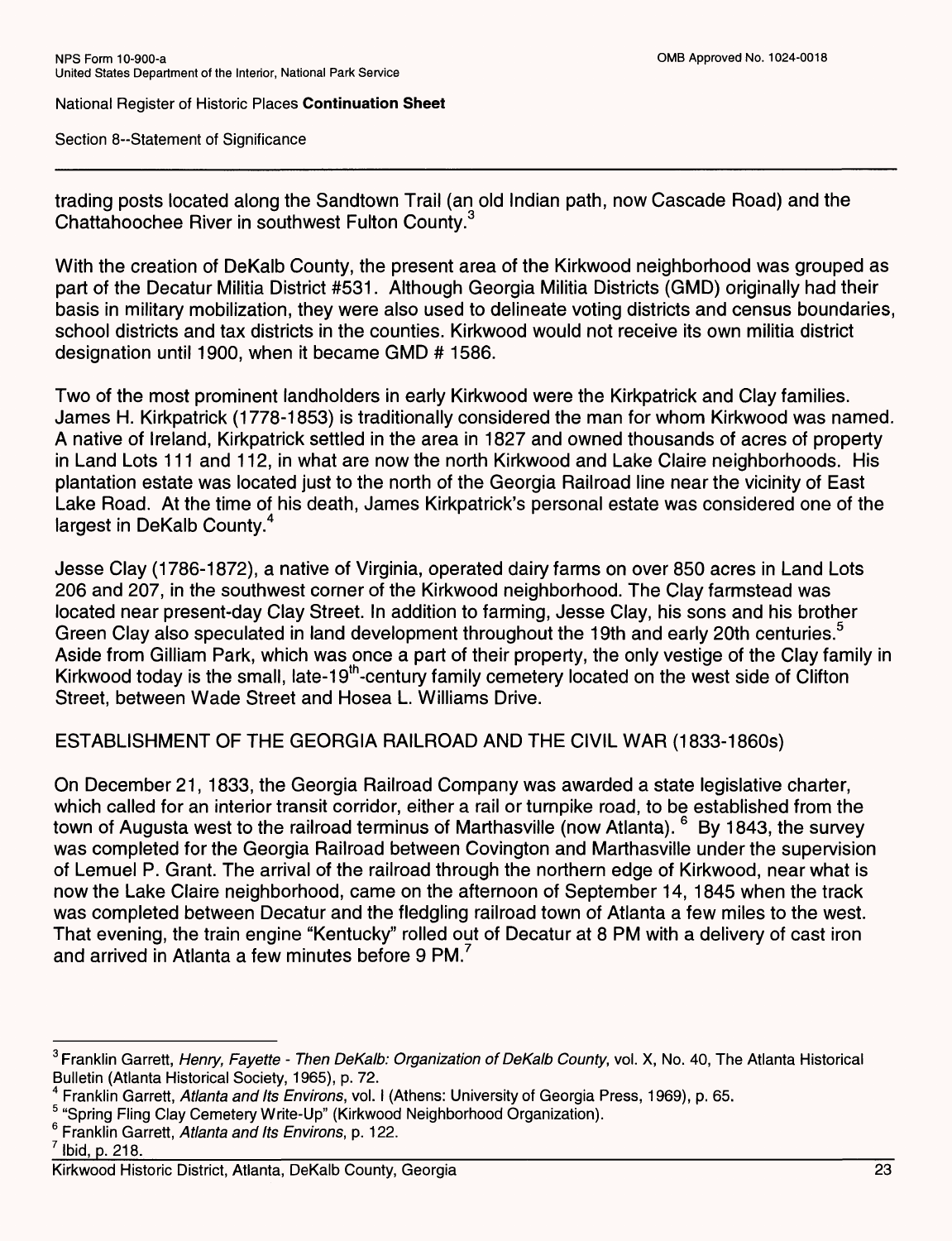trading posts located along the Sandtown Trail (an old Indian path, now Cascade Road) and the Chattahoochee River in southwest Fulton County.[3]

With the creation of DeKalb County, the present area of the Kirkwood neighborhood was grouped as part of the Decatur Militia District #531. Although Georgia Militia Districts (GMD) originally had their basis in military mobilization, they were also used to delineate voting districts and census boundaries, school districts and tax districts in the counties. Kirkwood would not receive its own militia district designation until 1900, when it became GMD # 1586.

Two of the most prominent landholders in early Kirkwood were the Kirkpatrick and Clay families. James H. Kirkpatrick (1778-1853) is traditionally considered the man for whom Kirkwood was named. A native of Ireland, Kirkpatrick settled in the area in 1827 and owned thousands of acres of property in Land Lots 111 and 112, in what are now the north Kirkwood and Lake Claire neighborhoods. His plantation estate was located just to the north of the Georgia Railroad line near the vicinity of East Lake Road. At the time of his death, James Kirkpatrick's personal estate was considered one of the largest in DeKalb County.[4]

Jesse Clay (1786-1872), a native of Virginia, operated dairy farms on over 850 acres in Land Lots 206 and 207, in the southwest corner of the Kirkwood neighborhood. The Clay farmstead was located near present-day Clay Street. In addition to farming, Jesse Clay, his sons and his brother Green Clay also speculated in land development throughout the 19th and early 20th centuries.[5] Aside from Gilliam Park, which was once a part of their property, the only vestige of the Clay family in Kirkwood today is the small, late-19th-century family cemetery located on the west side of Clifton Street, between Wade Street and Hosea L. Williams Drive.

## ESTABLISHMENT OF THE GEORGIA RAILROAD AND THE CIVIL WAR (1833-1860s)

On December 21, 1833, the Georgia Railroad Company was awarded a state legislative charter, which called for an interior transit corridor, either a rail or turnpike road, to be established from the town of Augusta west to the railroad terminus of Marthasville (now Atlanta).[6] By 1843, the survey was completed for the Georgia Railroad between Covington and Marthasville under the supervision of Lemuel P. Grant. The arrival of the railroad through the northern edge of Kirkwood, near what is now the Lake Claire neighborhood, came on the afternoon of September 14, 1845 when the track was completed between Decatur and the fledgling railroad town of Atlanta a few miles to the west. That evening, the train engine "Kentucky" rolled out of Decatur at 8 PM with a delivery of cast iron and arrived in Atlanta a few minutes before 9 PM.[7]

---

[3] Franklin Garrett, *Henry, Fayette - Then DeKalb: Organization of DeKalb County*, vol. X, No. 40, The Atlanta Historical Bulletin (Atlanta Historical Society, 1965), p. 72.

[4] Franklin Garrett, *Atlanta and Its Environs*, vol. I (Athens: University of Georgia Press, 1969), p. 65.

[5] "Spring Fling Clay Cemetery Write-Up" (Kirkwood Neighborhood Organization).

[6] Franklin Garrett, *Atlanta and Its Environs*, p. 122.

[7] Ibid, p. 218.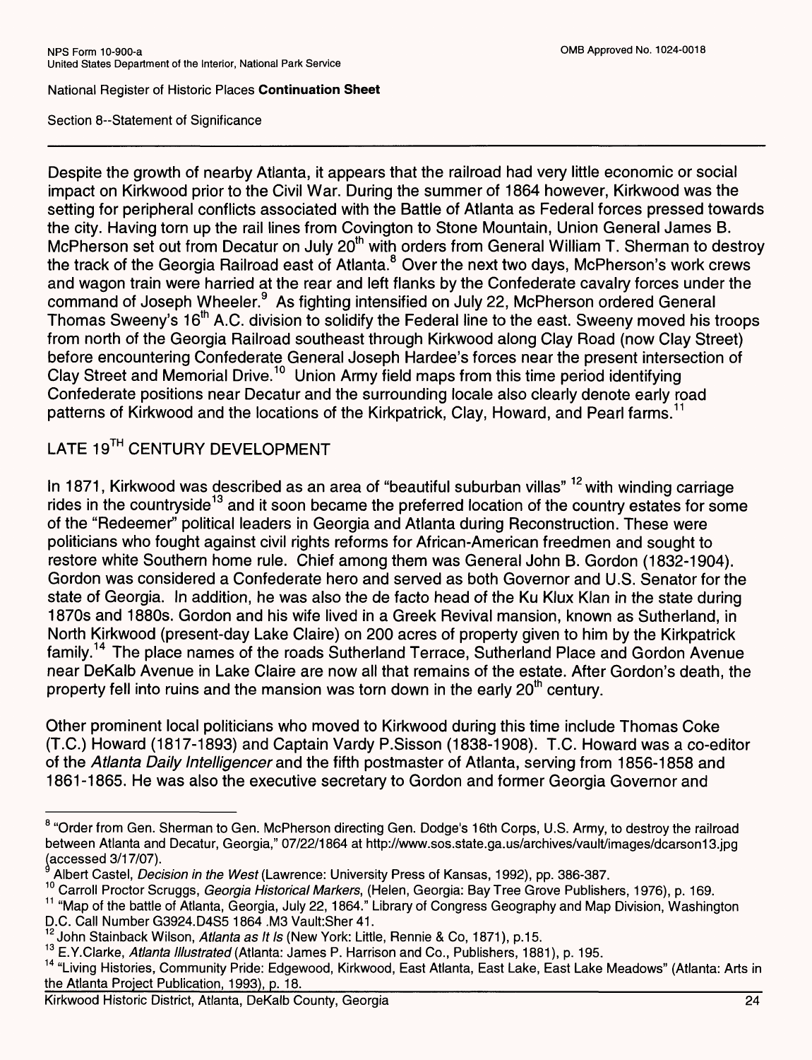Despite the growth of nearby Atlanta, it appears that the railroad had very little economic or social impact on Kirkwood prior to the Civil War. During the summer of 1864 however, Kirkwood was the setting for peripheral conflicts associated with the Battle of Atlanta as Federal forces pressed towards the city. Having torn up the rail lines from Covington to Stone Mountain, Union General James B. McPherson set out from Decatur on July 20th with orders from General William T. Sherman to destroy the track of the Georgia Railroad east of Atlanta.[8] Over the next two days, McPherson's work crews and wagon train were harried at the rear and left flanks by the Confederate cavalry forces under the command of Joseph Wheeler.[9] As fighting intensified on July 22, McPherson ordered General Thomas Sweeny's 16th A.C. division to solidify the Federal line to the east. Sweeny moved his troops from north of the Georgia Railroad southeast through Kirkwood along Clay Road (now Clay Street) before encountering Confederate General Joseph Hardee's forces near the present intersection of Clay Street and Memorial Drive.[10] Union Army field maps from this time period identifying Confederate positions near Decatur and the surrounding locale also clearly denote early road patterns of Kirkwood and the locations of the Kirkpatrick, Clay, Howard, and Pearl farms.[11]

## LATE 19TH CENTURY DEVELOPMENT

In 1871, Kirkwood was described as an area of "beautiful suburban villas" [12] with winding carriage rides in the countryside[13] and it soon became the preferred location of the country estates for some of the "Redeemer" political leaders in Georgia and Atlanta during Reconstruction. These were politicians who fought against civil rights reforms for African-American freedmen and sought to restore white Southern home rule. Chief among them was General John B. Gordon (1832-1904). Gordon was considered a Confederate hero and served as both Governor and U.S. Senator for the state of Georgia. In addition, he was also the de facto head of the Ku Klux Klan in the state during 1870s and 1880s. Gordon and his wife lived in a Greek Revival mansion, known as Sutherland, in North Kirkwood (present-day Lake Claire) on 200 acres of property given to him by the Kirkpatrick family.[14] The place names of the roads Sutherland Terrace, Sutherland Place and Gordon Avenue near DeKalb Avenue in Lake Claire are now all that remains of the estate. After Gordon's death, the property fell into ruins and the mansion was torn down in the early 20th century.

Other prominent local politicians who moved to Kirkwood during this time include Thomas Coke (T.C.) Howard (1817-1893) and Captain Vardy P.Sisson (1838-1908). T.C. Howard was a co-editor of the *Atlanta Daily Intelligencer* and the fifth postmaster of Atlanta, serving from 1856-1858 and 1861-1865. He was also the executive secretary to Gordon and former Georgia Governor and

---

[8] "Order from Gen. Sherman to Gen. McPherson directing Gen. Dodge's 16th Corps, U.S. Army, to destroy the railroad between Atlanta and Decatur, Georgia," 07/22/1864 at http://www.sos.state.ga.us/archives/vault/images/dcarson13.jpg (accessed 3/17/07).

[9] Albert Castel, *Decision in the West* (Lawrence: University Press of Kansas, 1992), pp. 386-387.

[10] Carroll Proctor Scruggs, *Georgia Historical Markers*, (Helen, Georgia: Bay Tree Grove Publishers, 1976), p. 169.

[11] "Map of the battle of Atlanta, Georgia, July 22, 1864." Library of Congress Geography and Map Division, Washington D.C. Call Number G3924.D4S5 1864 .M3 Vault:Sher 41.

[12] John Stainback Wilson, *Atlanta as It Is* (New York: Little, Rennie & Co, 1871), p.15.

[13] E.Y.Clarke, *Atlanta Illustrated* (Atlanta: James P. Harrison and Co., Publishers, 1881), p. 195.

[14] "Living Histories, Community Pride: Edgewood, Kirkwood, East Atlanta, East Lake, East Lake Meadows" (Atlanta: Arts in the Atlanta Project Publication, 1993), p. 18.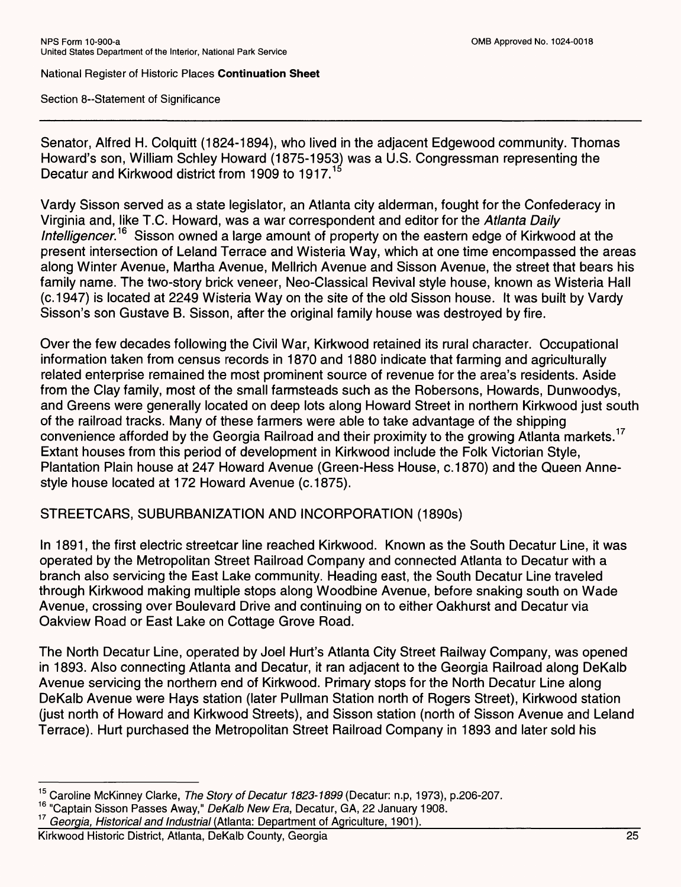Senator, Alfred H. Colquitt (1824-1894), who lived in the adjacent Edgewood community. Thomas Howard's son, William Schley Howard (1875-1953) was a U.S. Congressman representing the Decatur and Kirkwood district from 1909 to 1917.[15]

Vardy Sisson served as a state legislator, an Atlanta city alderman, fought for the Confederacy in Virginia and, like T.C. Howard, was a war correspondent and editor for the *Atlanta Daily Intelligencer*.[16] Sisson owned a large amount of property on the eastern edge of Kirkwood at the present intersection of Leland Terrace and Wisteria Way, which at one time encompassed the areas along Winter Avenue, Martha Avenue, Mellrich Avenue and Sisson Avenue, the street that bears his family name. The two-story brick veneer, Neo-Classical Revival style house, known as Wisteria Hall (c.1947) is located at 2249 Wisteria Way on the site of the old Sisson house. It was built by Vardy Sisson's son Gustave B. Sisson, after the original family house was destroyed by fire.

Over the few decades following the Civil War, Kirkwood retained its rural character. Occupational information taken from census records in 1870 and 1880 indicate that farming and agriculturally related enterprise remained the most prominent source of revenue for the area's residents. Aside from the Clay family, most of the small farmsteads such as the Robersons, Howards, Dunwoodys, and Greens were generally located on deep lots along Howard Street in northern Kirkwood just south of the railroad tracks. Many of these farmers were able to take advantage of the shipping convenience afforded by the Georgia Railroad and their proximity to the growing Atlanta markets.[17] Extant houses from this period of development in Kirkwood include the Folk Victorian Style, Plantation Plain house at 247 Howard Avenue (Green-Hess House, c.1870) and the Queen Anne-style house located at 172 Howard Avenue (c.1875).

## STREETCARS, SUBURBANIZATION AND INCORPORATION (1890s)

In 1891, the first electric streetcar line reached Kirkwood. Known as the South Decatur Line, it was operated by the Metropolitan Street Railroad Company and connected Atlanta to Decatur with a branch also servicing the East Lake community. Heading east, the South Decatur Line traveled through Kirkwood making multiple stops along Woodbine Avenue, before snaking south on Wade Avenue, crossing over Boulevard Drive and continuing on to either Oakhurst and Decatur via Oakview Road or East Lake on Cottage Grove Road.

The North Decatur Line, operated by Joel Hurt's Atlanta City Street Railway Company, was opened in 1893. Also connecting Atlanta and Decatur, it ran adjacent to the Georgia Railroad along DeKalb Avenue servicing the northern end of Kirkwood. Primary stops for the North Decatur Line along DeKalb Avenue were Hays station (later Pullman Station north of Rogers Street), Kirkwood station (just north of Howard and Kirkwood Streets), and Sisson station (north of Sisson Avenue and Leland Terrace). Hurt purchased the Metropolitan Street Railroad Company in 1893 and later sold his

---

[15] Caroline McKinney Clarke, *The Story of Decatur 1823-1899* (Decatur: n.p, 1973), p.206-207.

[16] "Captain Sisson Passes Away," *DeKalb New Era*, Decatur, GA, 22 January 1908.

[17] *Georgia, Historical and Industrial* (Atlanta: Department of Agriculture, 1901).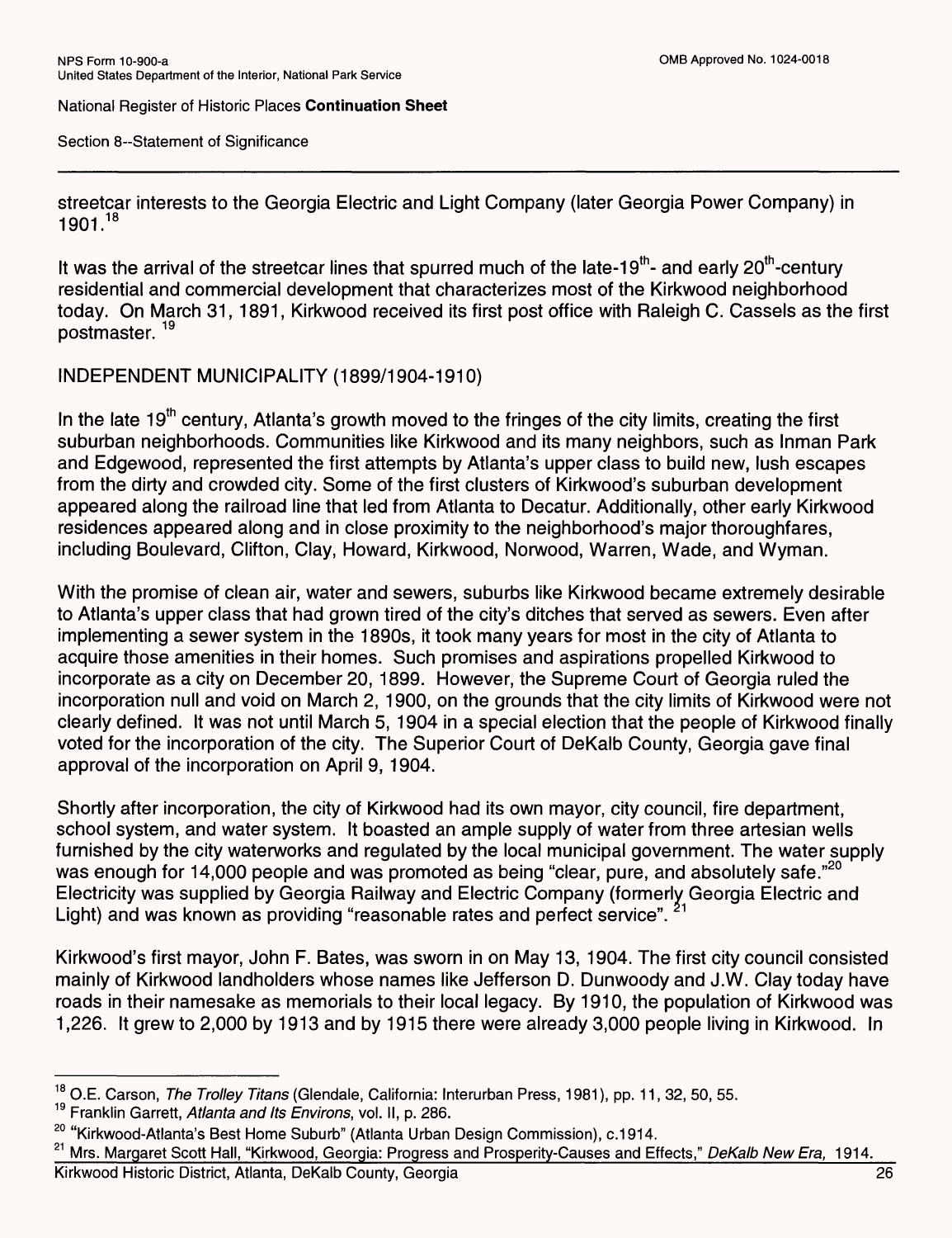streetcar interests to the Georgia Electric and Light Company (later Georgia Power Company) in 1901.[18]

It was the arrival of the streetcar lines that spurred much of the late-19$^{th}$- and early 20$^{th}$-century residential and commercial development that characterizes most of the Kirkwood neighborhood today. On March 31, 1891, Kirkwood received its first post office with Raleigh C. Cassels as the first postmaster. [19]

## INDEPENDENT MUNICIPALITY (1899/1904-1910)

In the late 19$^{th}$ century, Atlanta's growth moved to the fringes of the city limits, creating the first suburban neighborhoods. Communities like Kirkwood and its many neighbors, such as Inman Park and Edgewood, represented the first attempts by Atlanta's upper class to build new, lush escapes from the dirty and crowded city. Some of the first clusters of Kirkwood's suburban development appeared along the railroad line that led from Atlanta to Decatur. Additionally, other early Kirkwood residences appeared along and in close proximity to the neighborhood's major thoroughfares, including Boulevard, Clifton, Clay, Howard, Kirkwood, Norwood, Warren, Wade, and Wyman.

With the promise of clean air, water and sewers, suburbs like Kirkwood became extremely desirable to Atlanta's upper class that had grown tired of the city's ditches that served as sewers. Even after implementing a sewer system in the 1890s, it took many years for most in the city of Atlanta to acquire those amenities in their homes. Such promises and aspirations propelled Kirkwood to incorporate as a city on December 20, 1899. However, the Supreme Court of Georgia ruled the incorporation null and void on March 2, 1900, on the grounds that the city limits of Kirkwood were not clearly defined. It was not until March 5, 1904 in a special election that the people of Kirkwood finally voted for the incorporation of the city. The Superior Court of DeKalb County, Georgia gave final approval of the incorporation on April 9, 1904.

Shortly after incorporation, the city of Kirkwood had its own mayor, city council, fire department, school system, and water system. It boasted an ample supply of water from three artesian wells furnished by the city waterworks and regulated by the local municipal government. The water supply was enough for 14,000 people and was promoted as being "clear, pure, and absolutely safe."[20] Electricity was supplied by Georgia Railway and Electric Company (formerly Georgia Electric and Light) and was known as providing "reasonable rates and perfect service". [21]

Kirkwood's first mayor, John F. Bates, was sworn in on May 13, 1904. The first city council consisted mainly of Kirkwood landholders whose names like Jefferson D. Dunwoody and J.W. Clay today have roads in their namesake as memorials to their local legacy. By 1910, the population of Kirkwood was 1,226. It grew to 2,000 by 1913 and by 1915 there were already 3,000 people living in Kirkwood. In

---

[18] O.E. Carson, *The Trolley Titans* (Glendale, California: Interurban Press, 1981), pp. 11, 32, 50, 55.

[19] Franklin Garrett, *Atlanta and Its Environs*, vol. II, p. 286.

[20] "Kirkwood-Atlanta's Best Home Suburb" (Atlanta Urban Design Commission), c.1914.

[21] Mrs. Margaret Scott Hall, "Kirkwood, Georgia: Progress and Prosperity-Causes and Effects," *DeKalb New Era,* 1914.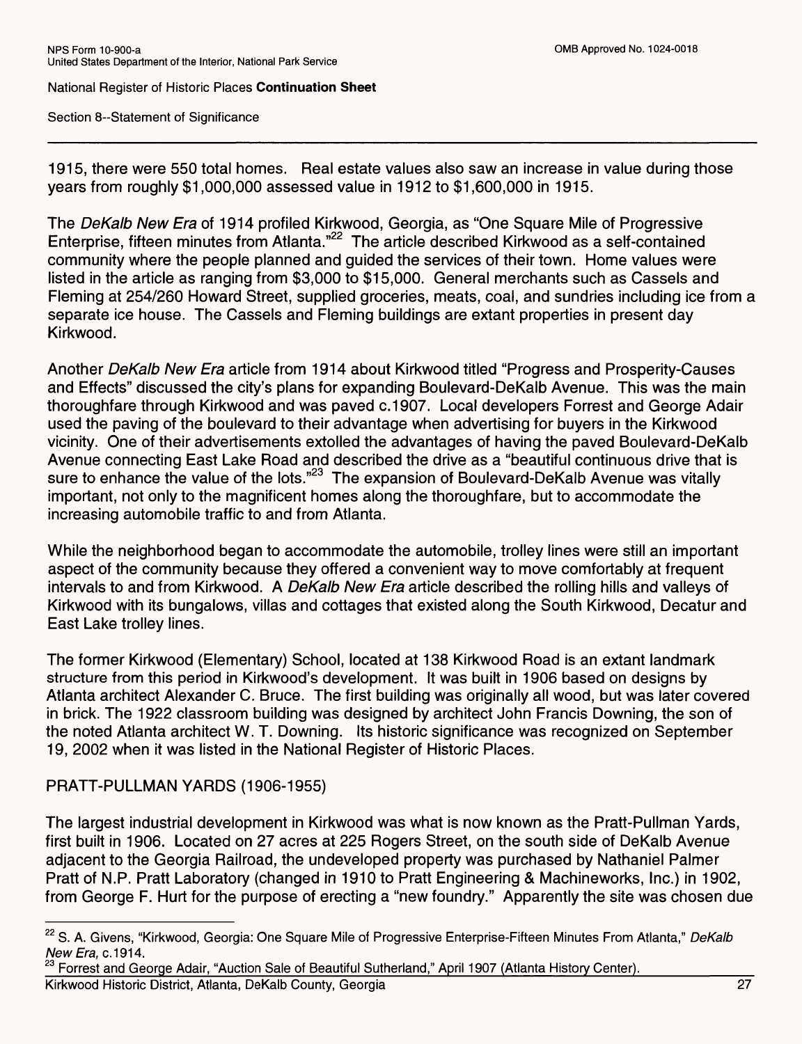1915, there were 550 total homes. Real estate values also saw an increase in value during those years from roughly $1,000,000 assessed value in 1912 to $1,600,000 in 1915.

The *DeKalb New Era* of 1914 profiled Kirkwood, Georgia, as "One Square Mile of Progressive Enterprise, fifteen minutes from Atlanta."[22] The article described Kirkwood as a self-contained community where the people planned and guided the services of their town. Home values were listed in the article as ranging from $3,000 to $15,000. General merchants such as Cassels and Fleming at 254/260 Howard Street, supplied groceries, meats, coal, and sundries including ice from a separate ice house. The Cassels and Fleming buildings are extant properties in present day Kirkwood.

Another *DeKalb New Era* article from 1914 about Kirkwood titled "Progress and Prosperity-Causes and Effects" discussed the city's plans for expanding Boulevard-DeKalb Avenue. This was the main thoroughfare through Kirkwood and was paved c.1907. Local developers Forrest and George Adair used the paving of the boulevard to their advantage when advertising for buyers in the Kirkwood vicinity. One of their advertisements extolled the advantages of having the paved Boulevard-DeKalb Avenue connecting East Lake Road and described the drive as a "beautiful continuous drive that is sure to enhance the value of the lots."[23] The expansion of Boulevard-DeKalb Avenue was vitally important, not only to the magnificent homes along the thoroughfare, but to accommodate the increasing automobile traffic to and from Atlanta.

While the neighborhood began to accommodate the automobile, trolley lines were still an important aspect of the community because they offered a convenient way to move comfortably at frequent intervals to and from Kirkwood. A *DeKalb New Era* article described the rolling hills and valleys of Kirkwood with its bungalows, villas and cottages that existed along the South Kirkwood, Decatur and East Lake trolley lines.

The former Kirkwood (Elementary) School, located at 138 Kirkwood Road is an extant landmark structure from this period in Kirkwood's development. It was built in 1906 based on designs by Atlanta architect Alexander C. Bruce. The first building was originally all wood, but was later covered in brick. The 1922 classroom building was designed by architect John Francis Downing, the son of the noted Atlanta architect W. T. Downing. Its historic significance was recognized on September 19, 2002 when it was listed in the National Register of Historic Places.

PRATT-PULLMAN YARDS (1906-1955)

The largest industrial development in Kirkwood was what is now known as the Pratt-Pullman Yards, first built in 1906. Located on 27 acres at 225 Rogers Street, on the south side of DeKalb Avenue adjacent to the Georgia Railroad, the undeveloped property was purchased by Nathaniel Palmer Pratt of N.P. Pratt Laboratory (changed in 1910 to Pratt Engineering & Machineworks, Inc.) in 1902, from George F. Hurt for the purpose of erecting a "new foundry." Apparently the site was chosen due

[22] S. A. Givens, "Kirkwood, Georgia: One Square Mile of Progressive Enterprise-Fifteen Minutes From Atlanta," *DeKalb New Era,* c.1914.

[23] Forrest and George Adair, "Auction Sale of Beautiful Sutherland," April 1907 (Atlanta History Center).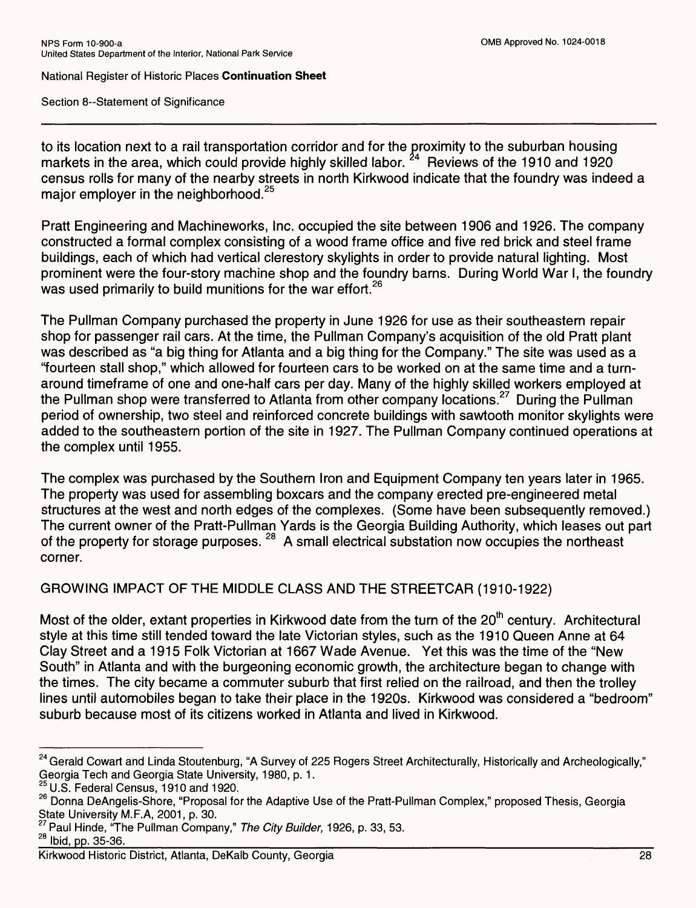to its location next to a rail transportation corridor and for the proximity to the suburban housing markets in the area, which could provide highly skilled labor.[24] Reviews of the 1910 and 1920 census rolls for many of the nearby streets in north Kirkwood indicate that the foundry was indeed a major employer in the neighborhood.[25]

Pratt Engineering and Machineworks, Inc. occupied the site between 1906 and 1926. The company constructed a formal complex consisting of a wood frame office and five red brick and steel frame buildings, each of which had vertical clerestory skylights in order to provide natural lighting. Most prominent were the four-story machine shop and the foundry barns. During World War I, the foundry was used primarily to build munitions for the war effort.[26]

The Pullman Company purchased the property in June 1926 for use as their southeastern repair shop for passenger rail cars. At the time, the Pullman Company's acquisition of the old Pratt plant was described as "a big thing for Atlanta and a big thing for the Company." The site was used as a "fourteen stall shop," which allowed for fourteen cars to be worked on at the same time and a turn-around timeframe of one and one-half cars per day. Many of the highly skilled workers employed at the Pullman shop were transferred to Atlanta from other company locations.[27] During the Pullman period of ownership, two steel and reinforced concrete buildings with sawtooth monitor skylights were added to the southeastern portion of the site in 1927. The Pullman Company continued operations at the complex until 1955.

The complex was purchased by the Southern Iron and Equipment Company ten years later in 1965. The property was used for assembling boxcars and the company erected pre-engineered metal structures at the west and north edges of the complexes. (Some have been subsequently removed.) The current owner of the Pratt-Pullman Yards is the Georgia Building Authority, which leases out part of the property for storage purposes.[28] A small electrical substation now occupies the northeast corner.

## GROWING IMPACT OF THE MIDDLE CLASS AND THE STREETCAR (1910-1922)

Most of the older, extant properties in Kirkwood date from the turn of the 20th century. Architectural style at this time still tended toward the late Victorian styles, such as the 1910 Queen Anne at 64 Clay Street and a 1915 Folk Victorian at 1667 Wade Avenue. Yet this was the time of the "New South" in Atlanta and with the burgeoning economic growth, the architecture began to change with the times. The city became a commuter suburb that first relied on the railroad, and then the trolley lines until automobiles began to take their place in the 1920s. Kirkwood was considered a "bedroom" suburb because most of its citizens worked in Atlanta and lived in Kirkwood.

---

[24] Gerald Cowart and Linda Stoutenburg, "A Survey of 225 Rogers Street Architecturally, Historically and Archeologically," Georgia Tech and Georgia State University, 1980, p. 1.

[25] U.S. Federal Census, 1910 and 1920.

[26] Donna DeAngelis-Shore, "Proposal for the Adaptive Use of the Pratt-Pullman Complex," proposed Thesis, Georgia State University M.F.A, 2001, p. 30.

[27] Paul Hinde, "The Pullman Company," *The City Builder,* 1926, p. 33, 53.

[28] Ibid, pp. 35-36.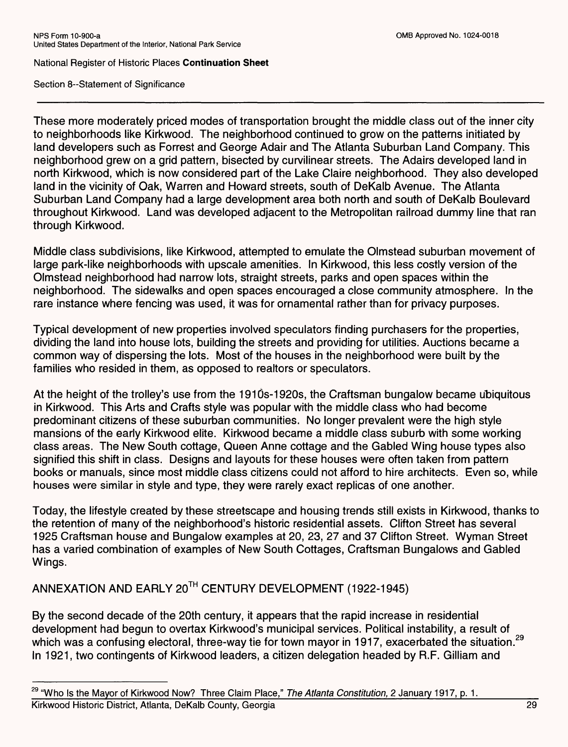These more moderately priced modes of transportation brought the middle class out of the inner city to neighborhoods like Kirkwood. The neighborhood continued to grow on the patterns initiated by land developers such as Forrest and George Adair and The Atlanta Suburban Land Company. This neighborhood grew on a grid pattern, bisected by curvilinear streets. The Adairs developed land in north Kirkwood, which is now considered part of the Lake Claire neighborhood. They also developed land in the vicinity of Oak, Warren and Howard streets, south of DeKalb Avenue. The Atlanta Suburban Land Company had a large development area both north and south of DeKalb Boulevard throughout Kirkwood. Land was developed adjacent to the Metropolitan railroad dummy line that ran through Kirkwood.

Middle class subdivisions, like Kirkwood, attempted to emulate the Olmstead suburban movement of large park-like neighborhoods with upscale amenities. In Kirkwood, this less costly version of the Olmstead neighborhood had narrow lots, straight streets, parks and open spaces within the neighborhood. The sidewalks and open spaces encouraged a close community atmosphere. In the rare instance where fencing was used, it was for ornamental rather than for privacy purposes.

Typical development of new properties involved speculators finding purchasers for the properties, dividing the land into house lots, building the streets and providing for utilities. Auctions became a common way of dispersing the lots. Most of the houses in the neighborhood were built by the families who resided in them, as opposed to realtors or speculators.

At the height of the trolley's use from the 1910s-1920s, the Craftsman bungalow became ubiquitous in Kirkwood. This Arts and Crafts style was popular with the middle class who had become predominant citizens of these suburban communities. No longer prevalent were the high style mansions of the early Kirkwood elite. Kirkwood became a middle class suburb with some working class areas. The New South cottage, Queen Anne cottage and the Gabled Wing house types also signified this shift in class. Designs and layouts for these houses were often taken from pattern books or manuals, since most middle class citizens could not afford to hire architects. Even so, while houses were similar in style and type, they were rarely exact replicas of one another.

Today, the lifestyle created by these streetscape and housing trends still exists in Kirkwood, thanks to the retention of many of the neighborhood's historic residential assets. Clifton Street has several 1925 Craftsman house and Bungalow examples at 20, 23, 27 and 37 Clifton Street. Wyman Street has a varied combination of examples of New South Cottages, Craftsman Bungalows and Gabled Wings.

## ANNEXATION AND EARLY 20TH CENTURY DEVELOPMENT (1922-1945)

By the second decade of the 20th century, it appears that the rapid increase in residential development had begun to overtax Kirkwood's municipal services. Political instability, a result of which was a confusing electoral, three-way tie for town mayor in 1917, exacerbated the situation.[29] In 1921, two contingents of Kirkwood leaders, a citizen delegation headed by R.F. Gilliam and

---

[29] "Who Is the Mayor of Kirkwood Now? Three Claim Place," *The Atlanta Constitution,* 2 January 1917, p. 1.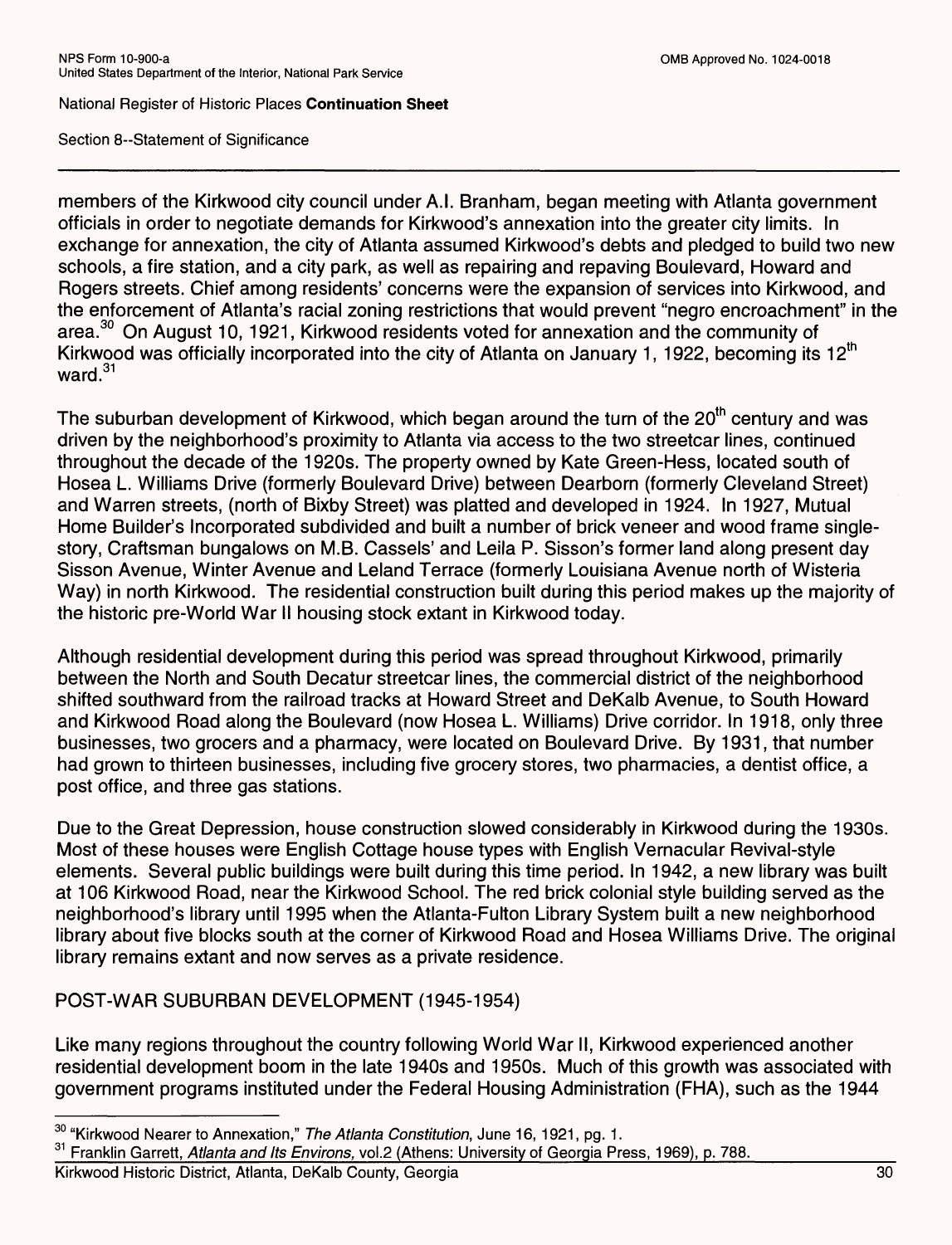members of the Kirkwood city council under A.I. Branham, began meeting with Atlanta government officials in order to negotiate demands for Kirkwood's annexation into the greater city limits. In exchange for annexation, the city of Atlanta assumed Kirkwood's debts and pledged to build two new schools, a fire station, and a city park, as well as repairing and repaving Boulevard, Howard and Rogers streets. Chief among residents' concerns were the expansion of services into Kirkwood, and the enforcement of Atlanta's racial zoning restrictions that would prevent "negro encroachment" in the area.[30] On August 10, 1921, Kirkwood residents voted for annexation and the community of Kirkwood was officially incorporated into the city of Atlanta on January 1, 1922, becoming its 12th ward.[31]

The suburban development of Kirkwood, which began around the turn of the 20th century and was driven by the neighborhood's proximity to Atlanta via access to the two streetcar lines, continued throughout the decade of the 1920s. The property owned by Kate Green-Hess, located south of Hosea L. Williams Drive (formerly Boulevard Drive) between Dearborn (formerly Cleveland Street) and Warren streets, (north of Bixby Street) was platted and developed in 1924. In 1927, Mutual Home Builder's Incorporated subdivided and built a number of brick veneer and wood frame single-story, Craftsman bungalows on M.B. Cassels' and Leila P. Sisson's former land along present day Sisson Avenue, Winter Avenue and Leland Terrace (formerly Louisiana Avenue north of Wisteria Way) in north Kirkwood. The residential construction built during this period makes up the majority of the historic pre-World War II housing stock extant in Kirkwood today.

Although residential development during this period was spread throughout Kirkwood, primarily between the North and South Decatur streetcar lines, the commercial district of the neighborhood shifted southward from the railroad tracks at Howard Street and DeKalb Avenue, to South Howard and Kirkwood Road along the Boulevard (now Hosea L. Williams) Drive corridor. In 1918, only three businesses, two grocers and a pharmacy, were located on Boulevard Drive. By 1931, that number had grown to thirteen businesses, including five grocery stores, two pharmacies, a dentist office, a post office, and three gas stations.

Due to the Great Depression, house construction slowed considerably in Kirkwood during the 1930s. Most of these houses were English Cottage house types with English Vernacular Revival-style elements. Several public buildings were built during this time period. In 1942, a new library was built at 106 Kirkwood Road, near the Kirkwood School. The red brick colonial style building served as the neighborhood's library until 1995 when the Atlanta-Fulton Library System built a new neighborhood library about five blocks south at the corner of Kirkwood Road and Hosea Williams Drive. The original library remains extant and now serves as a private residence.

## POST-WAR SUBURBAN DEVELOPMENT (1945-1954)

Like many regions throughout the country following World War II, Kirkwood experienced another residential development boom in the late 1940s and 1950s. Much of this growth was associated with government programs instituted under the Federal Housing Administration (FHA), such as the 1944

---

[30] "Kirkwood Nearer to Annexation," *The Atlanta Constitution*, June 16, 1921, pg. 1.

[31] Franklin Garrett, *Atlanta and Its Environs,* vol.2 (Athens: University of Georgia Press, 1969), p. 788.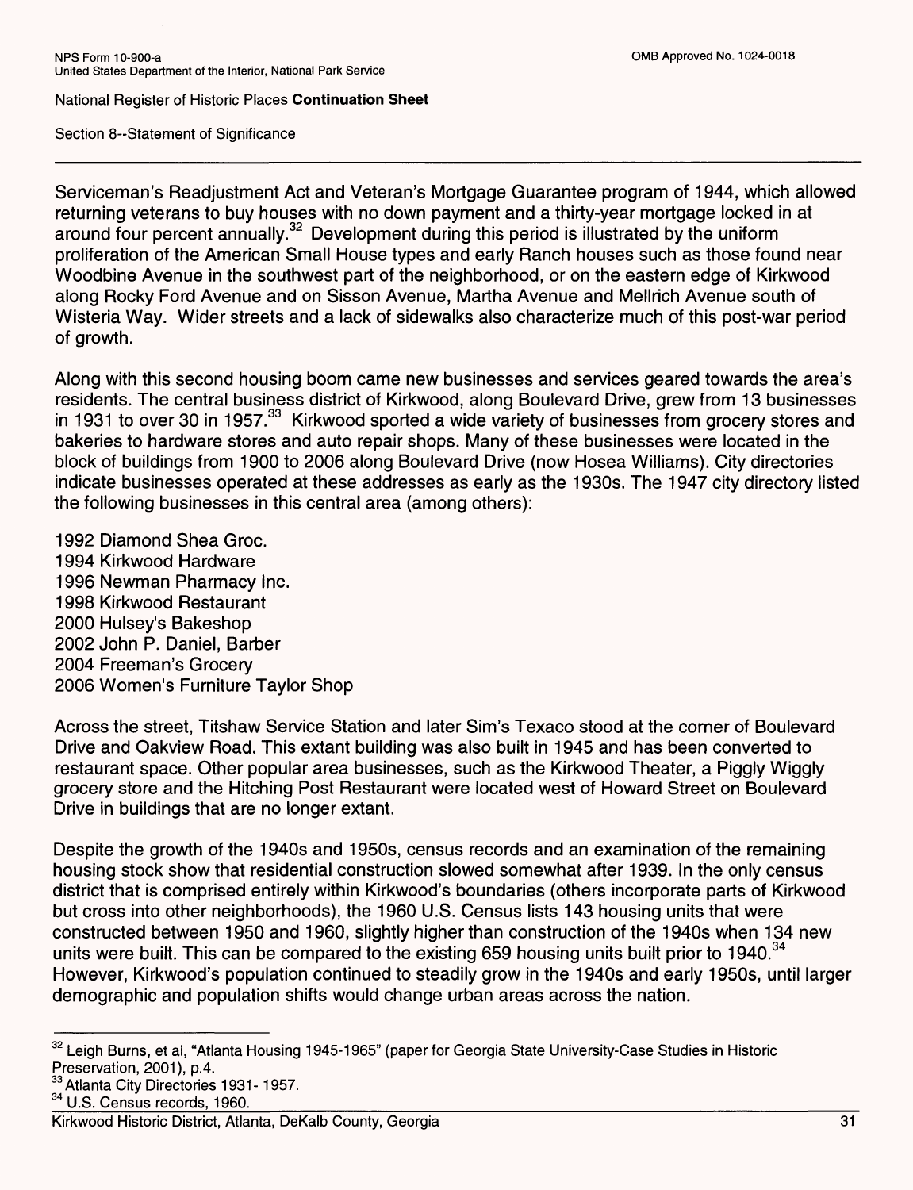Serviceman's Readjustment Act and Veteran's Mortgage Guarantee program of 1944, which allowed returning veterans to buy houses with no down payment and a thirty-year mortgage locked in at around four percent annually.[32] Development during this period is illustrated by the uniform proliferation of the American Small House types and early Ranch houses such as those found near Woodbine Avenue in the southwest part of the neighborhood, or on the eastern edge of Kirkwood along Rocky Ford Avenue and on Sisson Avenue, Martha Avenue and Mellrich Avenue south of Wisteria Way. Wider streets and a lack of sidewalks also characterize much of this post-war period of growth.

Along with this second housing boom came new businesses and services geared towards the area's residents. The central business district of Kirkwood, along Boulevard Drive, grew from 13 businesses in 1931 to over 30 in 1957.[33] Kirkwood sported a wide variety of businesses from grocery stores and bakeries to hardware stores and auto repair shops. Many of these businesses were located in the block of buildings from 1900 to 2006 along Boulevard Drive (now Hosea Williams). City directories indicate businesses operated at these addresses as early as the 1930s. The 1947 city directory listed the following businesses in this central area (among others):

1992 Diamond Shea Groc.
1994 Kirkwood Hardware
1996 Newman Pharmacy Inc.
1998 Kirkwood Restaurant
2000 Hulsey's Bakeshop
2002 John P. Daniel, Barber
2004 Freeman's Grocery
2006 Women's Furniture Taylor Shop

Across the street, Titshaw Service Station and later Sim's Texaco stood at the corner of Boulevard Drive and Oakview Road. This extant building was also built in 1945 and has been converted to restaurant space. Other popular area businesses, such as the Kirkwood Theater, a Piggly Wiggly grocery store and the Hitching Post Restaurant were located west of Howard Street on Boulevard Drive in buildings that are no longer extant.

Despite the growth of the 1940s and 1950s, census records and an examination of the remaining housing stock show that residential construction slowed somewhat after 1939. In the only census district that is comprised entirely within Kirkwood's boundaries (others incorporate parts of Kirkwood but cross into other neighborhoods), the 1960 U.S. Census lists 143 housing units that were constructed between 1950 and 1960, slightly higher than construction of the 1940s when 134 new units were built. This can be compared to the existing 659 housing units built prior to 1940.[34] However, Kirkwood's population continued to steadily grow in the 1940s and early 1950s, until larger demographic and population shifts would change urban areas across the nation.

---

[32] Leigh Burns, et al, "Atlanta Housing 1945-1965" (paper for Georgia State University-Case Studies in Historic Preservation, 2001), p.4.
[33] Atlanta City Directories 1931- 1957.
[34] U.S. Census records, 1960.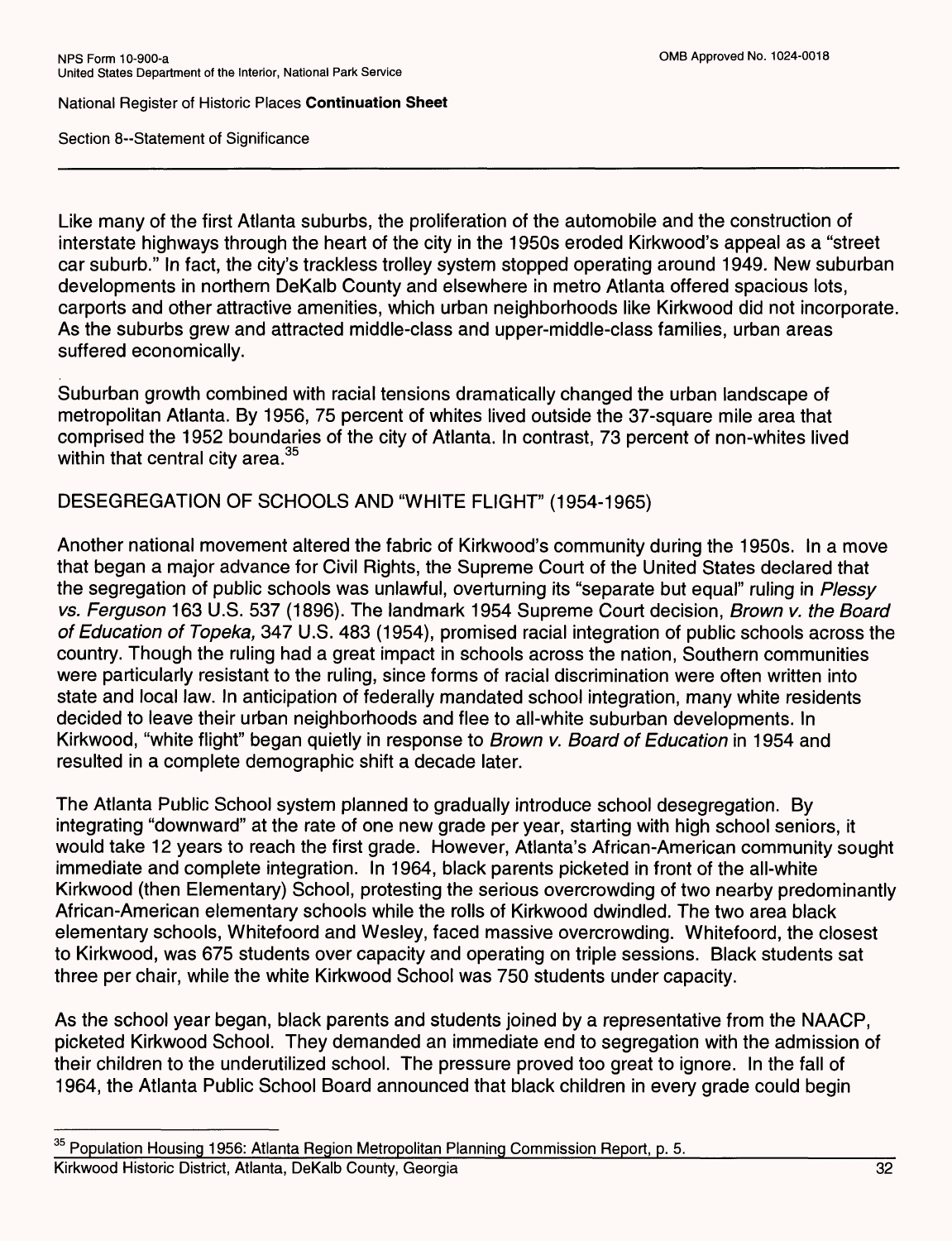Like many of the first Atlanta suburbs, the proliferation of the automobile and the construction of interstate highways through the heart of the city in the 1950s eroded Kirkwood's appeal as a "street car suburb." In fact, the city's trackless trolley system stopped operating around 1949. New suburban developments in northern DeKalb County and elsewhere in metro Atlanta offered spacious lots, carports and other attractive amenities, which urban neighborhoods like Kirkwood did not incorporate. As the suburbs grew and attracted middle-class and upper-middle-class families, urban areas suffered economically.

Suburban growth combined with racial tensions dramatically changed the urban landscape of metropolitan Atlanta. By 1956, 75 percent of whites lived outside the 37-square mile area that comprised the 1952 boundaries of the city of Atlanta. In contrast, 73 percent of non-whites lived within that central city area.[35]

## DESEGREGATION OF SCHOOLS AND "WHITE FLIGHT" (1954-1965)

Another national movement altered the fabric of Kirkwood's community during the 1950s. In a move that began a major advance for Civil Rights, the Supreme Court of the United States declared that the segregation of public schools was unlawful, overturning its "separate but equal" ruling in *Plessy vs. Ferguson* 163 U.S. 537 (1896). The landmark 1954 Supreme Court decision, *Brown v. the Board of Education of Topeka,* 347 U.S. 483 (1954), promised racial integration of public schools across the country. Though the ruling had a great impact in schools across the nation, Southern communities were particularly resistant to the ruling, since forms of racial discrimination were often written into state and local law. In anticipation of federally mandated school integration, many white residents decided to leave their urban neighborhoods and flee to all-white suburban developments. In Kirkwood, "white flight" began quietly in response to *Brown v. Board of Education* in 1954 and resulted in a complete demographic shift a decade later.

The Atlanta Public School system planned to gradually introduce school desegregation. By integrating "downward" at the rate of one new grade per year, starting with high school seniors, it would take 12 years to reach the first grade. However, Atlanta's African-American community sought immediate and complete integration. In 1964, black parents picketed in front of the all-white Kirkwood (then Elementary) School, protesting the serious overcrowding of two nearby predominantly African-American elementary schools while the rolls of Kirkwood dwindled. The two area black elementary schools, Whitefoord and Wesley, faced massive overcrowding. Whitefoord, the closest to Kirkwood, was 675 students over capacity and operating on triple sessions. Black students sat three per chair, while the white Kirkwood School was 750 students under capacity.

As the school year began, black parents and students joined by a representative from the NAACP, picketed Kirkwood School. They demanded an immediate end to segregation with the admission of their children to the underutilized school. The pressure proved too great to ignore. In the fall of 1964, the Atlanta Public School Board announced that black children in every grade could begin

[35] Population Housing 1956: Atlanta Region Metropolitan Planning Commission Report, p. 5.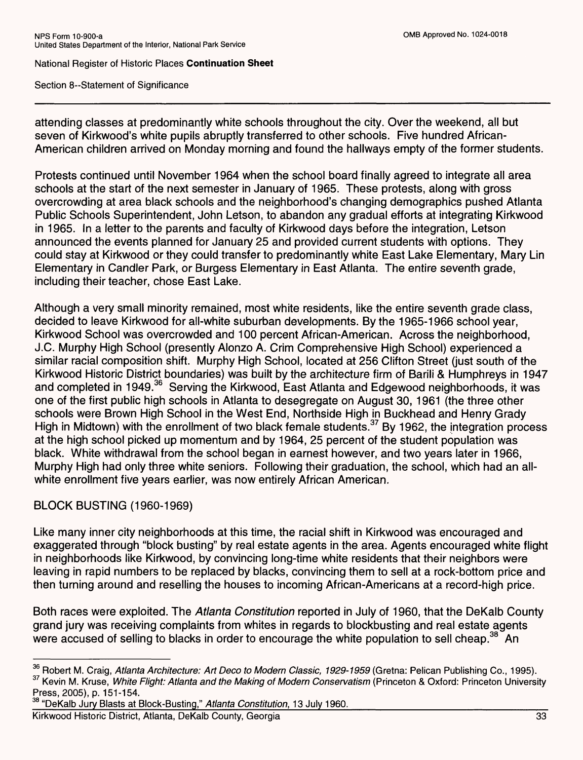attending classes at predominantly white schools throughout the city. Over the weekend, all but seven of Kirkwood's white pupils abruptly transferred to other schools. Five hundred African-American children arrived on Monday morning and found the hallways empty of the former students.

Protests continued until November 1964 when the school board finally agreed to integrate all area schools at the start of the next semester in January of 1965. These protests, along with gross overcrowding at area black schools and the neighborhood's changing demographics pushed Atlanta Public Schools Superintendent, John Letson, to abandon any gradual efforts at integrating Kirkwood in 1965. In a letter to the parents and faculty of Kirkwood days before the integration, Letson announced the events planned for January 25 and provided current students with options. They could stay at Kirkwood or they could transfer to predominantly white East Lake Elementary, Mary Lin Elementary in Candler Park, or Burgess Elementary in East Atlanta. The entire seventh grade, including their teacher, chose East Lake.

Although a very small minority remained, most white residents, like the entire seventh grade class, decided to leave Kirkwood for all-white suburban developments. By the 1965-1966 school year, Kirkwood School was overcrowded and 100 percent African-American. Across the neighborhood, J.C. Murphy High School (presently Alonzo A. Crim Comprehensive High School) experienced a similar racial composition shift. Murphy High School, located at 256 Clifton Street (just south of the Kirkwood Historic District boundaries) was built by the architecture firm of Barili & Humphreys in 1947 and completed in 1949.[36] Serving the Kirkwood, East Atlanta and Edgewood neighborhoods, it was one of the first public high schools in Atlanta to desegregate on August 30, 1961 (the three other schools were Brown High School in the West End, Northside High in Buckhead and Henry Grady High in Midtown) with the enrollment of two black female students.[37] By 1962, the integration process at the high school picked up momentum and by 1964, 25 percent of the student population was black. White withdrawal from the school began in earnest however, and two years later in 1966, Murphy High had only three white seniors. Following their graduation, the school, which had an all-white enrollment five years earlier, was now entirely African American.

## BLOCK BUSTING (1960-1969)

Like many inner city neighborhoods at this time, the racial shift in Kirkwood was encouraged and exaggerated through "block busting" by real estate agents in the area. Agents encouraged white flight in neighborhoods like Kirkwood, by convincing long-time white residents that their neighbors were leaving in rapid numbers to be replaced by blacks, convincing them to sell at a rock-bottom price and then turning around and reselling the houses to incoming African-Americans at a record-high price.

Both races were exploited. The *Atlanta Constitution* reported in July of 1960, that the DeKalb County grand jury was receiving complaints from whites in regards to blockbusting and real estate agents were accused of selling to blacks in order to encourage the white population to sell cheap.[38] An

---

[36] Robert M. Craig, *Atlanta Architecture: Art Deco to Modern Classic, 1929-1959* (Gretna: Pelican Publishing Co., 1995).

[37] Kevin M. Kruse, *White Flight: Atlanta and the Making of Modern Conservatism* (Princeton & Oxford: Princeton University Press, 2005), p. 151-154.

[38] "DeKalb Jury Blasts at Block-Busting," *Atlanta Constitution*, 13 July 1960.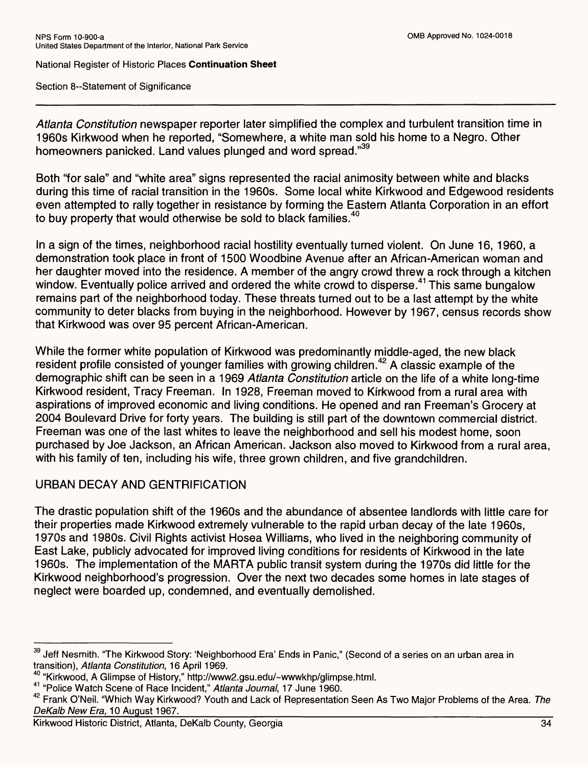*Atlanta Constitution* newspaper reporter later simplified the complex and turbulent transition time in 1960s Kirkwood when he reported, "Somewhere, a white man sold his home to a Negro. Other homeowners panicked. Land values plunged and word spread."[39]

Both "for sale" and "white area" signs represented the racial animosity between white and blacks during this time of racial transition in the 1960s. Some local white Kirkwood and Edgewood residents even attempted to rally together in resistance by forming the Eastern Atlanta Corporation in an effort to buy property that would otherwise be sold to black families.[40]

In a sign of the times, neighborhood racial hostility eventually turned violent. On June 16, 1960, a demonstration took place in front of 1500 Woodbine Avenue after an African-American woman and her daughter moved into the residence. A member of the angry crowd threw a rock through a kitchen window. Eventually police arrived and ordered the white crowd to disperse.[41] This same bungalow remains part of the neighborhood today. These threats turned out to be a last attempt by the white community to deter blacks from buying in the neighborhood. However by 1967, census records show that Kirkwood was over 95 percent African-American.

While the former white population of Kirkwood was predominantly middle-aged, the new black resident profile consisted of younger families with growing children.[42] A classic example of the demographic shift can be seen in a 1969 *Atlanta Constitution* article on the life of a white long-time Kirkwood resident, Tracy Freeman. In 1928, Freeman moved to Kirkwood from a rural area with aspirations of improved economic and living conditions. He opened and ran Freeman's Grocery at 2004 Boulevard Drive for forty years. The building is still part of the downtown commercial district. Freeman was one of the last whites to leave the neighborhood and sell his modest home, soon purchased by Joe Jackson, an African American. Jackson also moved to Kirkwood from a rural area, with his family of ten, including his wife, three grown children, and five grandchildren.

## URBAN DECAY AND GENTRIFICATION

The drastic population shift of the 1960s and the abundance of absentee landlords with little care for their properties made Kirkwood extremely vulnerable to the rapid urban decay of the late 1960s, 1970s and 1980s. Civil Rights activist Hosea Williams, who lived in the neighboring community of East Lake, publicly advocated for improved living conditions for residents of Kirkwood in the late 1960s. The implementation of the MARTA public transit system during the 1970s did little for the Kirkwood neighborhood's progression. Over the next two decades some homes in late stages of neglect were boarded up, condemned, and eventually demolished.

---

[39] Jeff Nesmith. "The Kirkwood Story: 'Neighborhood Era' Ends in Panic," (Second of a series on an urban area in transition), *Atlanta Constitution*, 16 April 1969.

[40] "Kirkwood, A Glimpse of History," http://www2.gsu.edu/~wwwkhp/glimpse.html.

[41] "Police Watch Scene of Race Incident," *Atlanta Journal*, 17 June 1960.

[42] Frank O'Neil. "Which Way Kirkwood? Youth and Lack of Representation Seen As Two Major Problems of the Area. *The DeKalb New Era*, 10 August 1967.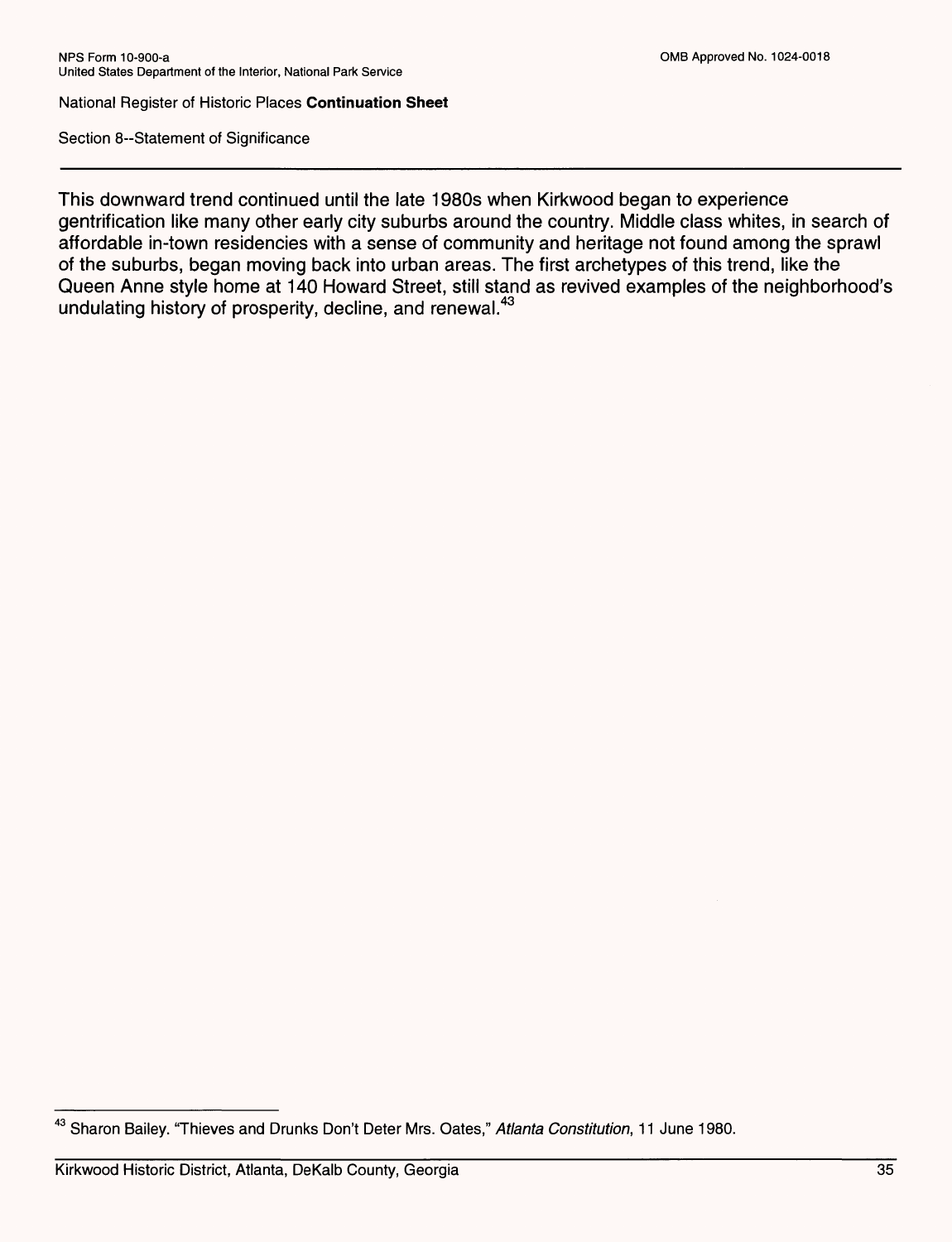This downward trend continued until the late 1980s when Kirkwood began to experience gentrification like many other early city suburbs around the country. Middle class whites, in search of affordable in-town residencies with a sense of community and heritage not found among the sprawl of the suburbs, began moving back into urban areas. The first archetypes of this trend, like the Queen Anne style home at 140 Howard Street, still stand as revived examples of the neighborhood's undulating history of prosperity, decline, and renewal.[43]

---

[43] Sharon Bailey. "Thieves and Drunks Don't Deter Mrs. Oates," *Atlanta Constitution*, 11 June 1980.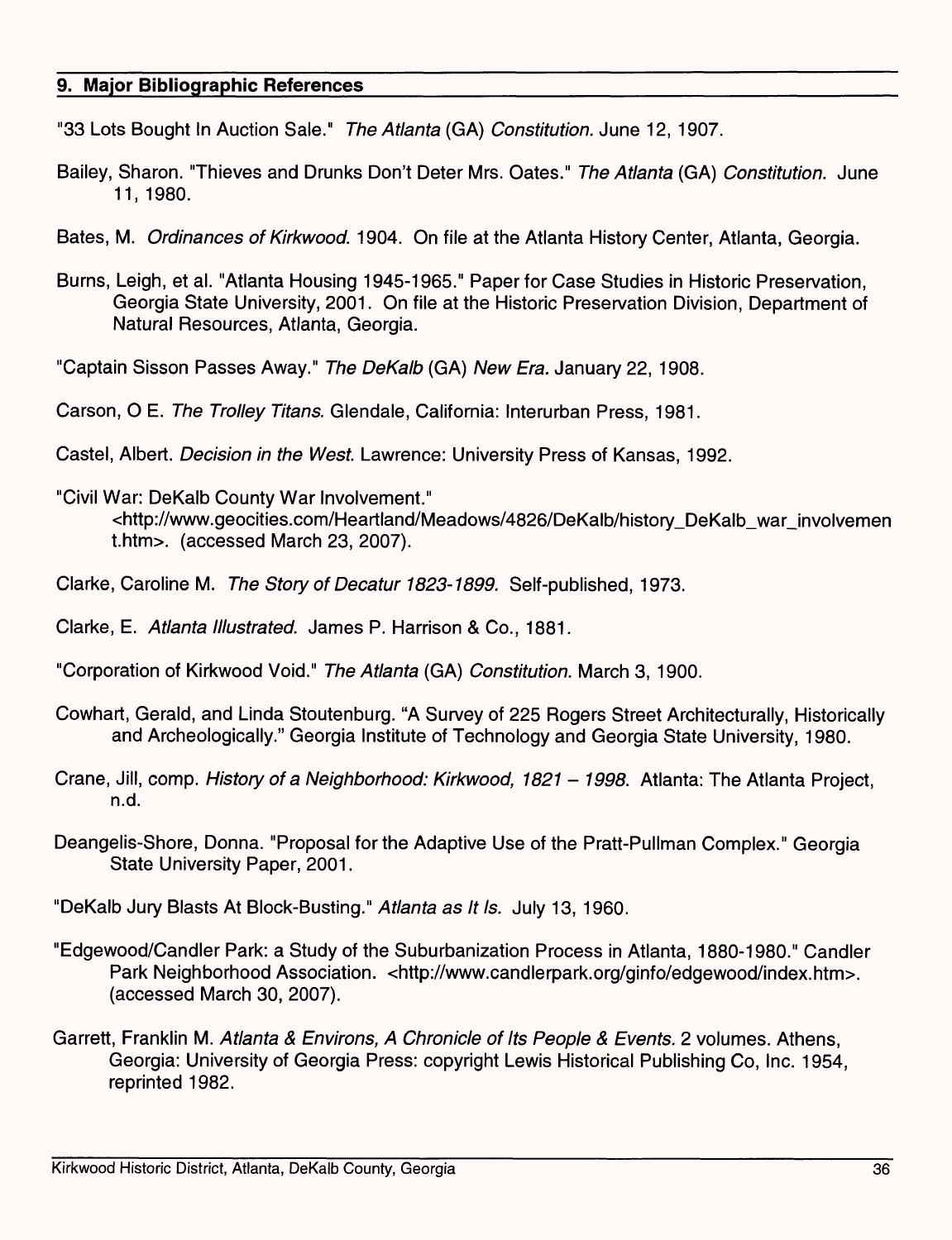## 9. Major Bibliographic References

"33 Lots Bought In Auction Sale." *The Atlanta* (GA) *Constitution.* June 12, 1907.

Bailey, Sharon. "Thieves and Drunks Don't Deter Mrs. Oates." *The Atlanta* (GA) *Constitution.* June 11, 1980.

Bates, M. *Ordinances of Kirkwood.* 1904. On file at the Atlanta History Center, Atlanta, Georgia.

Burns, Leigh, et al. "Atlanta Housing 1945-1965." Paper for Case Studies in Historic Preservation, Georgia State University, 2001. On file at the Historic Preservation Division, Department of Natural Resources, Atlanta, Georgia.

"Captain Sisson Passes Away." *The DeKalb* (GA) *New Era.* January 22, 1908.

Carson, O E. *The Trolley Titans.* Glendale, California: Interurban Press, 1981.

Castel, Albert. *Decision in the West.* Lawrence: University Press of Kansas, 1992.

"Civil War: DeKalb County War Involvement." <http://www.geocities.com/Heartland/Meadows/4826/DeKalb/history_DeKalb_war_involvement.htm>. (accessed March 23, 2007).

Clarke, Caroline M. *The Story of Decatur 1823-1899.* Self-published, 1973.

Clarke, E. *Atlanta Illustrated.* James P. Harrison & Co., 1881.

"Corporation of Kirkwood Void." *The Atlanta* (GA) *Constitution.* March 3, 1900.

Cowhart, Gerald, and Linda Stoutenburg. "A Survey of 225 Rogers Street Architecturally, Historically and Archeologically." Georgia Institute of Technology and Georgia State University, 1980.

Crane, Jill, comp. *History of a Neighborhood: Kirkwood, 1821 – 1998.* Atlanta: The Atlanta Project, n.d.

Deangelis-Shore, Donna. "Proposal for the Adaptive Use of the Pratt-Pullman Complex." Georgia State University Paper, 2001.

"DeKalb Jury Blasts At Block-Busting." *Atlanta as It Is.* July 13, 1960.

"Edgewood/Candler Park: a Study of the Suburbanization Process in Atlanta, 1880-1980." Candler Park Neighborhood Association. <http://www.candlerpark.org/ginfo/edgewood/index.htm>. (accessed March 30, 2007).

Garrett, Franklin M. *Atlanta & Environs, A Chronicle of Its People & Events.* 2 volumes. Athens, Georgia: University of Georgia Press: copyright Lewis Historical Publishing Co, Inc. 1954, reprinted 1982.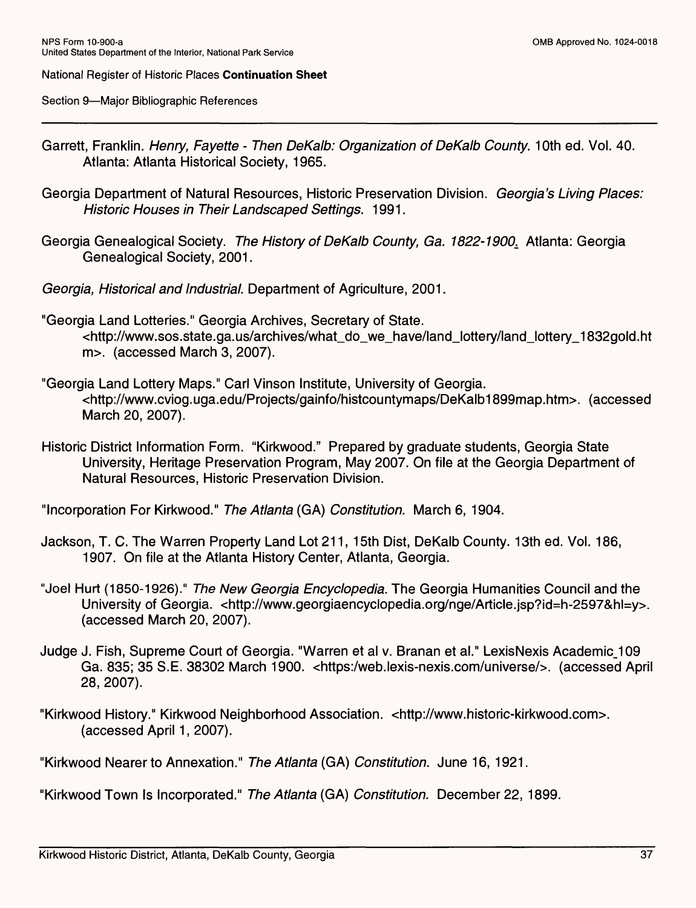National Register of Historic Places **Continuation Sheet**

Section 9—Major Bibliographic References

Garrett, Franklin. *Henry, Fayette - Then DeKalb: Organization of DeKalb County*. 10th ed. Vol. 40. Atlanta: Atlanta Historical Society, 1965.

Georgia Department of Natural Resources, Historic Preservation Division. *Georgia's Living Places: Historic Houses in Their Landscaped Settings.* 1991.

Georgia Genealogical Society. *The History of DeKalb County, Ga. 1822-1900*. Atlanta: Georgia Genealogical Society, 2001.

*Georgia, Historical and Industrial*. Department of Agriculture, 2001.

"Georgia Land Lotteries." Georgia Archives, Secretary of State. <http://www.sos.state.ga.us/archives/what_do_we_have/land_lottery/land_lottery_1832gold.htm>. (accessed March 3, 2007).

"Georgia Land Lottery Maps." Carl Vinson Institute, University of Georgia. <http://www.cviog.uga.edu/Projects/gainfo/histcountymaps/DeKalb1899map.htm>. (accessed March 20, 2007).

Historic District Information Form. "Kirkwood." Prepared by graduate students, Georgia State University, Heritage Preservation Program, May 2007. On file at the Georgia Department of Natural Resources, Historic Preservation Division.

"Incorporation For Kirkwood." *The Atlanta* (GA) *Constitution.* March 6, 1904.

Jackson, T. C. The Warren Property Land Lot 211, 15th Dist, DeKalb County. 13th ed. Vol. 186, 1907. On file at the Atlanta History Center, Atlanta, Georgia.

"Joel Hurt (1850-1926)." *The New Georgia Encyclopedia*. The Georgia Humanities Council and the University of Georgia. <http://www.georgiaencyclopedia.org/nge/Article.jsp?id=h-2597&hl=y>. (accessed March 20, 2007).

Judge J. Fish, Supreme Court of Georgia. "Warren et al v. Branan et al." LexisNexis Academic_109 Ga. 835; 35 S.E. 38302 March 1900. <https:/web.lexis-nexis.com/universe/>. (accessed April 28, 2007).

"Kirkwood History." Kirkwood Neighborhood Association. <http://www.historic-kirkwood.com>. (accessed April 1, 2007).

"Kirkwood Nearer to Annexation." *The Atlanta* (GA) *Constitution.* June 16, 1921.

"Kirkwood Town Is Incorporated." *The Atlanta* (GA) *Constitution.* December 22, 1899.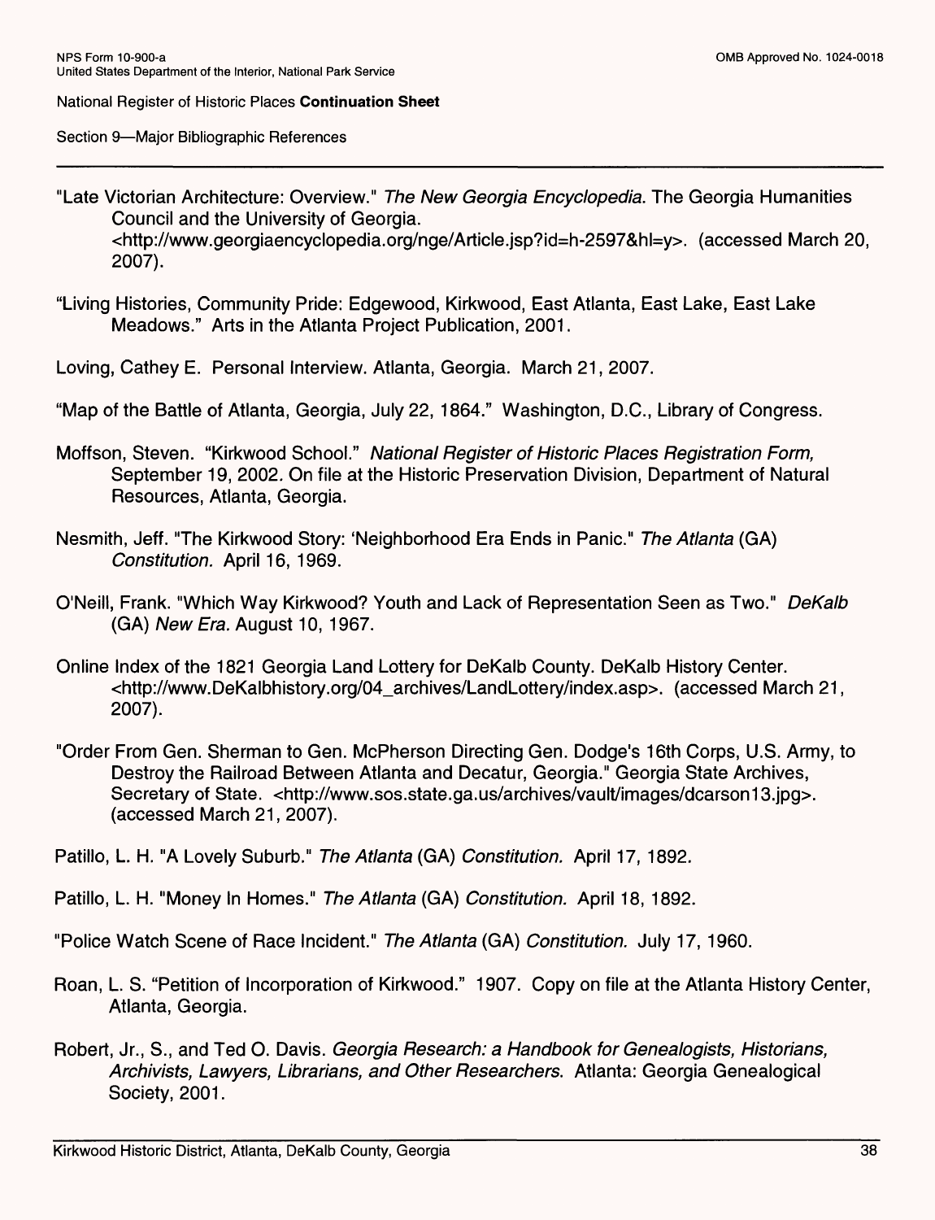"Late Victorian Architecture: Overview." *The New Georgia Encyclopedia*. The Georgia Humanities Council and the University of Georgia. <http://www.georgiaencyclopedia.org/nge/Article.jsp?id=h-2597&hl=y>. (accessed March 20, 2007).

"Living Histories, Community Pride: Edgewood, Kirkwood, East Atlanta, East Lake, East Lake Meadows." Arts in the Atlanta Project Publication, 2001.

Loving, Cathey E. Personal Interview. Atlanta, Georgia. March 21, 2007.

"Map of the Battle of Atlanta, Georgia, July 22, 1864." Washington, D.C., Library of Congress.

Moffson, Steven. "Kirkwood School." *National Register of Historic Places Registration Form,* September 19, 2002*.* On file at the Historic Preservation Division, Department of Natural Resources, Atlanta, Georgia.

Nesmith, Jeff. "The Kirkwood Story: 'Neighborhood Era Ends in Panic." *The Atlanta* (GA) *Constitution.* April 16, 1969.

O'Neill, Frank. "Which Way Kirkwood? Youth and Lack of Representation Seen as Two." *DeKalb* (GA) *New Era.* August 10, 1967.

Online Index of the 1821 Georgia Land Lottery for DeKalb County. DeKalb History Center. <http://www.DeKalbhistory.org/04_archives/LandLottery/index.asp>. (accessed March 21, 2007).

"Order From Gen. Sherman to Gen. McPherson Directing Gen. Dodge's 16th Corps, U.S. Army, to Destroy the Railroad Between Atlanta and Decatur, Georgia." Georgia State Archives, Secretary of State. <http://www.sos.state.ga.us/archives/vault/images/dcarson13.jpg>. (accessed March 21, 2007).

Patillo, L. H. "A Lovely Suburb." *The Atlanta* (GA) *Constitution.* April 17, 1892.

Patillo, L. H. "Money In Homes." *The Atlanta* (GA) *Constitution.* April 18, 1892.

"Police Watch Scene of Race Incident." *The Atlanta* (GA) *Constitution.* July 17, 1960.

Roan, L. S. "Petition of Incorporation of Kirkwood." 1907. Copy on file at the Atlanta History Center, Atlanta, Georgia.

Robert, Jr., S., and Ted O. Davis. *Georgia Research: a Handbook for Genealogists, Historians, Archivists, Lawyers, Librarians, and Other Researchers*. Atlanta: Georgia Genealogical Society, 2001.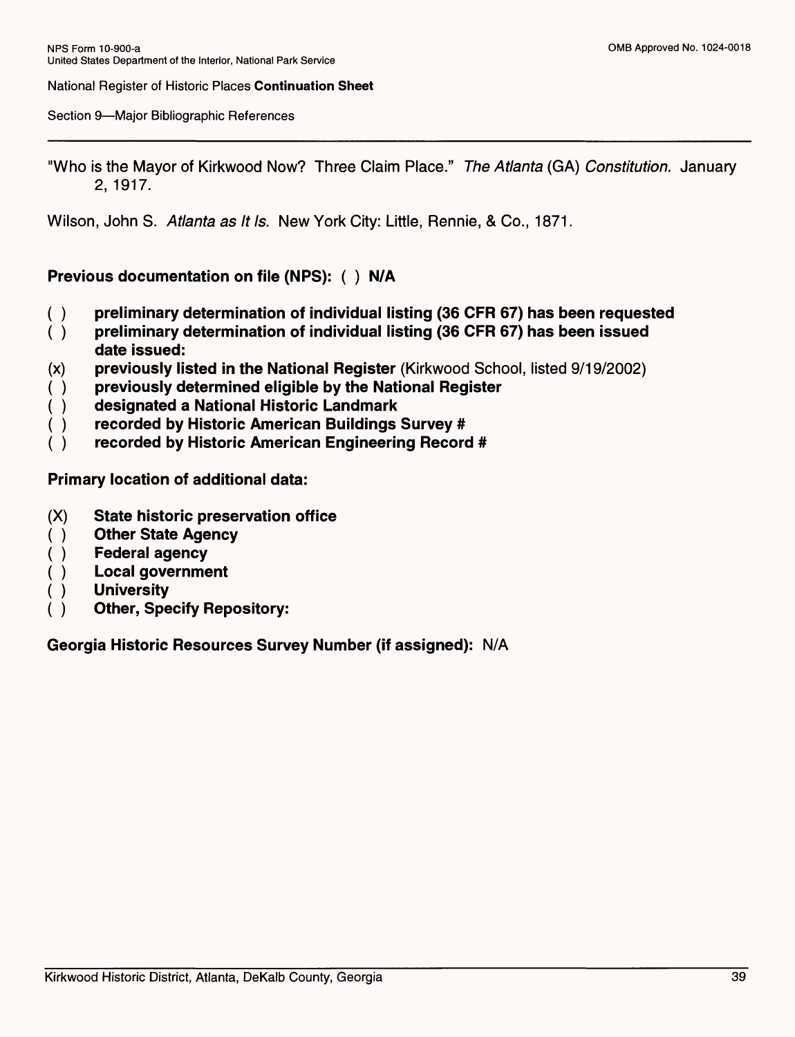"Who is the Mayor of Kirkwood Now? Three Claim Place." *The Atlanta* (GA) *Constitution.* January 2, 1917.

Wilson, John S. *Atlanta as It Is*. New York City: Little, Rennie, & Co., 1871.

**Previous documentation on file (NPS): ( ) N/A**

- ( ) **preliminary determination of individual listing (36 CFR 67) has been requested**
- ( ) **preliminary determination of individual listing (36 CFR 67) has been issued date issued:**
- (x) **previously listed in the National Register** (Kirkwood School, listed 9/19/2002)
- ( ) **previously determined eligible by the National Register**
- ( ) **designated a National Historic Landmark**
- ( ) **recorded by Historic American Buildings Survey #**
- ( ) **recorded by Historic American Engineering Record #**

**Primary location of additional data:**

- (X) **State historic preservation office**
- ( ) **Other State Agency**
- ( ) **Federal agency**
- ( ) **Local government**
- ( ) **University**
- ( ) **Other, Specify Repository:**

**Georgia Historic Resources Survey Number (if assigned):** N/A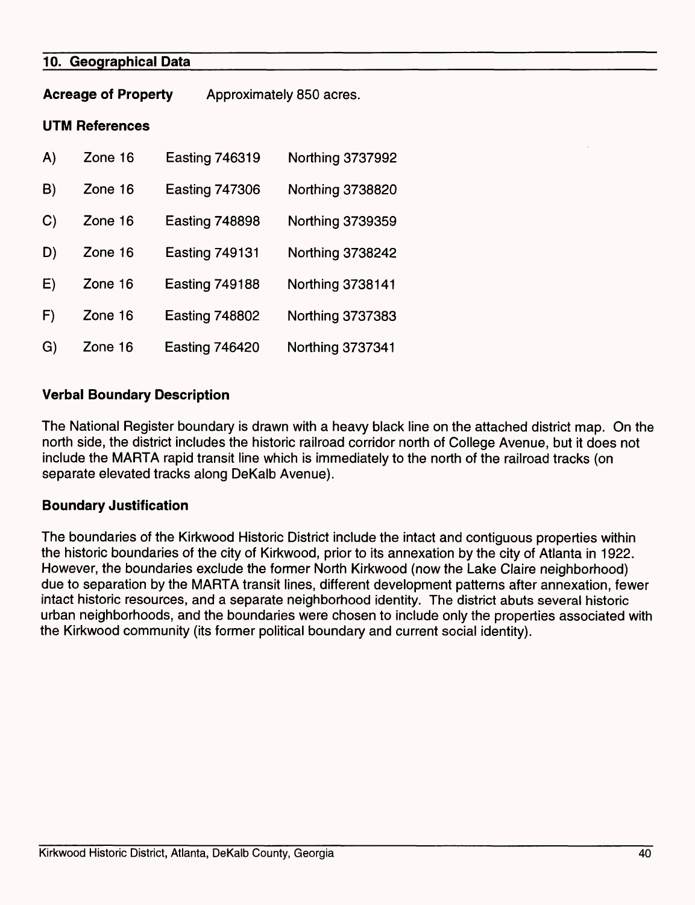## 10. Geographical Data

**Acreage of Property** Approximately 850 acres.

**UTM References**

| | | | |
|---|---|---|---|
| A) | Zone 16 | Easting 746319 | Northing 3737992 |
| B) | Zone 16 | Easting 747306 | Northing 3738820 |
| C) | Zone 16 | Easting 748898 | Northing 3739359 |
| D) | Zone 16 | Easting 749131 | Northing 3738242 |
| E) | Zone 16 | Easting 749188 | Northing 3738141 |
| F) | Zone 16 | Easting 748802 | Northing 3737383 |
| G) | Zone 16 | Easting 746420 | Northing 3737341 |

### Verbal Boundary Description

The National Register boundary is drawn with a heavy black line on the attached district map. On the north side, the district includes the historic railroad corridor north of College Avenue, but it does not include the MARTA rapid transit line which is immediately to the north of the railroad tracks (on separate elevated tracks along DeKalb Avenue).

### Boundary Justification

The boundaries of the Kirkwood Historic District include the intact and contiguous properties within the historic boundaries of the city of Kirkwood, prior to its annexation by the city of Atlanta in 1922. However, the boundaries exclude the former North Kirkwood (now the Lake Claire neighborhood) due to separation by the MARTA transit lines, different development patterns after annexation, fewer intact historic resources, and a separate neighborhood identity. The district abuts several historic urban neighborhoods, and the boundaries were chosen to include only the properties associated with the Kirkwood community (its former political boundary and current social identity).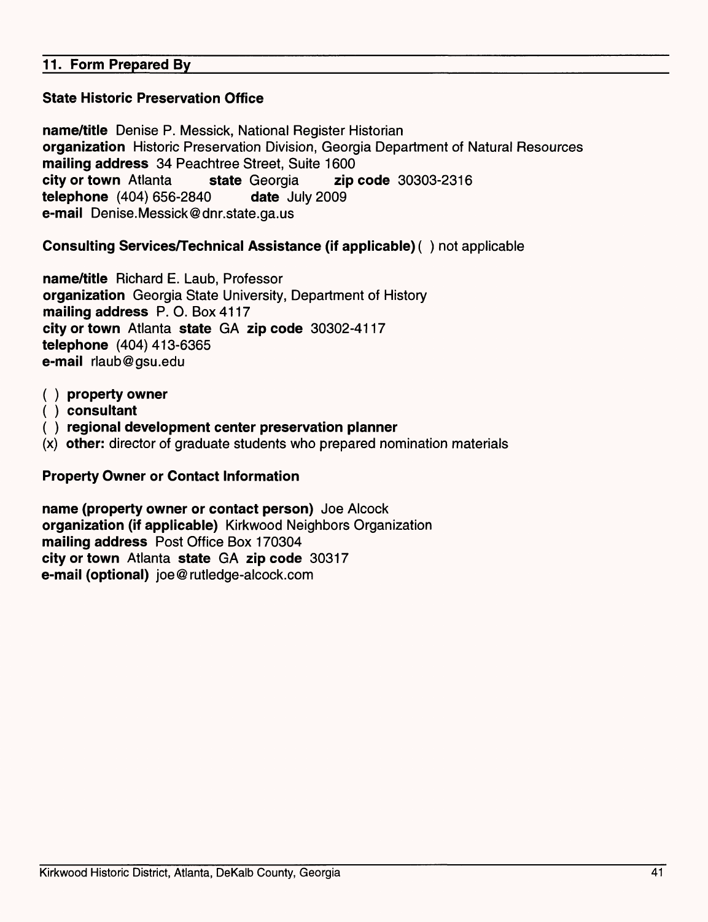## 11. Form Prepared By

### State Historic Preservation Office

**name/title** Denise P. Messick, National Register Historian
**organization** Historic Preservation Division, Georgia Department of Natural Resources
**mailing address** 34 Peachtree Street, Suite 1600
**city or town** Atlanta **state** Georgia **zip code** 30303-2316
**telephone** (404) 656-2840 **date** July 2009
**e-mail** Denise.Messick@dnr.state.ga.us

### Consulting Services/Technical Assistance (if applicable) ( ) not applicable

**name/title** Richard E. Laub, Professor
**organization** Georgia State University, Department of History
**mailing address** P. O. Box 4117
**city or town** Atlanta **state** GA **zip code** 30302-4117
**telephone** (404) 413-6365
**e-mail** rlaub@gsu.edu

( ) **property owner**
( ) **consultant**
( ) **regional development center preservation planner**
(x) **other:** director of graduate students who prepared nomination materials

### Property Owner or Contact Information

**name (property owner or contact person)** Joe Alcock
**organization (if applicable)** Kirkwood Neighbors Organization
**mailing address** Post Office Box 170304
**city or town** Atlanta **state** GA **zip code** 30317
**e-mail (optional)** joe@rutledge-alcock.com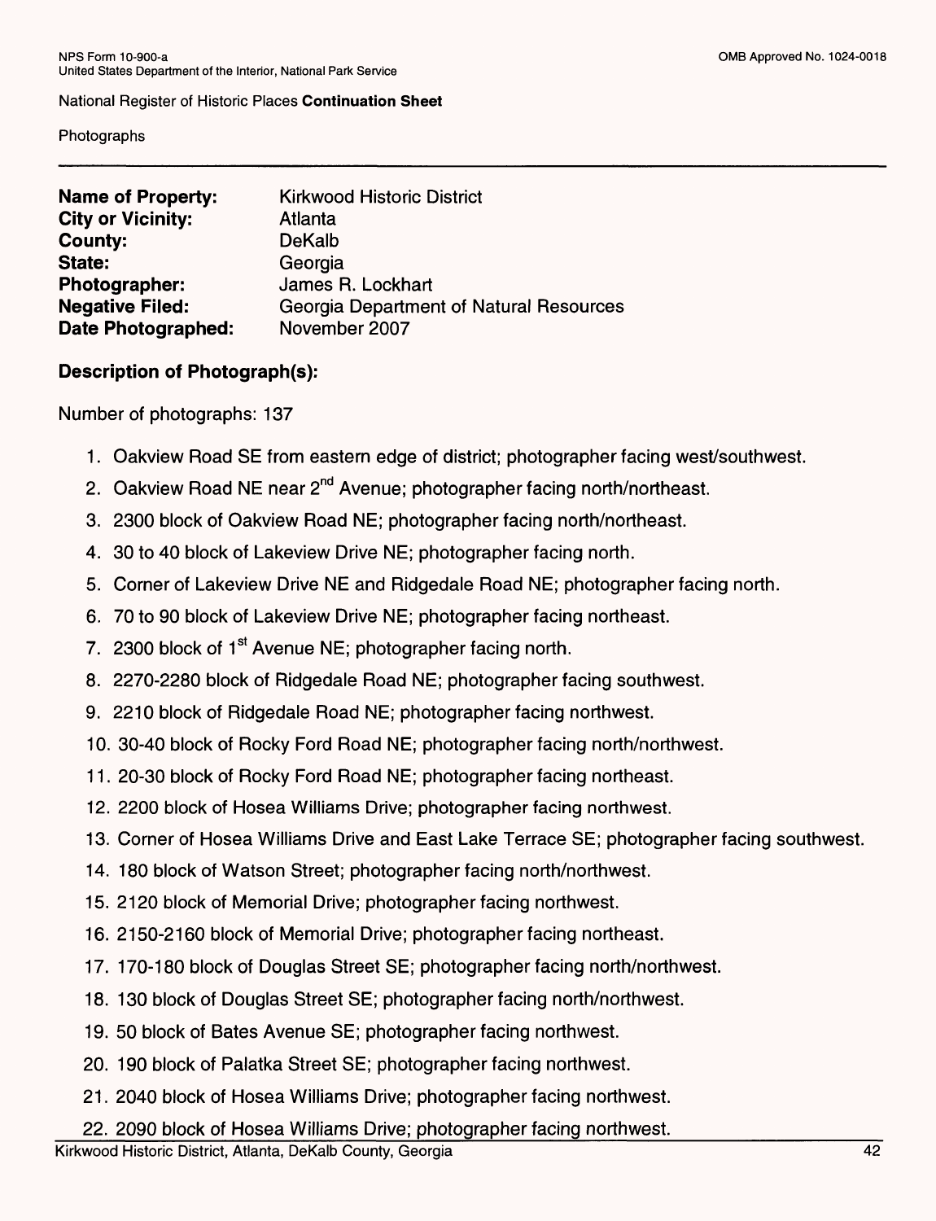NPS Form 10-900-a
United States Department of the Interior, National Park Service

National Register of Historic Places **Continuation Sheet**

Photographs

---

| | |
|---|---|
| **Name of Property:** | Kirkwood Historic District |
| **City or Vicinity:** | Atlanta |
| **County:** | DeKalb |
| **State:** | Georgia |
| **Photographer:** | James R. Lockhart |
| **Negative Filed:** | Georgia Department of Natural Resources |
| **Date Photographed:** | November 2007 |

**Description of Photograph(s):**

Number of photographs: 137

1. Oakview Road SE from eastern edge of district; photographer facing west/southwest.
2. Oakview Road NE near 2nd Avenue; photographer facing north/northeast.
3. 2300 block of Oakview Road NE; photographer facing north/northeast.
4. 30 to 40 block of Lakeview Drive NE; photographer facing north.
5. Corner of Lakeview Drive NE and Ridgedale Road NE; photographer facing north.
6. 70 to 90 block of Lakeview Drive NE; photographer facing northeast.
7. 2300 block of 1st Avenue NE; photographer facing north.
8. 2270-2280 block of Ridgedale Road NE; photographer facing southwest.
9. 2210 block of Ridgedale Road NE; photographer facing northwest.
10. 30-40 block of Rocky Ford Road NE; photographer facing north/northwest.
11. 20-30 block of Rocky Ford Road NE; photographer facing northeast.
12. 2200 block of Hosea Williams Drive; photographer facing northwest.
13. Corner of Hosea Williams Drive and East Lake Terrace SE; photographer facing southwest.
14. 180 block of Watson Street; photographer facing north/northwest.
15. 2120 block of Memorial Drive; photographer facing northwest.
16. 2150-2160 block of Memorial Drive; photographer facing northeast.
17. 170-180 block of Douglas Street SE; photographer facing north/northwest.
18. 130 block of Douglas Street SE; photographer facing north/northwest.
19. 50 block of Bates Avenue SE; photographer facing northwest.
20. 190 block of Palatka Street SE; photographer facing northwest.
21. 2040 block of Hosea Williams Drive; photographer facing northwest.
22. 2090 block of Hosea Williams Drive; photographer facing northwest.

Kirkwood Historic District, Atlanta, DeKalb County, Georgia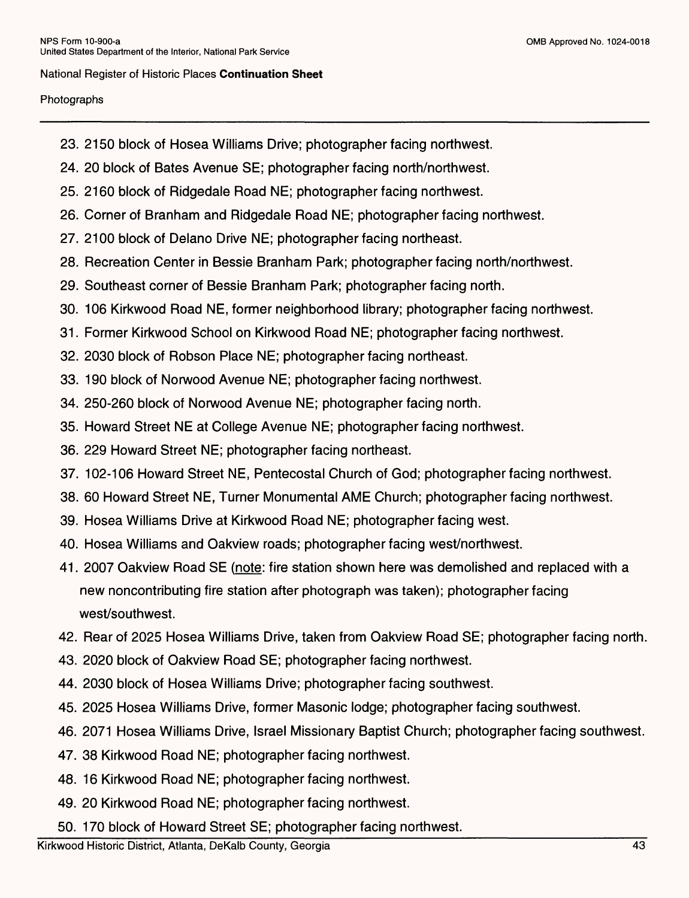Photographs

23. 2150 block of Hosea Williams Drive; photographer facing northwest.
24. 20 block of Bates Avenue SE; photographer facing north/northwest.
25. 2160 block of Ridgedale Road NE; photographer facing northwest.
26. Corner of Branham and Ridgedale Road NE; photographer facing northwest.
27. 2100 block of Delano Drive NE; photographer facing northeast.
28. Recreation Center in Bessie Branham Park; photographer facing north/northwest.
29. Southeast corner of Bessie Branham Park; photographer facing north.
30. 106 Kirkwood Road NE, former neighborhood library; photographer facing northwest.
31. Former Kirkwood School on Kirkwood Road NE; photographer facing northwest.
32. 2030 block of Robson Place NE; photographer facing northeast.
33. 190 block of Norwood Avenue NE; photographer facing northwest.
34. 250-260 block of Norwood Avenue NE; photographer facing north.
35. Howard Street NE at College Avenue NE; photographer facing northwest.
36. 229 Howard Street NE; photographer facing northeast.
37. 102-106 Howard Street NE, Pentecostal Church of God; photographer facing northwest.
38. 60 Howard Street NE, Turner Monumental AME Church; photographer facing northwest.
39. Hosea Williams Drive at Kirkwood Road NE; photographer facing west.
40. Hosea Williams and Oakview roads; photographer facing west/northwest.
41. 2007 Oakview Road SE (note: fire station shown here was demolished and replaced with a new noncontributing fire station after photograph was taken); photographer facing west/southwest.
42. Rear of 2025 Hosea Williams Drive, taken from Oakview Road SE; photographer facing north.
43. 2020 block of Oakview Road SE; photographer facing northwest.
44. 2030 block of Hosea Williams Drive; photographer facing southwest.
45. 2025 Hosea Williams Drive, former Masonic lodge; photographer facing southwest.
46. 2071 Hosea Williams Drive, Israel Missionary Baptist Church; photographer facing southwest.
47. 38 Kirkwood Road NE; photographer facing northwest.
48. 16 Kirkwood Road NE; photographer facing northwest.
49. 20 Kirkwood Road NE; photographer facing northwest.
50. 170 block of Howard Street SE; photographer facing northwest.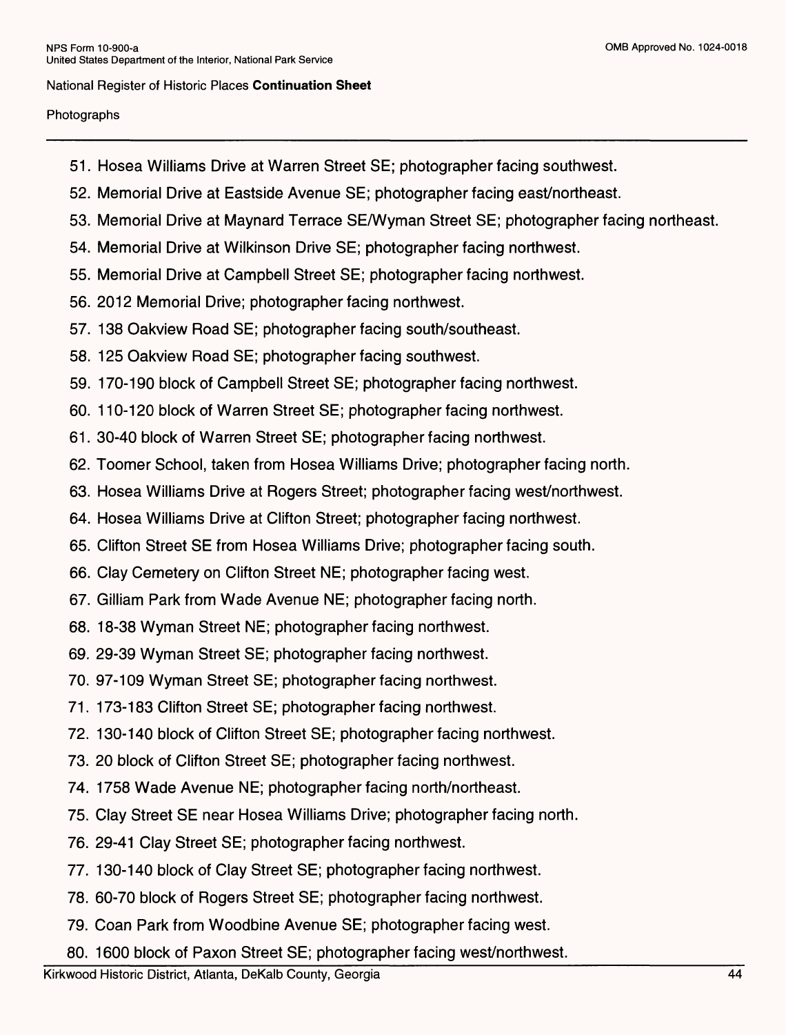National Register of Historic Places **Continuation Sheet**

Photographs

51. Hosea Williams Drive at Warren Street SE; photographer facing southwest.
52. Memorial Drive at Eastside Avenue SE; photographer facing east/northeast.
53. Memorial Drive at Maynard Terrace SE/Wyman Street SE; photographer facing northeast.
54. Memorial Drive at Wilkinson Drive SE; photographer facing northwest.
55. Memorial Drive at Campbell Street SE; photographer facing northwest.
56. 2012 Memorial Drive; photographer facing northwest.
57. 138 Oakview Road SE; photographer facing south/southeast.
58. 125 Oakview Road SE; photographer facing southwest.
59. 170-190 block of Campbell Street SE; photographer facing northwest.
60. 110-120 block of Warren Street SE; photographer facing northwest.
61. 30-40 block of Warren Street SE; photographer facing northwest.
62. Toomer School, taken from Hosea Williams Drive; photographer facing north.
63. Hosea Williams Drive at Rogers Street; photographer facing west/northwest.
64. Hosea Williams Drive at Clifton Street; photographer facing northwest.
65. Clifton Street SE from Hosea Williams Drive; photographer facing south.
66. Clay Cemetery on Clifton Street NE; photographer facing west.
67. Gilliam Park from Wade Avenue NE; photographer facing north.
68. 18-38 Wyman Street NE; photographer facing northwest.
69. 29-39 Wyman Street SE; photographer facing northwest.
70. 97-109 Wyman Street SE; photographer facing northwest.
71. 173-183 Clifton Street SE; photographer facing northwest.
72. 130-140 block of Clifton Street SE; photographer facing northwest.
73. 20 block of Clifton Street SE; photographer facing northwest.
74. 1758 Wade Avenue NE; photographer facing north/northeast.
75. Clay Street SE near Hosea Williams Drive; photographer facing north.
76. 29-41 Clay Street SE; photographer facing northwest.
77. 130-140 block of Clay Street SE; photographer facing northwest.
78. 60-70 block of Rogers Street SE; photographer facing northwest.
79. Coan Park from Woodbine Avenue SE; photographer facing west.
80. 1600 block of Paxon Street SE; photographer facing west/northwest.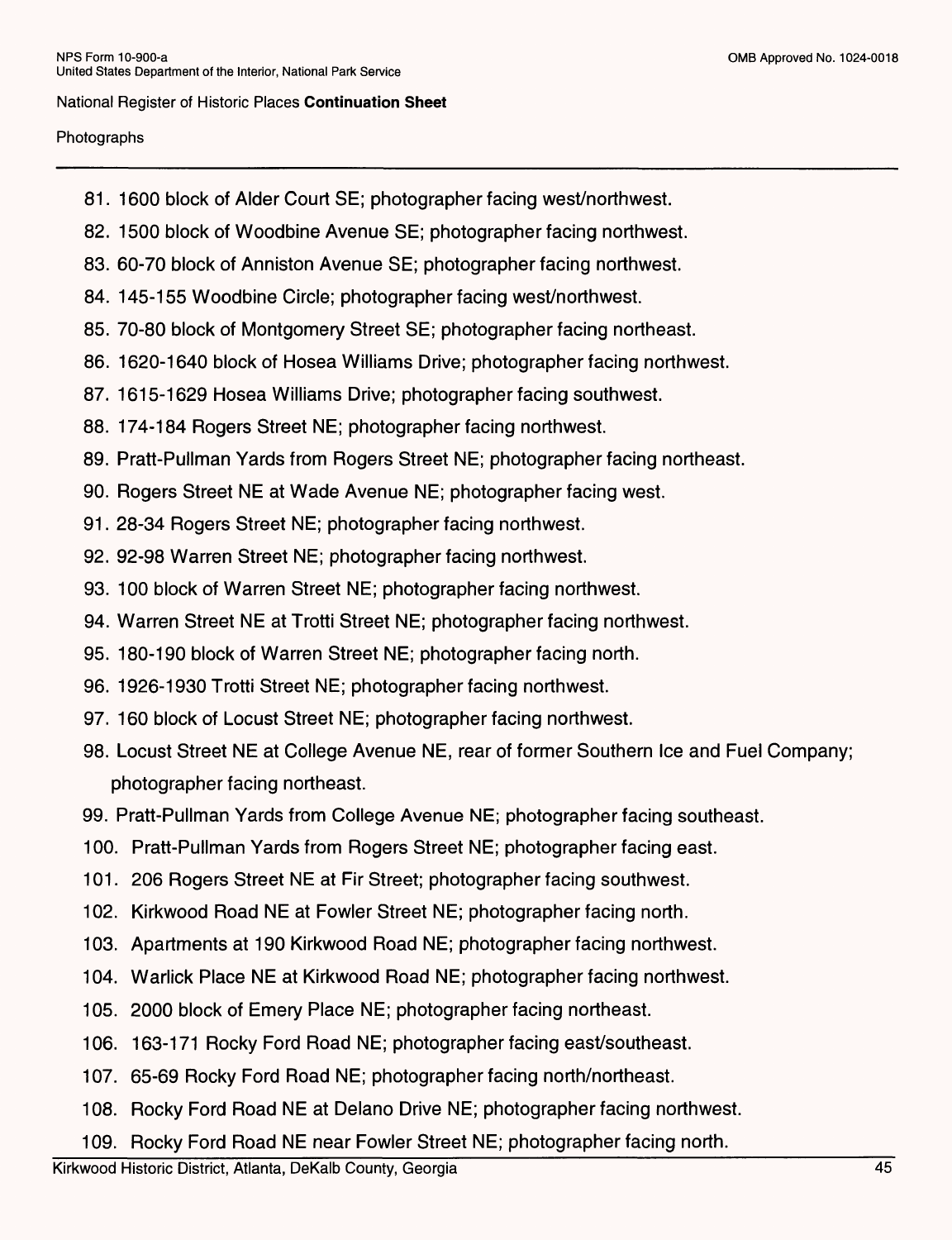81. 1600 block of Alder Court SE; photographer facing west/northwest.
82. 1500 block of Woodbine Avenue SE; photographer facing northwest.
83. 60-70 block of Anniston Avenue SE; photographer facing northwest.
84. 145-155 Woodbine Circle; photographer facing west/northwest.
85. 70-80 block of Montgomery Street SE; photographer facing northeast.
86. 1620-1640 block of Hosea Williams Drive; photographer facing northwest.
87. 1615-1629 Hosea Williams Drive; photographer facing southwest.
88. 174-184 Rogers Street NE; photographer facing northwest.
89. Pratt-Pullman Yards from Rogers Street NE; photographer facing northeast.
90. Rogers Street NE at Wade Avenue NE; photographer facing west.
91. 28-34 Rogers Street NE; photographer facing northwest.
92. 92-98 Warren Street NE; photographer facing northwest.
93. 100 block of Warren Street NE; photographer facing northwest.
94. Warren Street NE at Trotti Street NE; photographer facing northwest.
95. 180-190 block of Warren Street NE; photographer facing north.
96. 1926-1930 Trotti Street NE; photographer facing northwest.
97. 160 block of Locust Street NE; photographer facing northwest.
98. Locust Street NE at College Avenue NE, rear of former Southern Ice and Fuel Company; photographer facing northeast.
99. Pratt-Pullman Yards from College Avenue NE; photographer facing southeast.
100. Pratt-Pullman Yards from Rogers Street NE; photographer facing east.
101. 206 Rogers Street NE at Fir Street; photographer facing southwest.
102. Kirkwood Road NE at Fowler Street NE; photographer facing north.
103. Apartments at 190 Kirkwood Road NE; photographer facing northwest.
104. Warlick Place NE at Kirkwood Road NE; photographer facing northwest.
105. 2000 block of Emery Place NE; photographer facing northeast.
106. 163-171 Rocky Ford Road NE; photographer facing east/southeast.
107. 65-69 Rocky Ford Road NE; photographer facing north/northeast.
108. Rocky Ford Road NE at Delano Drive NE; photographer facing northwest.
109. Rocky Ford Road NE near Fowler Street NE; photographer facing north.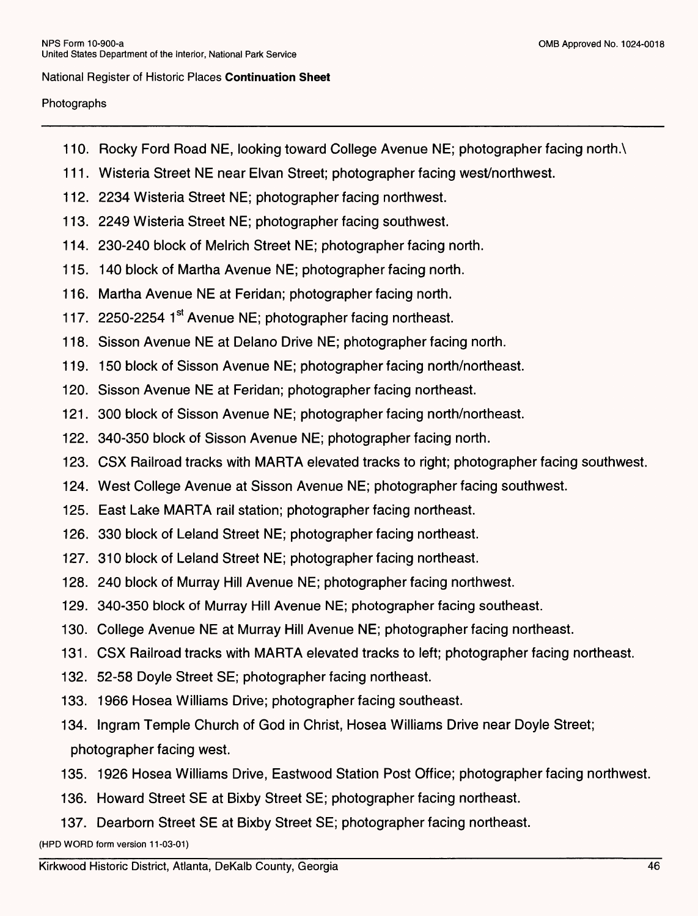National Register of Historic Places **Continuation Sheet**

Photographs

---

110. Rocky Ford Road NE, looking toward College Avenue NE; photographer facing north.\
111. Wisteria Street NE near Elvan Street; photographer facing west/northwest.
112. 2234 Wisteria Street NE; photographer facing northwest.
113. 2249 Wisteria Street NE; photographer facing southwest.
114. 230-240 block of Melrich Street NE; photographer facing north.
115. 140 block of Martha Avenue NE; photographer facing north.
116. Martha Avenue NE at Feridan; photographer facing north.
117. 2250-2254 1st Avenue NE; photographer facing northeast.
118. Sisson Avenue NE at Delano Drive NE; photographer facing north.
119. 150 block of Sisson Avenue NE; photographer facing north/northeast.
120. Sisson Avenue NE at Feridan; photographer facing northeast.
121. 300 block of Sisson Avenue NE; photographer facing north/northeast.
122. 340-350 block of Sisson Avenue NE; photographer facing north.
123. CSX Railroad tracks with MARTA elevated tracks to right; photographer facing southwest.
124. West College Avenue at Sisson Avenue NE; photographer facing southwest.
125. East Lake MARTA rail station; photographer facing northeast.
126. 330 block of Leland Street NE; photographer facing northeast.
127. 310 block of Leland Street NE; photographer facing northeast.
128. 240 block of Murray Hill Avenue NE; photographer facing northwest.
129. 340-350 block of Murray Hill Avenue NE; photographer facing southeast.
130. College Avenue NE at Murray Hill Avenue NE; photographer facing northeast.
131. CSX Railroad tracks with MARTA elevated tracks to left; photographer facing northeast.
132. 52-58 Doyle Street SE; photographer facing northeast.
133. 1966 Hosea Williams Drive; photographer facing southeast.
134. Ingram Temple Church of God in Christ, Hosea Williams Drive near Doyle Street; photographer facing west.
135. 1926 Hosea Williams Drive, Eastwood Station Post Office; photographer facing northwest.
136. Howard Street SE at Bixby Street SE; photographer facing northeast.
137. Dearborn Street SE at Bixby Street SE; photographer facing northeast.

(HPD WORD form version 11-03-01)